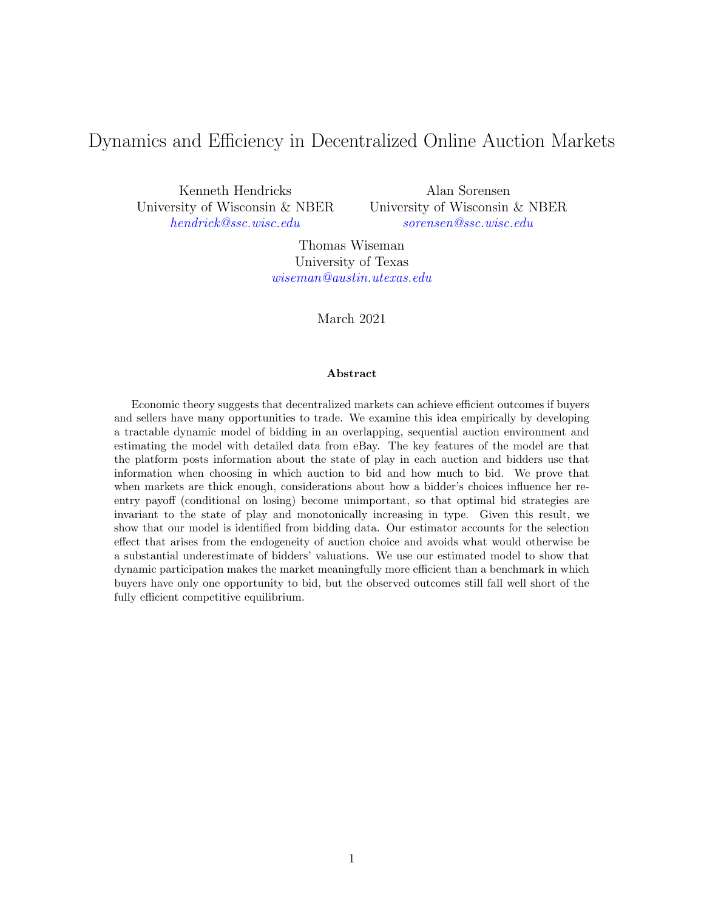# Dynamics and Efficiency in Decentralized Online Auction Markets

Kenneth Hendricks
University of Wisconsin & NBER
*hendrick@ssc.wisc.edu*

Alan Sorensen
University of Wisconsin & NBER
*sorensen@ssc.wisc.edu*

Thomas Wiseman
University of Texas
*wiseman@austin.utexas.edu*

March 2021

**Abstract**

Economic theory suggests that decentralized markets can achieve efficient outcomes if buyers and sellers have many opportunities to trade. We examine this idea empirically by developing a tractable dynamic model of bidding in an overlapping, sequential auction environment and estimating the model with detailed data from eBay. The key features of the model are that the platform posts information about the state of play in each auction and bidders use that information when choosing in which auction to bid and how much to bid. We prove that when markets are thick enough, considerations about how a bidder's choices influence her reentry payoff (conditional on losing) become unimportant, so that optimal bid strategies are invariant to the state of play and monotonically increasing in type. Given this result, we show that our model is identified from bidding data. Our estimator accounts for the selection effect that arises from the endogeneity of auction choice and avoids what would otherwise be a substantial underestimate of bidders' valuations. We use our estimated model to show that dynamic participation makes the market meaningfully more efficient than a benchmark in which buyers have only one opportunity to bid, but the observed outcomes still fall well short of the fully efficient competitive equilibrium.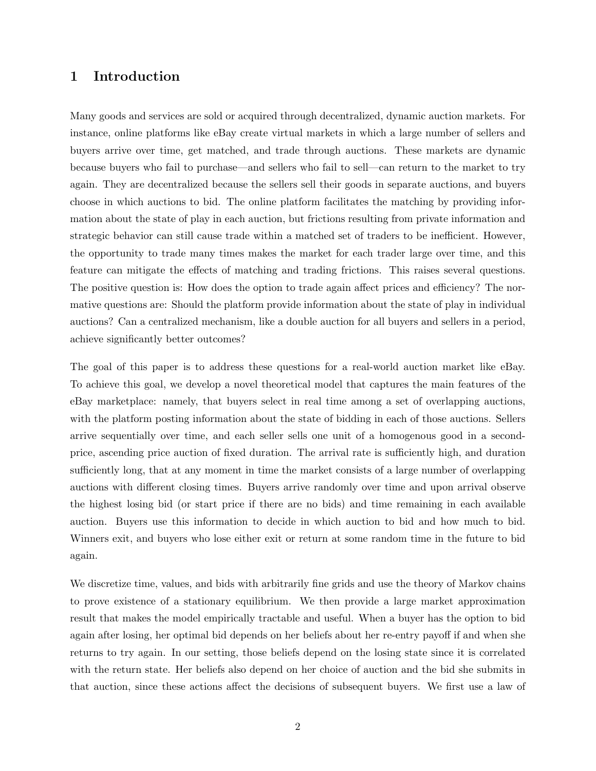# 1 Introduction

Many goods and services are sold or acquired through decentralized, dynamic auction markets. For instance, online platforms like eBay create virtual markets in which a large number of sellers and buyers arrive over time, get matched, and trade through auctions. These markets are dynamic because buyers who fail to purchase—and sellers who fail to sell—can return to the market to try again. They are decentralized because the sellers sell their goods in separate auctions, and buyers choose in which auctions to bid. The online platform facilitates the matching by providing information about the state of play in each auction, but frictions resulting from private information and strategic behavior can still cause trade within a matched set of traders to be inefficient. However, the opportunity to trade many times makes the market for each trader large over time, and this feature can mitigate the effects of matching and trading frictions. This raises several questions. The positive question is: How does the option to trade again affect prices and efficiency? The normative questions are: Should the platform provide information about the state of play in individual auctions? Can a centralized mechanism, like a double auction for all buyers and sellers in a period, achieve significantly better outcomes?

The goal of this paper is to address these questions for a real-world auction market like eBay. To achieve this goal, we develop a novel theoretical model that captures the main features of the eBay marketplace: namely, that buyers select in real time among a set of overlapping auctions, with the platform posting information about the state of bidding in each of those auctions. Sellers arrive sequentially over time, and each seller sells one unit of a homogenous good in a second-price, ascending price auction of fixed duration. The arrival rate is sufficiently high, and duration sufficiently long, that at any moment in time the market consists of a large number of overlapping auctions with different closing times. Buyers arrive randomly over time and upon arrival observe the highest losing bid (or start price if there are no bids) and time remaining in each available auction. Buyers use this information to decide in which auction to bid and how much to bid. Winners exit, and buyers who lose either exit or return at some random time in the future to bid again.

We discretize time, values, and bids with arbitrarily fine grids and use the theory of Markov chains to prove existence of a stationary equilibrium. We then provide a large market approximation result that makes the model empirically tractable and useful. When a buyer has the option to bid again after losing, her optimal bid depends on her beliefs about her re-entry payoff if and when she returns to try again. In our setting, those beliefs depend on the losing state since it is correlated with the return state. Her beliefs also depend on her choice of auction and the bid she submits in that auction, since these actions affect the decisions of subsequent buyers. We first use a law of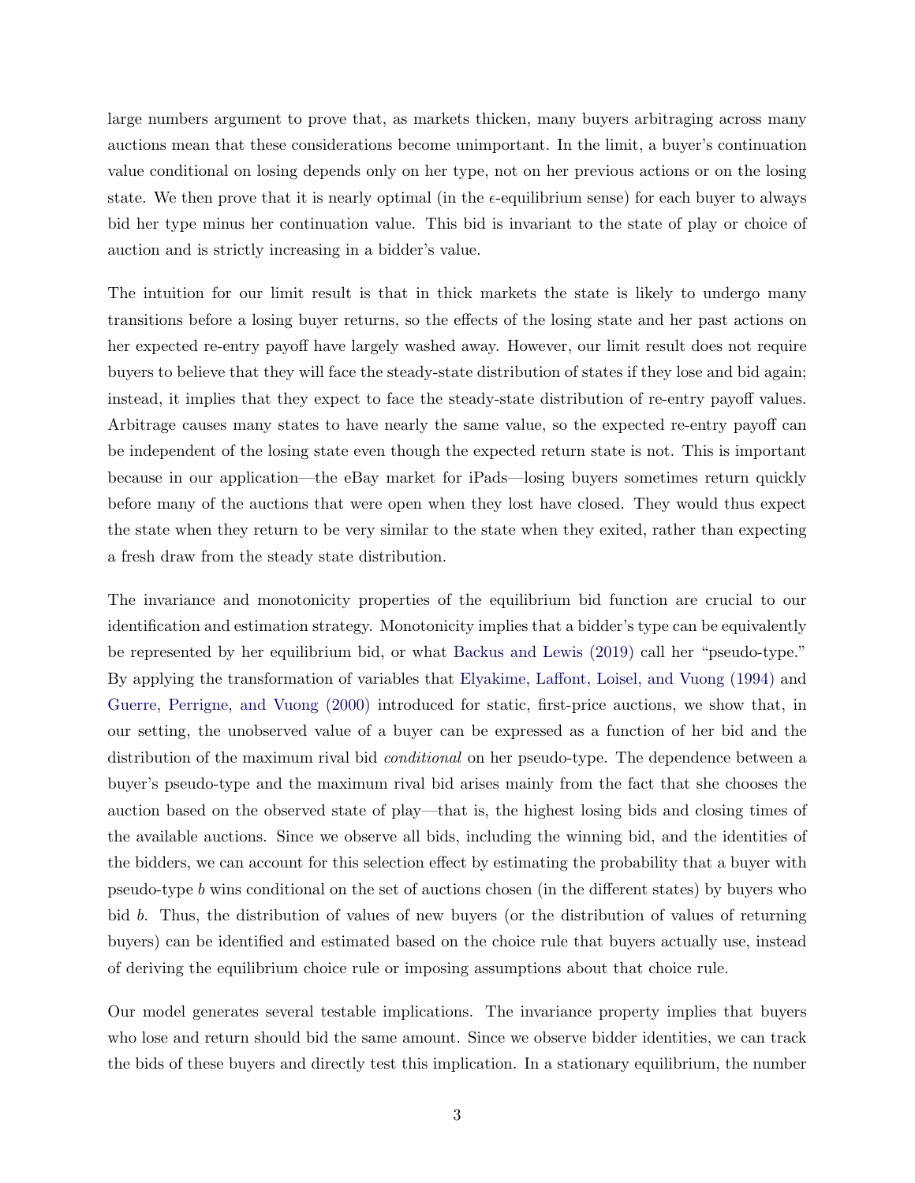large numbers argument to prove that, as markets thicken, many buyers arbitraging across many auctions mean that these considerations become unimportant. In the limit, a buyer's continuation value conditional on losing depends only on her type, not on her previous actions or on the losing state. We then prove that it is nearly optimal (in the $\epsilon$-equilibrium sense) for each buyer to always bid her type minus her continuation value. This bid is invariant to the state of play or choice of auction and is strictly increasing in a bidder's value.

The intuition for our limit result is that in thick markets the state is likely to undergo many transitions before a losing buyer returns, so the effects of the losing state and her past actions on her expected re-entry payoff have largely washed away. However, our limit result does not require buyers to believe that they will face the steady-state distribution of states if they lose and bid again; instead, it implies that they expect to face the steady-state distribution of re-entry payoff values. Arbitrage causes many states to have nearly the same value, so the expected re-entry payoff can be independent of the losing state even though the expected return state is not. This is important because in our application—the eBay market for iPads—losing buyers sometimes return quickly before many of the auctions that were open when they lost have closed. They would thus expect the state when they return to be very similar to the state when they exited, rather than expecting a fresh draw from the steady state distribution.

The invariance and monotonicity properties of the equilibrium bid function are crucial to our identification and estimation strategy. Monotonicity implies that a bidder's type can be equivalently be represented by her equilibrium bid, or what Backus and Lewis (2019) call her "pseudo-type." By applying the transformation of variables that Elyakime, Laffont, Loisel, and Vuong (1994) and Guerre, Perrigne, and Vuong (2000) introduced for static, first-price auctions, we show that, in our setting, the unobserved value of a buyer can be expressed as a function of her bid and the distribution of the maximum rival bid *conditional* on her pseudo-type. The dependence between a buyer's pseudo-type and the maximum rival bid arises mainly from the fact that she chooses the auction based on the observed state of play—that is, the highest losing bids and closing times of the available auctions. Since we observe all bids, including the winning bid, and the identities of the bidders, we can account for this selection effect by estimating the probability that a buyer with pseudo-type $b$ wins conditional on the set of auctions chosen (in the different states) by buyers who bid $b$. Thus, the distribution of values of new buyers (or the distribution of values of returning buyers) can be identified and estimated based on the choice rule that buyers actually use, instead of deriving the equilibrium choice rule or imposing assumptions about that choice rule.

Our model generates several testable implications. The invariance property implies that buyers who lose and return should bid the same amount. Since we observe bidder identities, we can track the bids of these buyers and directly test this implication. In a stationary equilibrium, the number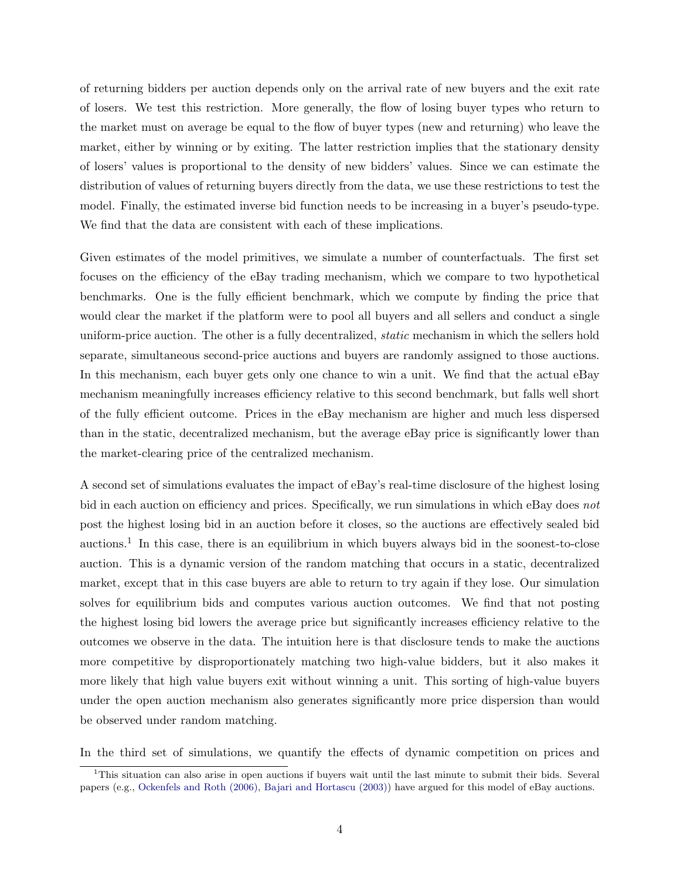of returning bidders per auction depends only on the arrival rate of new buyers and the exit rate of losers. We test this restriction. More generally, the flow of losing buyer types who return to the market must on average be equal to the flow of buyer types (new and returning) who leave the market, either by winning or by exiting. The latter restriction implies that the stationary density of losers' values is proportional to the density of new bidders' values. Since we can estimate the distribution of values of returning buyers directly from the data, we use these restrictions to test the model. Finally, the estimated inverse bid function needs to be increasing in a buyer's pseudo-type. We find that the data are consistent with each of these implications.

Given estimates of the model primitives, we simulate a number of counterfactuals. The first set focuses on the efficiency of the eBay trading mechanism, which we compare to two hypothetical benchmarks. One is the fully efficient benchmark, which we compute by finding the price that would clear the market if the platform were to pool all buyers and all sellers and conduct a single uniform-price auction. The other is a fully decentralized, *static* mechanism in which the sellers hold separate, simultaneous second-price auctions and buyers are randomly assigned to those auctions. In this mechanism, each buyer gets only one chance to win a unit. We find that the actual eBay mechanism meaningfully increases efficiency relative to this second benchmark, but falls well short of the fully efficient outcome. Prices in the eBay mechanism are higher and much less dispersed than in the static, decentralized mechanism, but the average eBay price is significantly lower than the market-clearing price of the centralized mechanism.

A second set of simulations evaluates the impact of eBay's real-time disclosure of the highest losing bid in each auction on efficiency and prices. Specifically, we run simulations in which eBay does *not* post the highest losing bid in an auction before it closes, so the auctions are effectively sealed bid auctions.[1] In this case, there is an equilibrium in which buyers always bid in the soonest-to-close auction. This is a dynamic version of the random matching that occurs in a static, decentralized market, except that in this case buyers are able to return to try again if they lose. Our simulation solves for equilibrium bids and computes various auction outcomes. We find that not posting the highest losing bid lowers the average price but significantly increases efficiency relative to the outcomes we observe in the data. The intuition here is that disclosure tends to make the auctions more competitive by disproportionately matching two high-value bidders, but it also makes it more likely that high value buyers exit without winning a unit. This sorting of high-value buyers under the open auction mechanism also generates significantly more price dispersion than would be observed under random matching.

In the third set of simulations, we quantify the effects of dynamic competition on prices and

[1] This situation can also arise in open auctions if buyers wait until the last minute to submit their bids. Several papers (e.g., Ockenfels and Roth (2006), Bajari and Hortacsu (2003)) have argued for this model of eBay auctions.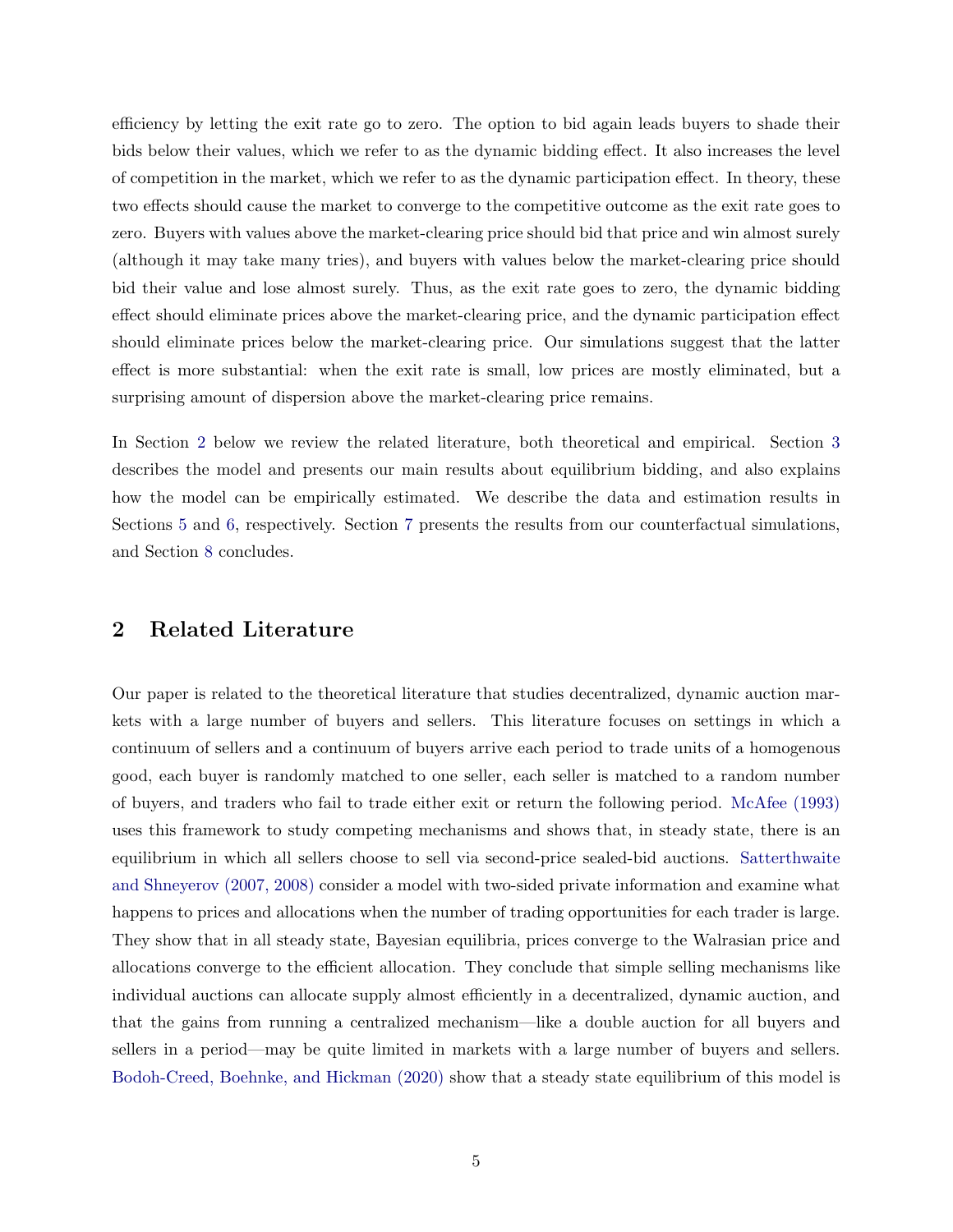efficiency by letting the exit rate go to zero. The option to bid again leads buyers to shade their bids below their values, which we refer to as the dynamic bidding effect. It also increases the level of competition in the market, which we refer to as the dynamic participation effect. In theory, these two effects should cause the market to converge to the competitive outcome as the exit rate goes to zero. Buyers with values above the market-clearing price should bid that price and win almost surely (although it may take many tries), and buyers with values below the market-clearing price should bid their value and lose almost surely. Thus, as the exit rate goes to zero, the dynamic bidding effect should eliminate prices above the market-clearing price, and the dynamic participation effect should eliminate prices below the market-clearing price. Our simulations suggest that the latter effect is more substantial: when the exit rate is small, low prices are mostly eliminated, but a surprising amount of dispersion above the market-clearing price remains.

In Section 2 below we review the related literature, both theoretical and empirical. Section 3 describes the model and presents our main results about equilibrium bidding, and also explains how the model can be empirically estimated. We describe the data and estimation results in Sections 5 and 6, respectively. Section 7 presents the results from our counterfactual simulations, and Section 8 concludes.

## 2 Related Literature

Our paper is related to the theoretical literature that studies decentralized, dynamic auction markets with a large number of buyers and sellers. This literature focuses on settings in which a continuum of sellers and a continuum of buyers arrive each period to trade units of a homogenous good, each buyer is randomly matched to one seller, each seller is matched to a random number of buyers, and traders who fail to trade either exit or return the following period. McAfee (1993) uses this framework to study competing mechanisms and shows that, in steady state, there is an equilibrium in which all sellers choose to sell via second-price sealed-bid auctions. Satterthwaite and Shneyerov (2007, 2008) consider a model with two-sided private information and examine what happens to prices and allocations when the number of trading opportunities for each trader is large. They show that in all steady state, Bayesian equilibria, prices converge to the Walrasian price and allocations converge to the efficient allocation. They conclude that simple selling mechanisms like individual auctions can allocate supply almost efficiently in a decentralized, dynamic auction, and that the gains from running a centralized mechanism—like a double auction for all buyers and sellers in a period—may be quite limited in markets with a large number of buyers and sellers. Bodoh-Creed, Boehnke, and Hickman (2020) show that a steady state equilibrium of this model is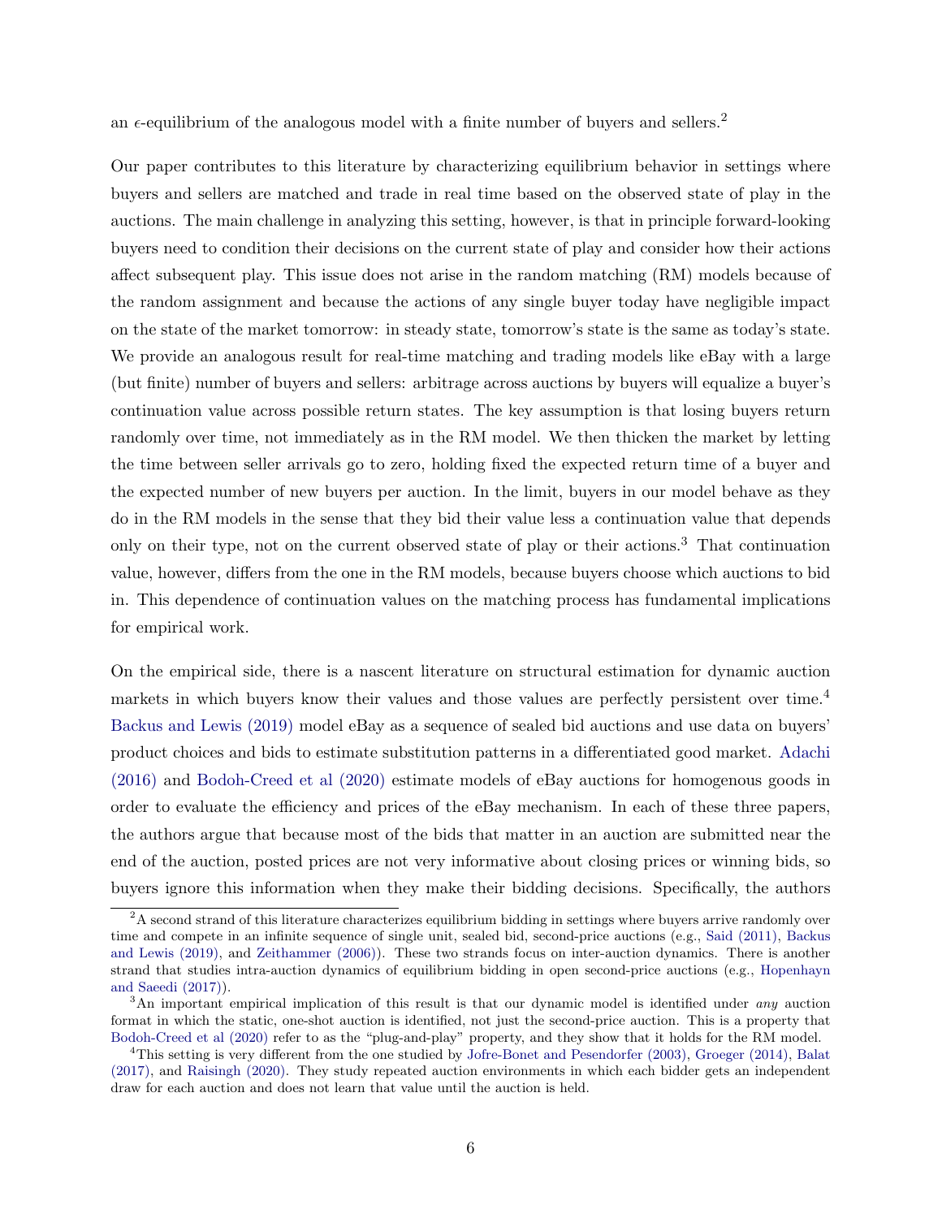an $\epsilon$-equilibrium of the analogous model with a finite number of buyers and sellers.[2]

Our paper contributes to this literature by characterizing equilibrium behavior in settings where buyers and sellers are matched and trade in real time based on the observed state of play in the auctions. The main challenge in analyzing this setting, however, is that in principle forward-looking buyers need to condition their decisions on the current state of play and consider how their actions affect subsequent play. This issue does not arise in the random matching (RM) models because of the random assignment and because the actions of any single buyer today have negligible impact on the state of the market tomorrow: in steady state, tomorrow's state is the same as today's state. We provide an analogous result for real-time matching and trading models like eBay with a large (but finite) number of buyers and sellers: arbitrage across auctions by buyers will equalize a buyer's continuation value across possible return states. The key assumption is that losing buyers return randomly over time, not immediately as in the RM model. We then thicken the market by letting the time between seller arrivals go to zero, holding fixed the expected return time of a buyer and the expected number of new buyers per auction. In the limit, buyers in our model behave as they do in the RM models in the sense that they bid their value less a continuation value that depends only on their type, not on the current observed state of play or their actions.[3] That continuation value, however, differs from the one in the RM models, because buyers choose which auctions to bid in. This dependence of continuation values on the matching process has fundamental implications for empirical work.

On the empirical side, there is a nascent literature on structural estimation for dynamic auction markets in which buyers know their values and those values are perfectly persistent over time.[4] Backus and Lewis (2019) model eBay as a sequence of sealed bid auctions and use data on buyers' product choices and bids to estimate substitution patterns in a differentiated good market. Adachi (2016) and Bodoh-Creed et al (2020) estimate models of eBay auctions for homogenous goods in order to evaluate the efficiency and prices of the eBay mechanism. In each of these three papers, the authors argue that because most of the bids that matter in an auction are submitted near the end of the auction, posted prices are not very informative about closing prices or winning bids, so buyers ignore this information when they make their bidding decisions. Specifically, the authors

[2] A second strand of this literature characterizes equilibrium bidding in settings where buyers arrive randomly over time and compete in an infinite sequence of single unit, sealed bid, second-price auctions (e.g., Said (2011), Backus and Lewis (2019), and Zeithammer (2006)). These two strands focus on inter-auction dynamics. There is another strand that studies intra-auction dynamics of equilibrium bidding in open second-price auctions (e.g., Hopenhayn and Saeedi (2017)).

[3] An important empirical implication of this result is that our dynamic model is identified under *any* auction format in which the static, one-shot auction is identified, not just the second-price auction. This is a property that Bodoh-Creed et al (2020) refer to as the "plug-and-play" property, and they show that it holds for the RM model.

[4] This setting is very different from the one studied by Jofre-Bonet and Pesendorfer (2003), Groeger (2014), Balat (2017), and Raisingh (2020). They study repeated auction environments in which each bidder gets an independent draw for each auction and does not learn that value until the auction is held.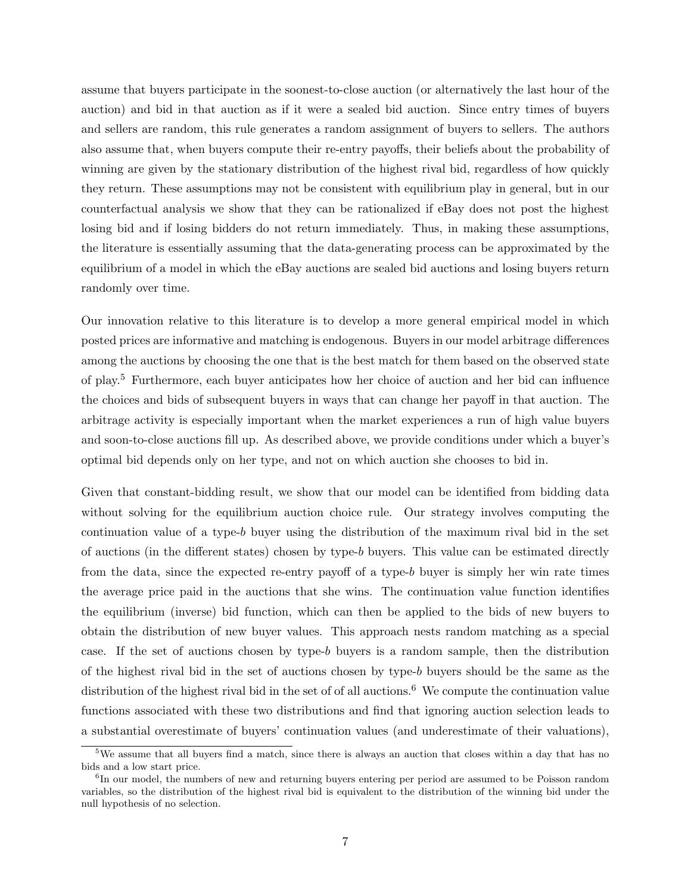assume that buyers participate in the soonest-to-close auction (or alternatively the last hour of the auction) and bid in that auction as if it were a sealed bid auction. Since entry times of buyers and sellers are random, this rule generates a random assignment of buyers to sellers. The authors also assume that, when buyers compute their re-entry payoffs, their beliefs about the probability of winning are given by the stationary distribution of the highest rival bid, regardless of how quickly they return. These assumptions may not be consistent with equilibrium play in general, but in our counterfactual analysis we show that they can be rationalized if eBay does not post the highest losing bid and if losing bidders do not return immediately. Thus, in making these assumptions, the literature is essentially assuming that the data-generating process can be approximated by the equilibrium of a model in which the eBay auctions are sealed bid auctions and losing buyers return randomly over time.

Our innovation relative to this literature is to develop a more general empirical model in which posted prices are informative and matching is endogenous. Buyers in our model arbitrage differences among the auctions by choosing the one that is the best match for them based on the observed state of play.[5] Furthermore, each buyer anticipates how her choice of auction and her bid can influence the choices and bids of subsequent buyers in ways that can change her payoff in that auction. The arbitrage activity is especially important when the market experiences a run of high value buyers and soon-to-close auctions fill up. As described above, we provide conditions under which a buyer's optimal bid depends only on her type, and not on which auction she chooses to bid in.

Given that constant-bidding result, we show that our model can be identified from bidding data without solving for the equilibrium auction choice rule. Our strategy involves computing the continuation value of a type-$b$ buyer using the distribution of the maximum rival bid in the set of auctions (in the different states) chosen by type-$b$ buyers. This value can be estimated directly from the data, since the expected re-entry payoff of a type-$b$ buyer is simply her win rate times the average price paid in the auctions that she wins. The continuation value function identifies the equilibrium (inverse) bid function, which can then be applied to the bids of new buyers to obtain the distribution of new buyer values. This approach nests random matching as a special case. If the set of auctions chosen by type-$b$ buyers is a random sample, then the distribution of the highest rival bid in the set of auctions chosen by type-$b$ buyers should be the same as the distribution of the highest rival bid in the set of of all auctions.[6] We compute the continuation value functions associated with these two distributions and find that ignoring auction selection leads to a substantial overestimate of buyers' continuation values (and underestimate of their valuations),

[5] We assume that all buyers find a match, since there is always an auction that closes within a day that has no bids and a low start price.

[6] In our model, the numbers of new and returning buyers entering per period are assumed to be Poisson random variables, so the distribution of the highest rival bid is equivalent to the distribution of the winning bid under the null hypothesis of no selection.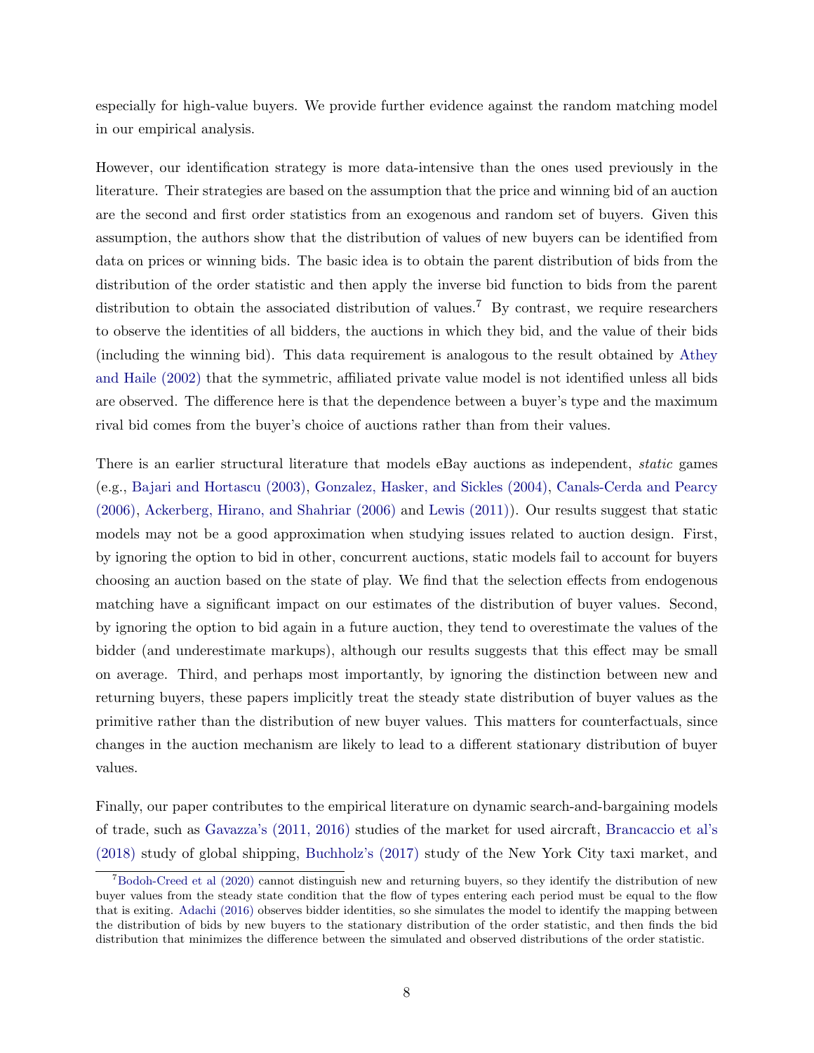especially for high-value buyers. We provide further evidence against the random matching model in our empirical analysis.

However, our identification strategy is more data-intensive than the ones used previously in the literature. Their strategies are based on the assumption that the price and winning bid of an auction are the second and first order statistics from an exogenous and random set of buyers. Given this assumption, the authors show that the distribution of values of new buyers can be identified from data on prices or winning bids. The basic idea is to obtain the parent distribution of bids from the distribution of the order statistic and then apply the inverse bid function to bids from the parent distribution to obtain the associated distribution of values.[7] By contrast, we require researchers to observe the identities of all bidders, the auctions in which they bid, and the value of their bids (including the winning bid). This data requirement is analogous to the result obtained by Athey and Haile (2002) that the symmetric, affiliated private value model is not identified unless all bids are observed. The difference here is that the dependence between a buyer's type and the maximum rival bid comes from the buyer's choice of auctions rather than from their values.

There is an earlier structural literature that models eBay auctions as independent, *static* games (e.g., Bajari and Hortascu (2003), Gonzalez, Hasker, and Sickles (2004), Canals-Cerda and Pearcy (2006), Ackerberg, Hirano, and Shahriar (2006) and Lewis (2011)). Our results suggest that static models may not be a good approximation when studying issues related to auction design. First, by ignoring the option to bid in other, concurrent auctions, static models fail to account for buyers choosing an auction based on the state of play. We find that the selection effects from endogenous matching have a significant impact on our estimates of the distribution of buyer values. Second, by ignoring the option to bid again in a future auction, they tend to overestimate the values of the bidder (and underestimate markups), although our results suggests that this effect may be small on average. Third, and perhaps most importantly, by ignoring the distinction between new and returning buyers, these papers implicitly treat the steady state distribution of buyer values as the primitive rather than the distribution of new buyer values. This matters for counterfactuals, since changes in the auction mechanism are likely to lead to a different stationary distribution of buyer values.

Finally, our paper contributes to the empirical literature on dynamic search-and-bargaining models of trade, such as Gavazza's (2011, 2016) studies of the market for used aircraft, Brancaccio et al's (2018) study of global shipping, Buchholz's (2017) study of the New York City taxi market, and

[7] Bodoh-Creed et al (2020) cannot distinguish new and returning buyers, so they identify the distribution of new buyer values from the steady state condition that the flow of types entering each period must be equal to the flow that is exiting. Adachi (2016) observes bidder identities, so she simulates the model to identify the mapping between the distribution of bids by new buyers to the stationary distribution of the order statistic, and then finds the bid distribution that minimizes the difference between the simulated and observed distributions of the order statistic.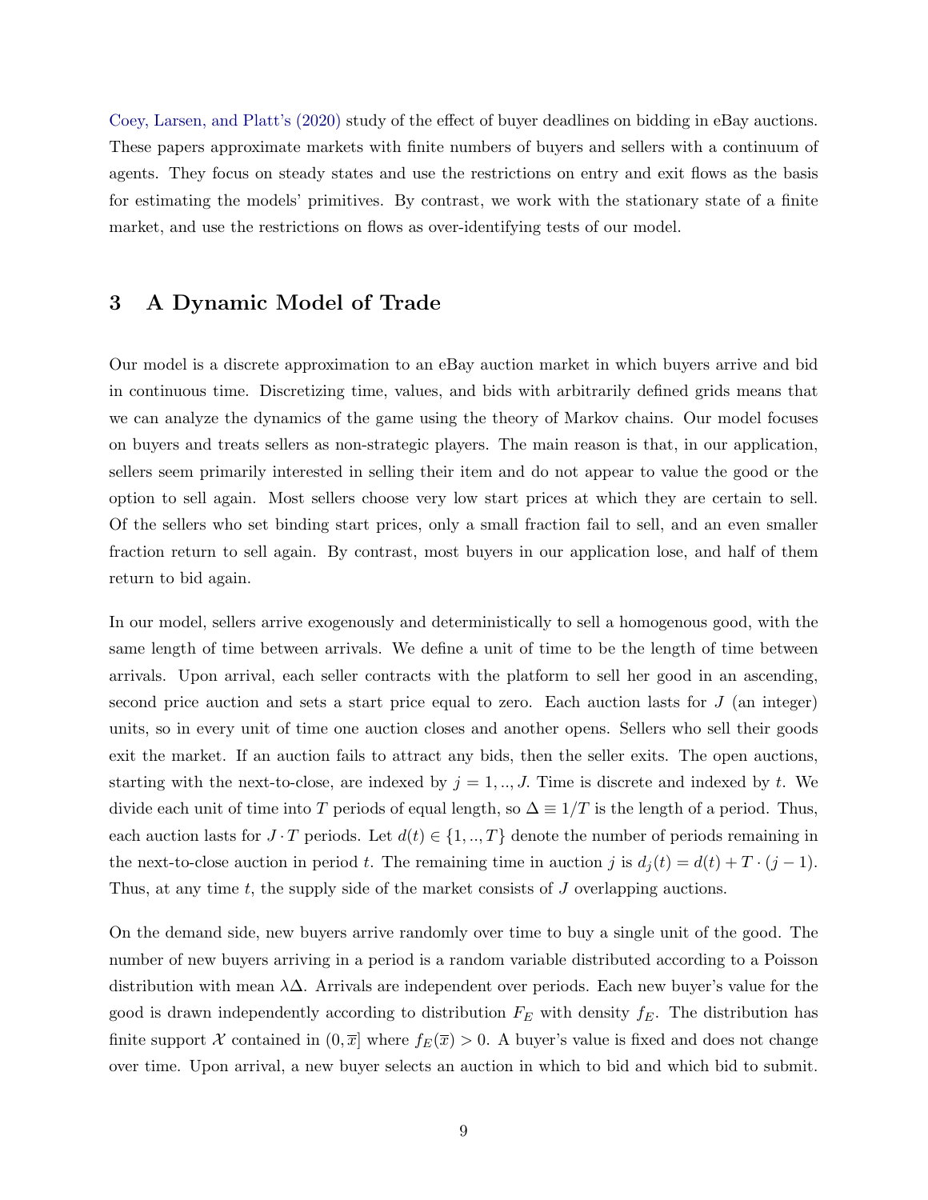Coey, Larsen, and Platt's (2020) study of the effect of buyer deadlines on bidding in eBay auctions. These papers approximate markets with finite numbers of buyers and sellers with a continuum of agents. They focus on steady states and use the restrictions on entry and exit flows as the basis for estimating the models' primitives. By contrast, we work with the stationary state of a finite market, and use the restrictions on flows as over-identifying tests of our model.

## 3 A Dynamic Model of Trade

Our model is a discrete approximation to an eBay auction market in which buyers arrive and bid in continuous time. Discretizing time, values, and bids with arbitrarily defined grids means that we can analyze the dynamics of the game using the theory of Markov chains. Our model focuses on buyers and treats sellers as non-strategic players. The main reason is that, in our application, sellers seem primarily interested in selling their item and do not appear to value the good or the option to sell again. Most sellers choose very low start prices at which they are certain to sell. Of the sellers who set binding start prices, only a small fraction fail to sell, and an even smaller fraction return to sell again. By contrast, most buyers in our application lose, and half of them return to bid again.

In our model, sellers arrive exogenously and deterministically to sell a homogenous good, with the same length of time between arrivals. We define a unit of time to be the length of time between arrivals. Upon arrival, each seller contracts with the platform to sell her good in an ascending, second price auction and sets a start price equal to zero. Each auction lasts for $J$ (an integer) units, so in every unit of time one auction closes and another opens. Sellers who sell their goods exit the market. If an auction fails to attract any bids, then the seller exits. The open auctions, starting with the next-to-close, are indexed by $j = 1, .., J$. Time is discrete and indexed by $t$. We divide each unit of time into $T$ periods of equal length, so $\Delta \equiv 1/T$ is the length of a period. Thus, each auction lasts for $J \cdot T$ periods. Let $d(t) \in \{1, .., T\}$ denote the number of periods remaining in the next-to-close auction in period $t$. The remaining time in auction $j$ is $d_j(t) = d(t) + T \cdot (j - 1)$. Thus, at any time $t$, the supply side of the market consists of $J$ overlapping auctions.

On the demand side, new buyers arrive randomly over time to buy a single unit of the good. The number of new buyers arriving in a period is a random variable distributed according to a Poisson distribution with mean $\lambda\Delta$. Arrivals are independent over periods. Each new buyer's value for the good is drawn independently according to distribution $F_E$ with density $f_E$. The distribution has finite support $\mathcal{X}$ contained in $(0, \overline{x}]$ where $f_E(\overline{x}) > 0$. A buyer's value is fixed and does not change over time. Upon arrival, a new buyer selects an auction in which to bid and which bid to submit.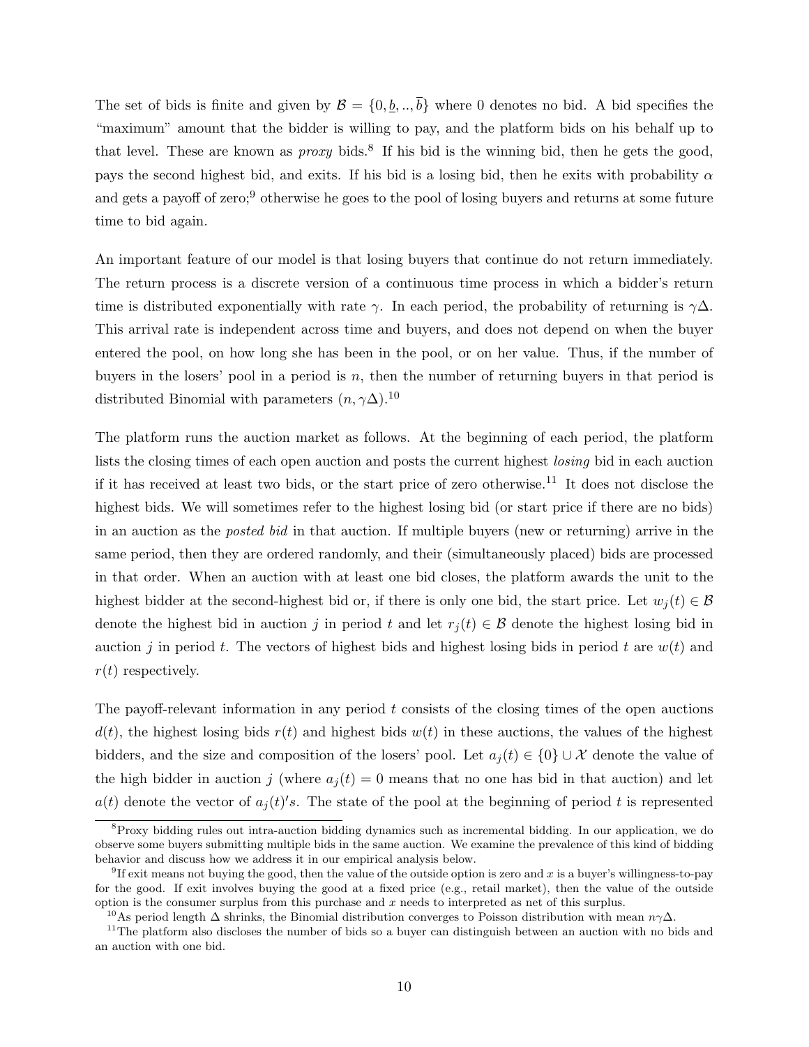The set of bids is finite and given by $\mathcal{B} = \{0, \underline{b}, .., \overline{b}\}$ where 0 denotes no bid. A bid specifies the "maximum" amount that the bidder is willing to pay, and the platform bids on his behalf up to that level. These are known as *proxy* bids.[8] If his bid is the winning bid, then he gets the good, pays the second highest bid, and exits. If his bid is a losing bid, then he exits with probability $\alpha$ and gets a payoff of zero;[9] otherwise he goes to the pool of losing buyers and returns at some future time to bid again.

An important feature of our model is that losing buyers that continue do not return immediately. The return process is a discrete version of a continuous time process in which a bidder's return time is distributed exponentially with rate $\gamma$. In each period, the probability of returning is $\gamma\Delta$. This arrival rate is independent across time and buyers, and does not depend on when the buyer entered the pool, on how long she has been in the pool, or on her value. Thus, if the number of buyers in the losers' pool in a period is $n$, then the number of returning buyers in that period is distributed Binomial with parameters $(n, \gamma\Delta)$.[10]

The platform runs the auction market as follows. At the beginning of each period, the platform lists the closing times of each open auction and posts the current highest *losing* bid in each auction if it has received at least two bids, or the start price of zero otherwise.[11] It does not disclose the highest bids. We will sometimes refer to the highest losing bid (or start price if there are no bids) in an auction as the *posted bid* in that auction. If multiple buyers (new or returning) arrive in the same period, then they are ordered randomly, and their (simultaneously placed) bids are processed in that order. When an auction with at least one bid closes, the platform awards the unit to the highest bidder at the second-highest bid or, if there is only one bid, the start price. Let $w_j(t) \in \mathcal{B}$ denote the highest bid in auction $j$ in period $t$ and let $r_j(t) \in \mathcal{B}$ denote the highest losing bid in auction $j$ in period $t$. The vectors of highest bids and highest losing bids in period $t$ are $w(t)$ and $r(t)$ respectively.

The payoff-relevant information in any period $t$ consists of the closing times of the open auctions $d(t)$, the highest losing bids $r(t)$ and highest bids $w(t)$ in these auctions, the values of the highest bidders, and the size and composition of the losers' pool. Let $a_j(t) \in \{0\} \cup \mathcal{X}$ denote the value of the high bidder in auction $j$ (where $a_j(t) = 0$ means that no one has bid in that auction) and let $a(t)$ denote the vector of $a_j(t)'s$. The state of the pool at the beginning of period $t$ is represented

[8] Proxy bidding rules out intra-auction bidding dynamics such as incremental bidding. In our application, we do observe some buyers submitting multiple bids in the same auction. We examine the prevalence of this kind of bidding behavior and discuss how we address it in our empirical analysis below.

[9] If exit means not buying the good, then the value of the outside option is zero and $x$ is a buyer's willingness-to-pay for the good. If exit involves buying the good at a fixed price (e.g., retail market), then the value of the outside option is the consumer surplus from this purchase and $x$ needs to interpreted as net of this surplus.

[10] As period length $\Delta$ shrinks, the Binomial distribution converges to Poisson distribution with mean $n\gamma\Delta$.

[11] The platform also discloses the number of bids so a buyer can distinguish between an auction with no bids and an auction with one bid.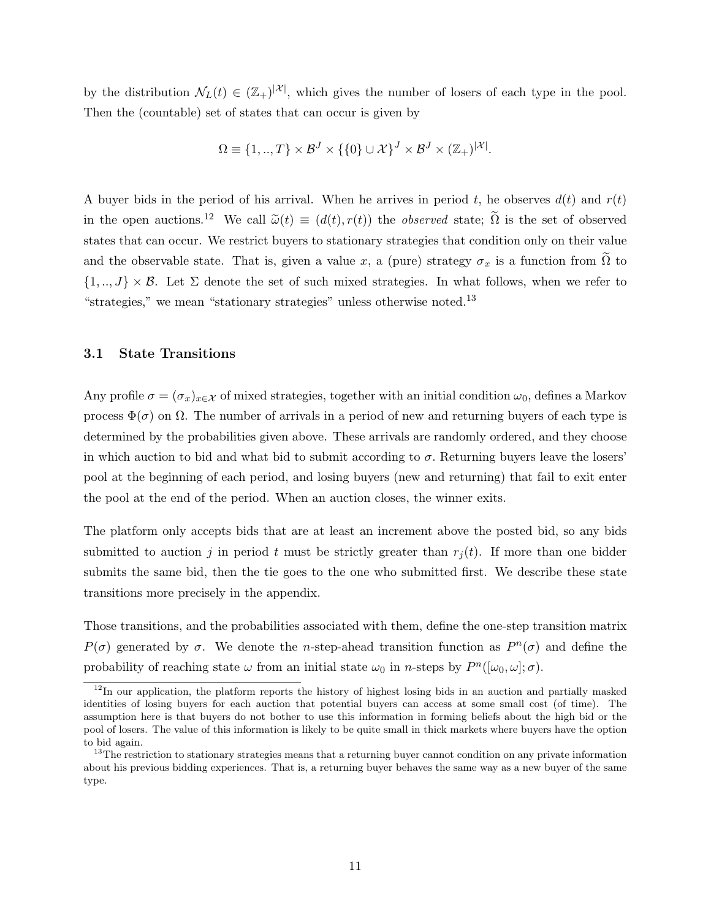by the distribution $\mathcal{N}_L(t) \in (\mathbb{Z}_+)^{|\mathcal{X}|}$, which gives the number of losers of each type in the pool. Then the (countable) set of states that can occur is given by

$$\Omega \equiv \{1,..,T\} \times \mathcal{B}^J \times \{\{0\} \cup \mathcal{X}\}^J \times \mathcal{B}^J \times (\mathbb{Z}_+)^{|\mathcal{X}|}.$$

A buyer bids in the period of his arrival. When he arrives in period $t$, he observes $d(t)$ and $r(t)$ in the open auctions.[12] We call $\widetilde{\omega}(t) \equiv (d(t), r(t))$ the *observed* state; $\widetilde{\Omega}$ is the set of observed states that can occur. We restrict buyers to stationary strategies that condition only on their value and the observable state. That is, given a value $x$, a (pure) strategy $\sigma_x$ is a function from $\widetilde{\Omega}$ to $\{1,..,J\} \times \mathcal{B}$. Let $\Sigma$ denote the set of such mixed strategies. In what follows, when we refer to "strategies," we mean "stationary strategies" unless otherwise noted.[13]

### 3.1 State Transitions

Any profile $\sigma = (\sigma_x)_{x \in \mathcal{X}}$ of mixed strategies, together with an initial condition $\omega_0$, defines a Markov process $\Phi(\sigma)$ on $\Omega$. The number of arrivals in a period of new and returning buyers of each type is determined by the probabilities given above. These arrivals are randomly ordered, and they choose in which auction to bid and what bid to submit according to $\sigma$. Returning buyers leave the losers' pool at the beginning of each period, and losing buyers (new and returning) that fail to exit enter the pool at the end of the period. When an auction closes, the winner exits.

The platform only accepts bids that are at least an increment above the posted bid, so any bids submitted to auction $j$ in period $t$ must be strictly greater than $r_j(t)$. If more than one bidder submits the same bid, then the tie goes to the one who submitted first. We describe these state transitions more precisely in the appendix.

Those transitions, and the probabilities associated with them, define the one-step transition matrix $P(\sigma)$ generated by $\sigma$. We denote the $n$-step-ahead transition function as $P^n(\sigma)$ and define the probability of reaching state $\omega$ from an initial state $\omega_0$ in $n$-steps by $P^n([\omega_0, \omega]; \sigma)$.

[12] In our application, the platform reports the history of highest losing bids in an auction and partially masked identities of losing buyers for each auction that potential buyers can access at some small cost (of time). The assumption here is that buyers do not bother to use this information in forming beliefs about the high bid or the pool of losers. The value of this information is likely to be quite small in thick markets where buyers have the option to bid again.

[13] The restriction to stationary strategies means that a returning buyer cannot condition on any private information about his previous bidding experiences. That is, a returning buyer behaves the same way as a new buyer of the same type.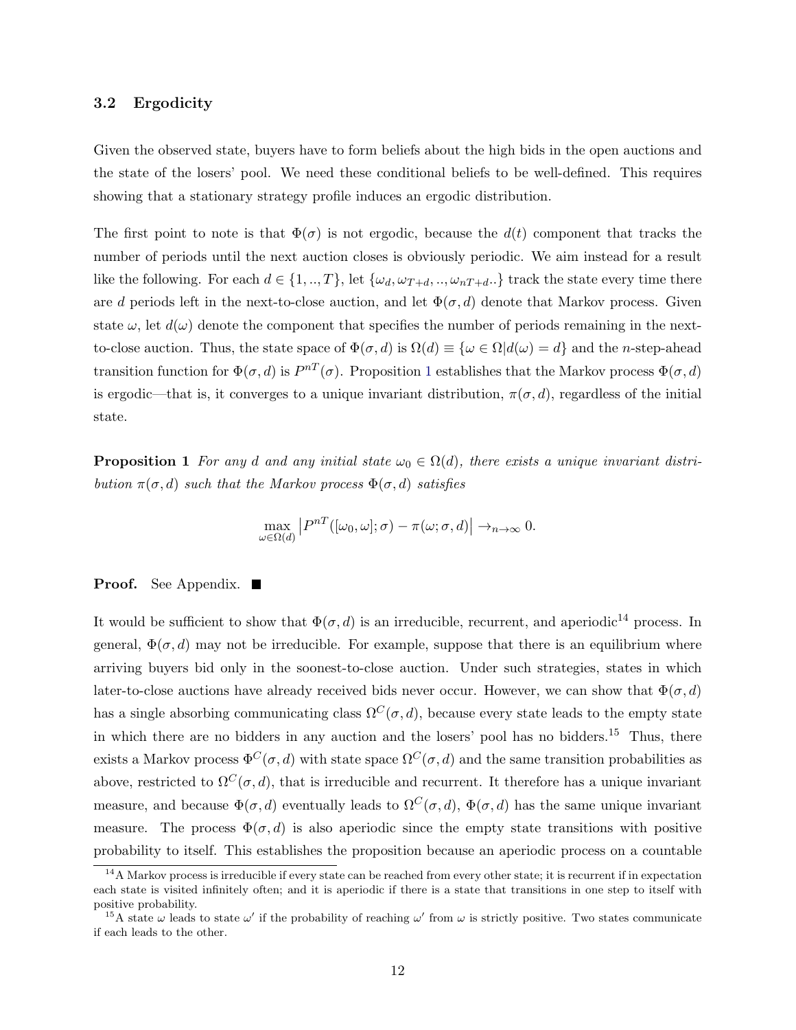### 3.2 Ergodicity

Given the observed state, buyers have to form beliefs about the high bids in the open auctions and the state of the losers' pool. We need these conditional beliefs to be well-defined. This requires showing that a stationary strategy profile induces an ergodic distribution.

The first point to note is that $\Phi(\sigma)$ is not ergodic, because the $d(t)$ component that tracks the number of periods until the next auction closes is obviously periodic. We aim instead for a result like the following. For each $d \in \{1, .., T\}$, let $\{\omega_d, \omega_{T+d}, .., \omega_{nT+d}..\}$ track the state every time there are $d$ periods left in the next-to-close auction, and let $\Phi(\sigma, d)$ denote that Markov process. Given state $\omega$, let $d(\omega)$ denote the component that specifies the number of periods remaining in the next-to-close auction. Thus, the state space of $\Phi(\sigma, d)$ is $\Omega(d) \equiv \{\omega \in \Omega | d(\omega) = d\}$ and the $n$-step-ahead transition function for $\Phi(\sigma, d)$ is $P^{nT}(\sigma)$. Proposition 1 establishes that the Markov process $\Phi(\sigma, d)$ is ergodic—that is, it converges to a unique invariant distribution, $\pi(\sigma, d)$, regardless of the initial state.

**Proposition 1** *For any $d$ and any initial state $\omega_0 \in \Omega(d)$, there exists a unique invariant distribution $\pi(\sigma, d)$ such that the Markov process $\Phi(\sigma, d)$ satisfies*

$$\max_{\omega \in \Omega(d)} \left| P^{nT}([\omega_0, \omega]; \sigma) - \pi(\omega; \sigma, d) \right| \to_{n \to \infty} 0.$$

**Proof.** See Appendix. ■

It would be sufficient to show that $\Phi(\sigma, d)$ is an irreducible, recurrent, and aperiodic[14] process. In general, $\Phi(\sigma, d)$ may not be irreducible. For example, suppose that there is an equilibrium where arriving buyers bid only in the soonest-to-close auction. Under such strategies, states in which later-to-close auctions have already received bids never occur. However, we can show that $\Phi(\sigma, d)$ has a single absorbing communicating class $\Omega^C(\sigma, d)$, because every state leads to the empty state in which there are no bidders in any auction and the losers' pool has no bidders.[15] Thus, there exists a Markov process $\Phi^C(\sigma, d)$ with state space $\Omega^C(\sigma, d)$ and the same transition probabilities as above, restricted to $\Omega^C(\sigma, d)$, that is irreducible and recurrent. It therefore has a unique invariant measure, and because $\Phi(\sigma, d)$ eventually leads to $\Omega^C(\sigma, d)$, $\Phi(\sigma, d)$ has the same unique invariant measure. The process $\Phi(\sigma, d)$ is also aperiodic since the empty state transitions with positive probability to itself. This establishes the proposition because an aperiodic process on a countable

[14] A Markov process is irreducible if every state can be reached from every other state; it is recurrent if in expectation each state is visited infinitely often; and it is aperiodic if there is a state that transitions in one step to itself with positive probability.

[15] A state $\omega$ leads to state $\omega'$ if the probability of reaching $\omega'$ from $\omega$ is strictly positive. Two states communicate if each leads to the other.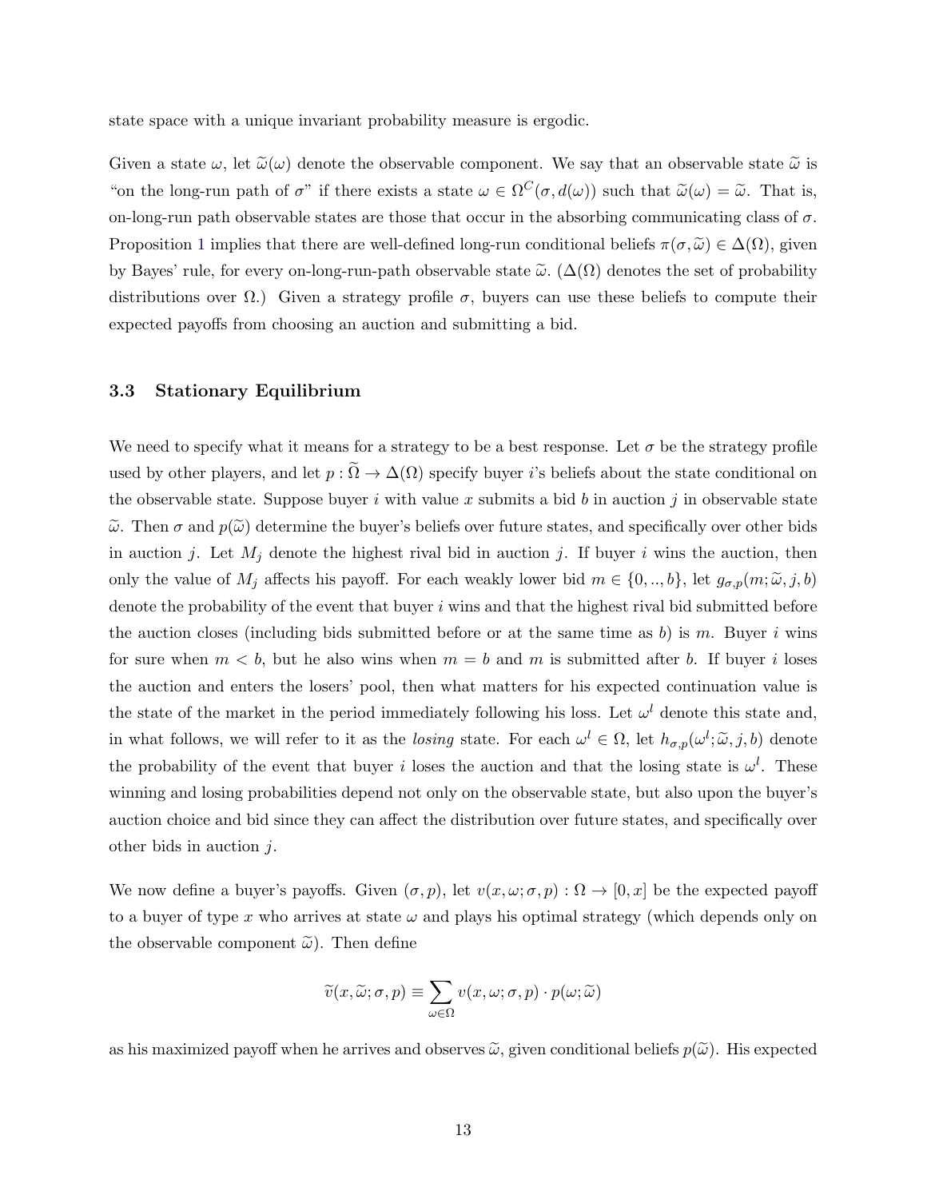state space with a unique invariant probability measure is ergodic.

Given a state $\omega$, let $\widetilde{\omega}(\omega)$ denote the observable component. We say that an observable state $\widetilde{\omega}$ is "on the long-run path of $\sigma$" if there exists a state $\omega \in \Omega^C(\sigma, d(\omega))$ such that $\widetilde{\omega}(\omega) = \widetilde{\omega}$. That is, on-long-run path observable states are those that occur in the absorbing communicating class of $\sigma$. Proposition 1 implies that there are well-defined long-run conditional beliefs $\pi(\sigma, \widetilde{\omega}) \in \Delta(\Omega)$, given by Bayes' rule, for every on-long-run-path observable state $\widetilde{\omega}$. ($\Delta(\Omega)$ denotes the set of probability distributions over $\Omega$.) Given a strategy profile $\sigma$, buyers can use these beliefs to compute their expected payoffs from choosing an auction and submitting a bid.

### 3.3 Stationary Equilibrium

We need to specify what it means for a strategy to be a best response. Let $\sigma$ be the strategy profile used by other players, and let $p : \widetilde{\Omega} \to \Delta(\Omega)$ specify buyer $i$'s beliefs about the state conditional on the observable state. Suppose buyer $i$ with value $x$ submits a bid $b$ in auction $j$ in observable state $\widetilde{\omega}$. Then $\sigma$ and $p(\widetilde{\omega})$ determine the buyer's beliefs over future states, and specifically over other bids in auction $j$. Let $M_j$ denote the highest rival bid in auction $j$. If buyer $i$ wins the auction, then only the value of $M_j$ affects his payoff. For each weakly lower bid $m \in \{0, .., b\}$, let $g_{\sigma,p}(m; \widetilde{\omega}, j, b)$ denote the probability of the event that buyer $i$ wins and that the highest rival bid submitted before the auction closes (including bids submitted before or at the same time as $b$) is $m$. Buyer $i$ wins for sure when $m < b$, but he also wins when $m = b$ and $m$ is submitted after $b$. If buyer $i$ loses the auction and enters the losers' pool, then what matters for his expected continuation value is the state of the market in the period immediately following his loss. Let $\omega^l$ denote this state and, in what follows, we will refer to it as the *losing* state. For each $\omega^l \in \Omega$, let $h_{\sigma,p}(\omega^l; \widetilde{\omega}, j, b)$ denote the probability of the event that buyer $i$ loses the auction and that the losing state is $\omega^l$. These winning and losing probabilities depend not only on the observable state, but also upon the buyer's auction choice and bid since they can affect the distribution over future states, and specifically over other bids in auction $j$.

We now define a buyer's payoffs. Given $(\sigma, p)$, let $v(x, \omega; \sigma, p) : \Omega \to [0, x]$ be the expected payoff to a buyer of type $x$ who arrives at state $\omega$ and plays his optimal strategy (which depends only on the observable component $\widetilde{\omega}$). Then define

$$\widetilde{v}(x, \widetilde{\omega}; \sigma, p) \equiv \sum_{\omega \in \Omega} v(x, \omega; \sigma, p) \cdot p(\omega; \widetilde{\omega})$$

as his maximized payoff when he arrives and observes $\widetilde{\omega}$, given conditional beliefs $p(\widetilde{\omega})$. His expected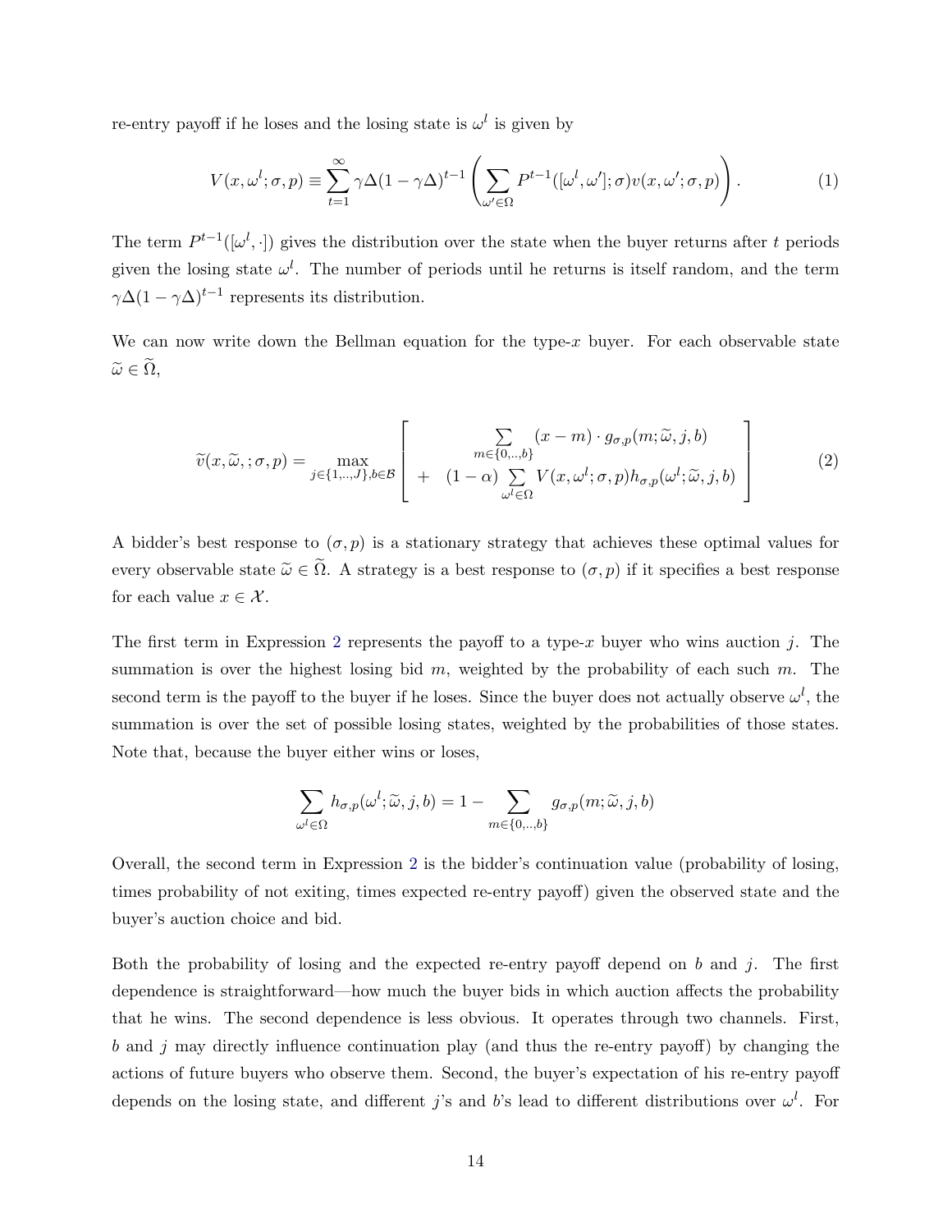re-entry payoff if he loses and the losing state is $\omega^l$ is given by

$$V(x, \omega^l; \sigma, p) \equiv \sum_{t=1}^{\infty} \gamma\Delta(1-\gamma\Delta)^{t-1} \left( \sum_{\omega' \in \Omega} P^{t-1}([\omega^l, \omega']; \sigma) v(x, \omega'; \sigma, p) \right). \tag{1}$$

The term $P^{t-1}([\omega^l, \cdot])$ gives the distribution over the state when the buyer returns after $t$ periods given the losing state $\omega^l$. The number of periods until he returns is itself random, and the term $\gamma\Delta(1-\gamma\Delta)^{t-1}$ represents its distribution.

We can now write down the Bellman equation for the type-$x$ buyer. For each observable state $\widetilde{\omega} \in \widetilde{\Omega}$,

$$\widetilde{v}(x, \widetilde{\omega}, ; \sigma, p) = \max_{j \in \{1,\ldots,J\}, b \in \mathcal{B}} \left[ \begin{array}{c} \sum_{m \in \{0,\ldots,b\}} (x - m) \cdot g_{\sigma,p}(m; \widetilde{\omega}, j, b) \\ + \quad (1-\alpha) \sum_{\omega^l \in \Omega} V(x, \omega^l; \sigma, p) h_{\sigma,p}(\omega^l; \widetilde{\omega}, j, b) \end{array} \right] \tag{2}$$

A bidder's best response to $(\sigma, p)$ is a stationary strategy that achieves these optimal values for every observable state $\widetilde{\omega} \in \widetilde{\Omega}$. A strategy is a best response to $(\sigma, p)$ if it specifies a best response for each value $x \in \mathcal{X}$.

The first term in Expression 2 represents the payoff to a type-$x$ buyer who wins auction $j$. The summation is over the highest losing bid $m$, weighted by the probability of each such $m$. The second term is the payoff to the buyer if he loses. Since the buyer does not actually observe $\omega^l$, the summation is over the set of possible losing states, weighted by the probabilities of those states. Note that, because the buyer either wins or loses,

$$\sum_{\omega^l \in \Omega} h_{\sigma,p}(\omega^l; \widetilde{\omega}, j, b) = 1 - \sum_{m \in \{0,\ldots,b\}} g_{\sigma,p}(m; \widetilde{\omega}, j, b)$$

Overall, the second term in Expression 2 is the bidder's continuation value (probability of losing, times probability of not exiting, times expected re-entry payoff) given the observed state and the buyer's auction choice and bid.

Both the probability of losing and the expected re-entry payoff depend on $b$ and $j$. The first dependence is straightforward—how much the buyer bids in which auction affects the probability that he wins. The second dependence is less obvious. It operates through two channels. First, $b$ and $j$ may directly influence continuation play (and thus the re-entry payoff) by changing the actions of future buyers who observe them. Second, the buyer's expectation of his re-entry payoff depends on the losing state, and different $j$'s and $b$'s lead to different distributions over $\omega^l$. For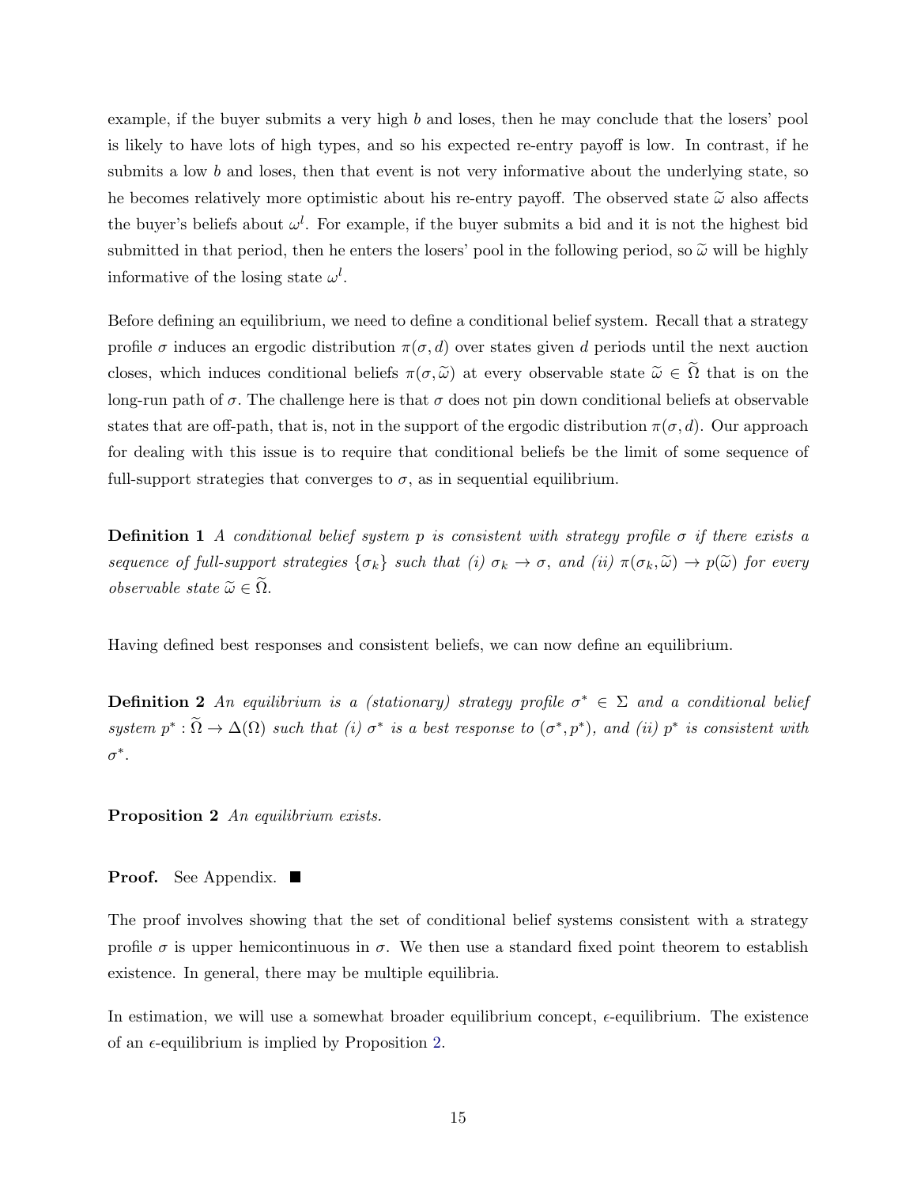example, if the buyer submits a very high $b$ and loses, then he may conclude that the losers' pool is likely to have lots of high types, and so his expected re-entry payoff is low. In contrast, if he submits a low $b$ and loses, then that event is not very informative about the underlying state, so he becomes relatively more optimistic about his re-entry payoff. The observed state $\widetilde{\omega}$ also affects the buyer's beliefs about $\omega^l$. For example, if the buyer submits a bid and it is not the highest bid submitted in that period, then he enters the losers' pool in the following period, so $\widetilde{\omega}$ will be highly informative of the losing state $\omega^l$.

Before defining an equilibrium, we need to define a conditional belief system. Recall that a strategy profile $\sigma$ induces an ergodic distribution $\pi(\sigma, d)$ over states given $d$ periods until the next auction closes, which induces conditional beliefs $\pi(\sigma, \widetilde{\omega})$ at every observable state $\widetilde{\omega} \in \widetilde{\Omega}$ that is on the long-run path of $\sigma$. The challenge here is that $\sigma$ does not pin down conditional beliefs at observable states that are off-path, that is, not in the support of the ergodic distribution $\pi(\sigma, d)$. Our approach for dealing with this issue is to require that conditional beliefs be the limit of some sequence of full-support strategies that converges to $\sigma$, as in sequential equilibrium.

**Definition 1** *A conditional belief system $p$ is consistent with strategy profile $\sigma$ if there exists a sequence of full-support strategies $\{\sigma_k\}$ such that (i) $\sigma_k \to \sigma$, and (ii) $\pi(\sigma_k, \widetilde{\omega}) \to p(\widetilde{\omega})$ for every observable state $\widetilde{\omega} \in \widetilde{\Omega}$.*

Having defined best responses and consistent beliefs, we can now define an equilibrium.

**Definition 2** *An equilibrium is a (stationary) strategy profile $\sigma^* \in \Sigma$ and a conditional belief system $p^* : \widetilde{\Omega} \to \Delta(\Omega)$ such that (i) $\sigma^*$ is a best response to $(\sigma^*, p^*)$, and (ii) $p^*$ is consistent with $\sigma^*$.*

**Proposition 2** *An equilibrium exists.*

**Proof.** See Appendix. ■

The proof involves showing that the set of conditional belief systems consistent with a strategy profile $\sigma$ is upper hemicontinuous in $\sigma$. We then use a standard fixed point theorem to establish existence. In general, there may be multiple equilibria.

In estimation, we will use a somewhat broader equilibrium concept, $\epsilon$-equilibrium. The existence of an $\epsilon$-equilibrium is implied by Proposition 2.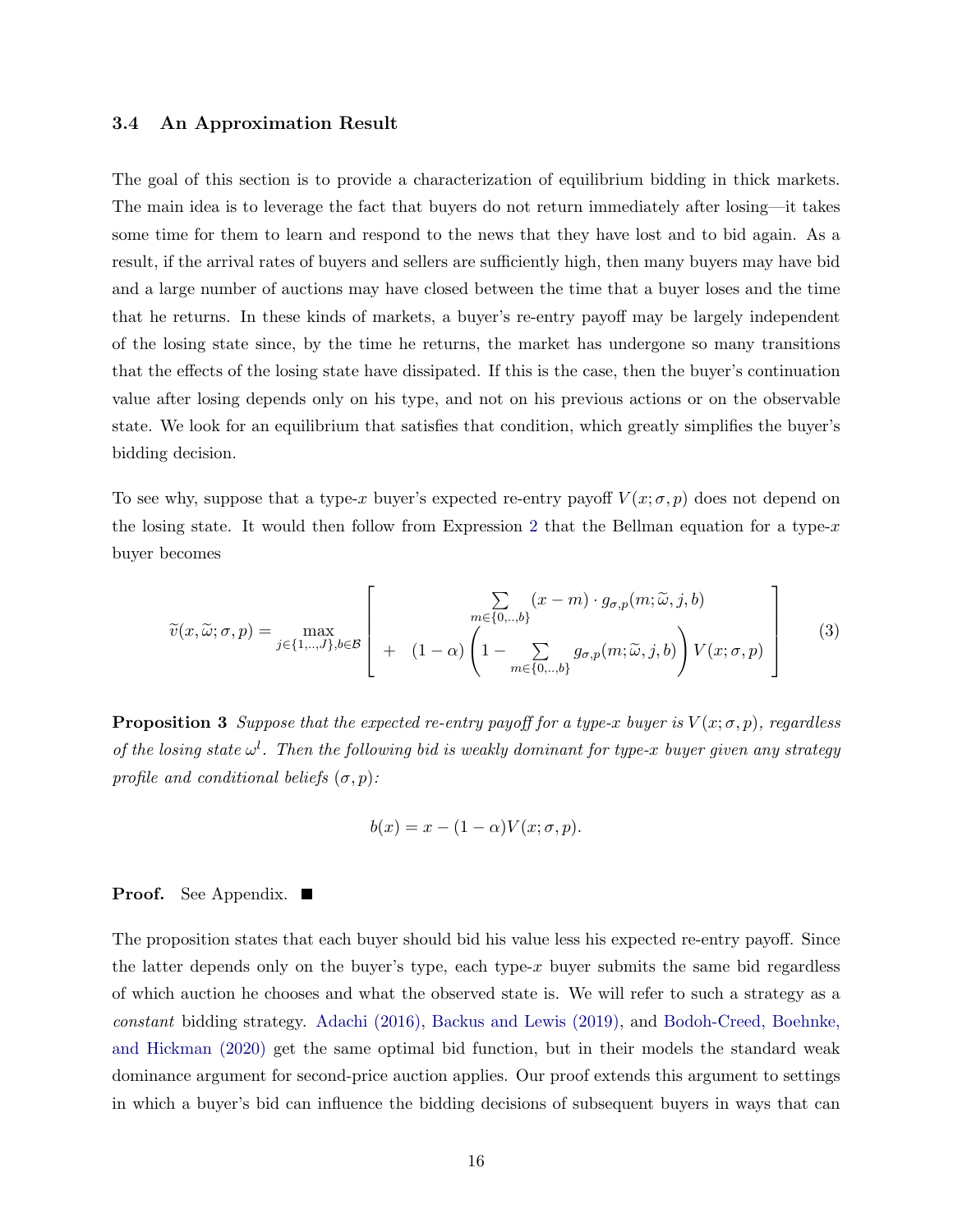### 3.4 An Approximation Result

The goal of this section is to provide a characterization of equilibrium bidding in thick markets. The main idea is to leverage the fact that buyers do not return immediately after losing—it takes some time for them to learn and respond to the news that they have lost and to bid again. As a result, if the arrival rates of buyers and sellers are sufficiently high, then many buyers may have bid and a large number of auctions may have closed between the time that a buyer loses and the time that he returns. In these kinds of markets, a buyer's re-entry payoff may be largely independent of the losing state since, by the time he returns, the market has undergone so many transitions that the effects of the losing state have dissipated. If this is the case, then the buyer's continuation value after losing depends only on his type, and not on his previous actions or on the observable state. We look for an equilibrium that satisfies that condition, which greatly simplifies the buyer's bidding decision.

To see why, suppose that a type-$x$ buyer's expected re-entry payoff $V(x;\sigma,p)$ does not depend on the losing state. It would then follow from Expression 2 that the Bellman equation for a type-$x$ buyer becomes

$$\widetilde{v}(x,\widetilde{\omega};\sigma,p) = \max_{j\in\{1,..,J\},b\in\mathcal{B}} \left[ \begin{array}{c} \sum_{m\in\{0,..,b\}} (x-m)\cdot g_{\sigma,p}(m;\widetilde{\omega},j,b) \\ + \quad (1-\alpha)\left(1 - \sum_{m\in\{0,..,b\}} g_{\sigma,p}(m;\widetilde{\omega},j,b)\right) V(x;\sigma,p) \end{array} \right] \tag{3}$$

**Proposition 3** *Suppose that the expected re-entry payoff for a type-$x$ buyer is $V(x;\sigma,p)$, regardless of the losing state $\omega^l$. Then the following bid is weakly dominant for type-$x$ buyer given any strategy profile and conditional beliefs $(\sigma,p)$:*

$$b(x) = x - (1-\alpha)V(x;\sigma,p).$$

**Proof.** See Appendix. ■

The proposition states that each buyer should bid his value less his expected re-entry payoff. Since the latter depends only on the buyer's type, each type-$x$ buyer submits the same bid regardless of which auction he chooses and what the observed state is. We will refer to such a strategy as a *constant* bidding strategy. Adachi (2016), Backus and Lewis (2019), and Bodoh-Creed, Boehnke, and Hickman (2020) get the same optimal bid function, but in their models the standard weak dominance argument for second-price auction applies. Our proof extends this argument to settings in which a buyer's bid can influence the bidding decisions of subsequent buyers in ways that can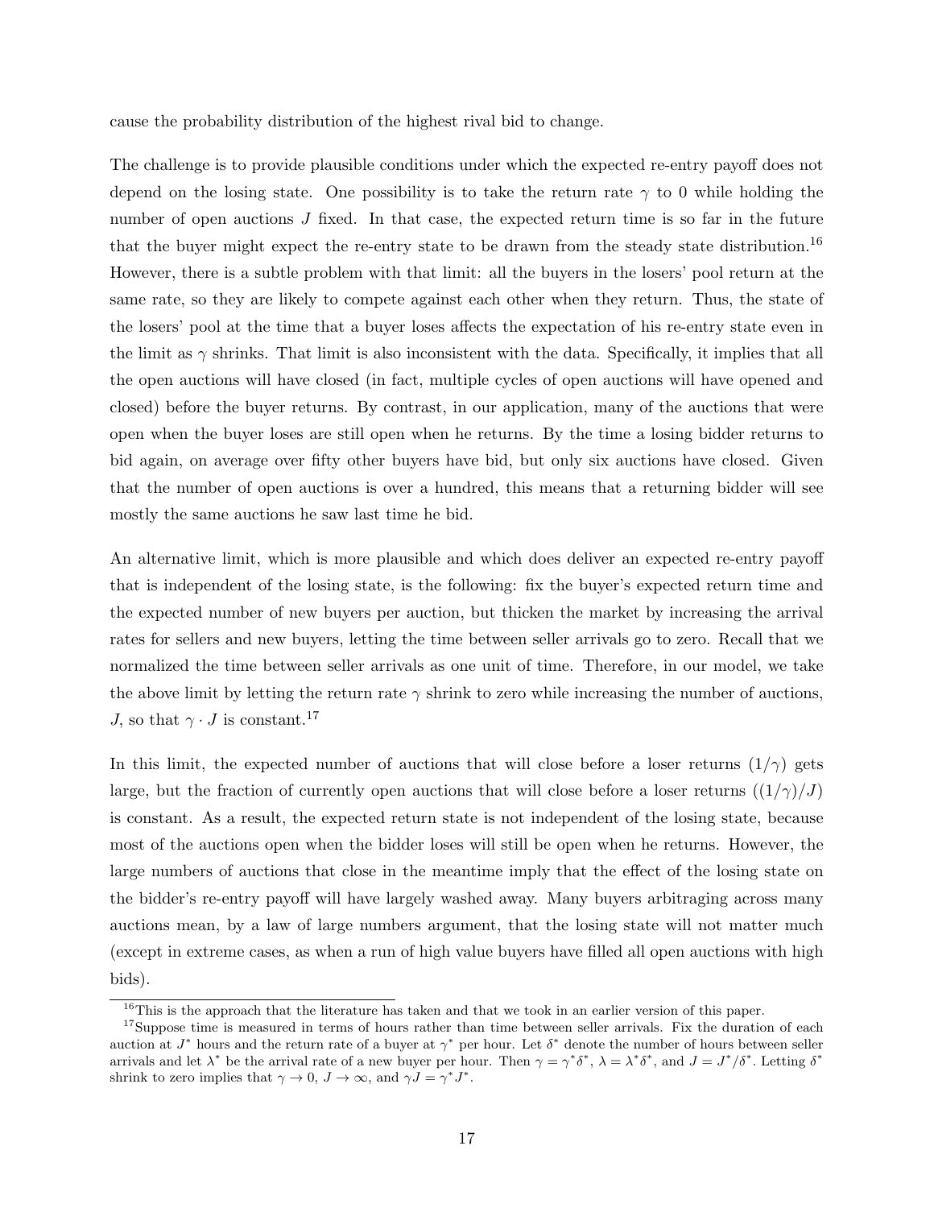cause the probability distribution of the highest rival bid to change.

The challenge is to provide plausible conditions under which the expected re-entry payoff does not depend on the losing state. One possibility is to take the return rate $\gamma$ to 0 while holding the number of open auctions $J$ fixed. In that case, the expected return time is so far in the future that the buyer might expect the re-entry state to be drawn from the steady state distribution.[16] However, there is a subtle problem with that limit: all the buyers in the losers' pool return at the same rate, so they are likely to compete against each other when they return. Thus, the state of the losers' pool at the time that a buyer loses affects the expectation of his re-entry state even in the limit as $\gamma$ shrinks. That limit is also inconsistent with the data. Specifically, it implies that all the open auctions will have closed (in fact, multiple cycles of open auctions will have opened and closed) before the buyer returns. By contrast, in our application, many of the auctions that were open when the buyer loses are still open when he returns. By the time a losing bidder returns to bid again, on average over fifty other buyers have bid, but only six auctions have closed. Given that the number of open auctions is over a hundred, this means that a returning bidder will see mostly the same auctions he saw last time he bid.

An alternative limit, which is more plausible and which does deliver an expected re-entry payoff that is independent of the losing state, is the following: fix the buyer's expected return time and the expected number of new buyers per auction, but thicken the market by increasing the arrival rates for sellers and new buyers, letting the time between seller arrivals go to zero. Recall that we normalized the time between seller arrivals as one unit of time. Therefore, in our model, we take the above limit by letting the return rate $\gamma$ shrink to zero while increasing the number of auctions, $J$, so that $\gamma \cdot J$ is constant.[17]

In this limit, the expected number of auctions that will close before a loser returns $(1/\gamma)$ gets large, but the fraction of currently open auctions that will close before a loser returns $((1/\gamma)/J)$ is constant. As a result, the expected return state is not independent of the losing state, because most of the auctions open when the bidder loses will still be open when he returns. However, the large numbers of auctions that close in the meantime imply that the effect of the losing state on the bidder's re-entry payoff will have largely washed away. Many buyers arbitraging across many auctions mean, by a law of large numbers argument, that the losing state will not matter much (except in extreme cases, as when a run of high value buyers have filled all open auctions with high bids).

[16] This is the approach that the literature has taken and that we took in an earlier version of this paper.

[17] Suppose time is measured in terms of hours rather than time between seller arrivals. Fix the duration of each auction at $J^*$ hours and the return rate of a buyer at $\gamma^*$ per hour. Let $\delta^*$ denote the number of hours between seller arrivals and let $\lambda^*$ be the arrival rate of a new buyer per hour. Then $\gamma = \gamma^* \delta^*$, $\lambda = \lambda^* \delta^*$, and $J = J^*/\delta^*$. Letting $\delta^*$ shrink to zero implies that $\gamma \to 0$, $J \to \infty$, and $\gamma J = \gamma^* J^*$.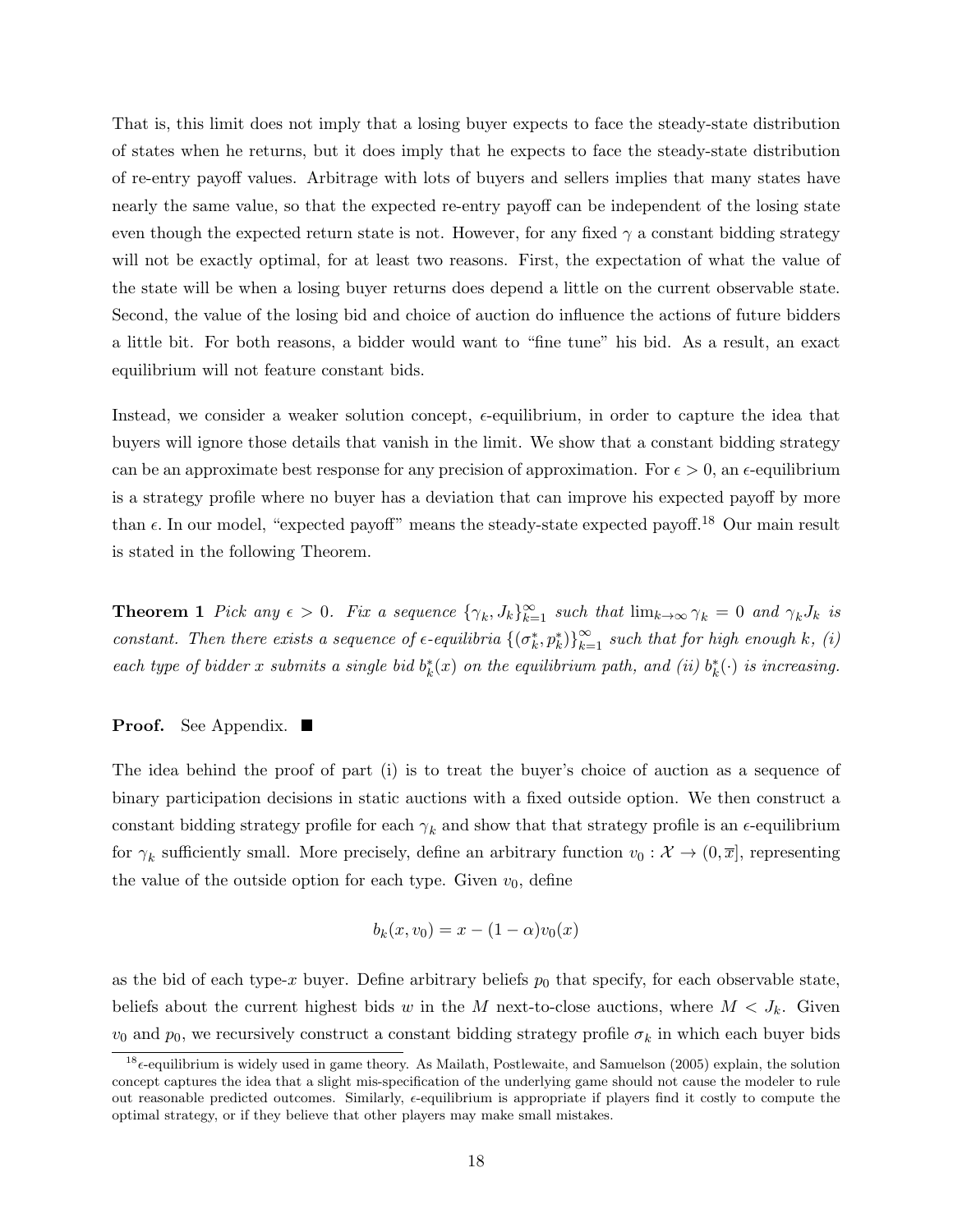That is, this limit does not imply that a losing buyer expects to face the steady-state distribution of states when he returns, but it does imply that he expects to face the steady-state distribution of re-entry payoff values. Arbitrage with lots of buyers and sellers implies that many states have nearly the same value, so that the expected re-entry payoff can be independent of the losing state even though the expected return state is not. However, for any fixed $\gamma$ a constant bidding strategy will not be exactly optimal, for at least two reasons. First, the expectation of what the value of the state will be when a losing buyer returns does depend a little on the current observable state. Second, the value of the losing bid and choice of auction do influence the actions of future bidders a little bit. For both reasons, a bidder would want to "fine tune" his bid. As a result, an exact equilibrium will not feature constant bids.

Instead, we consider a weaker solution concept, $\epsilon$-equilibrium, in order to capture the idea that buyers will ignore those details that vanish in the limit. We show that a constant bidding strategy can be an approximate best response for any precision of approximation. For $\epsilon > 0$, an $\epsilon$-equilibrium is a strategy profile where no buyer has a deviation that can improve his expected payoff by more than $\epsilon$. In our model, "expected payoff" means the steady-state expected payoff.[18] Our main result is stated in the following Theorem.

**Theorem 1** *Pick any $\epsilon > 0$. Fix a sequence $\{\gamma_k, J_k\}_{k=1}^{\infty}$ such that $\lim_{k\to\infty} \gamma_k = 0$ and $\gamma_k J_k$ is constant. Then there exists a sequence of $\epsilon$-equilibria $\{(\sigma_k^*, p_k^*)\}_{k=1}^{\infty}$ such that for high enough $k$, (i) each type of bidder $x$ submits a single bid $b_k^*(x)$ on the equilibrium path, and (ii) $b_k^*(\cdot)$ is increasing.*

**Proof.** See Appendix. ■

The idea behind the proof of part (i) is to treat the buyer's choice of auction as a sequence of binary participation decisions in static auctions with a fixed outside option. We then construct a constant bidding strategy profile for each $\gamma_k$ and show that that strategy profile is an $\epsilon$-equilibrium for $\gamma_k$ sufficiently small. More precisely, define an arbitrary function $v_0 : \mathcal{X} \to (0, \overline{x}]$, representing the value of the outside option for each type. Given $v_0$, define

$$b_k(x, v_0) = x - (1 - \alpha)v_0(x)$$

as the bid of each type-$x$ buyer. Define arbitrary beliefs $p_0$ that specify, for each observable state, beliefs about the current highest bids $w$ in the $M$ next-to-close auctions, where $M < J_k$. Given $v_0$ and $p_0$, we recursively construct a constant bidding strategy profile $\sigma_k$ in which each buyer bids

[18] $\epsilon$-equilibrium is widely used in game theory. As Mailath, Postlewaite, and Samuelson (2005) explain, the solution concept captures the idea that a slight mis-specification of the underlying game should not cause the modeler to rule out reasonable predicted outcomes. Similarly, $\epsilon$-equilibrium is appropriate if players find it costly to compute the optimal strategy, or if they believe that other players may make small mistakes.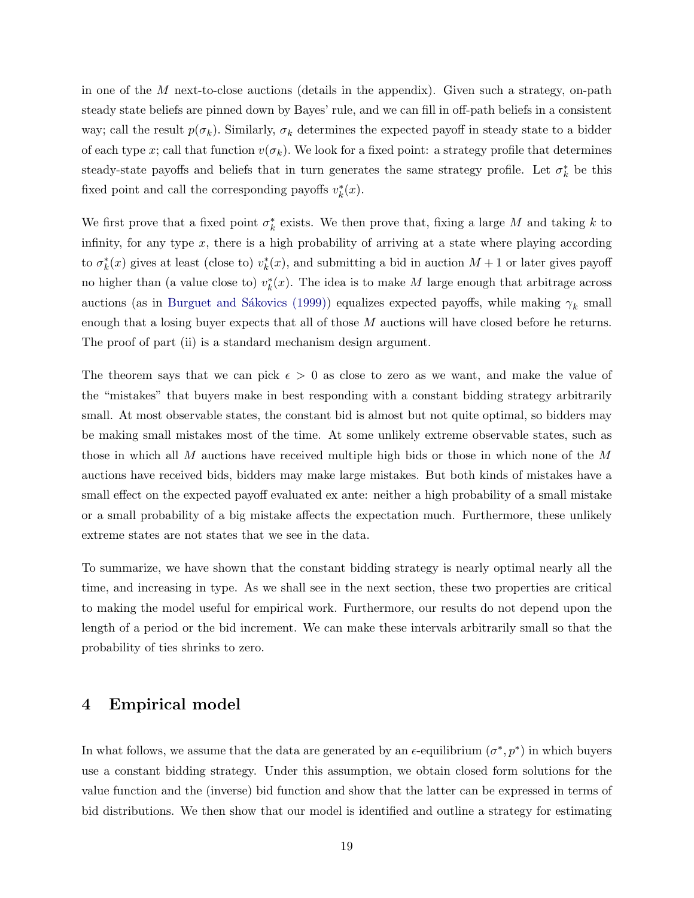in one of the $M$ next-to-close auctions (details in the appendix). Given such a strategy, on-path steady state beliefs are pinned down by Bayes' rule, and we can fill in off-path beliefs in a consistent way; call the result $p(\sigma_k)$. Similarly, $\sigma_k$ determines the expected payoff in steady state to a bidder of each type $x$; call that function $v(\sigma_k)$. We look for a fixed point: a strategy profile that determines steady-state payoffs and beliefs that in turn generates the same strategy profile. Let $\sigma_k^*$ be this fixed point and call the corresponding payoffs $v_k^*(x)$.

We first prove that a fixed point $\sigma_k^*$ exists. We then prove that, fixing a large $M$ and taking $k$ to infinity, for any type $x$, there is a high probability of arriving at a state where playing according to $\sigma_k^*(x)$ gives at least (close to) $v_k^*(x)$, and submitting a bid in auction $M+1$ or later gives payoff no higher than (a value close to) $v_k^*(x)$. The idea is to make $M$ large enough that arbitrage across auctions (as in Burguet and Sákovics (1999)) equalizes expected payoffs, while making $\gamma_k$ small enough that a losing buyer expects that all of those $M$ auctions will have closed before he returns. The proof of part (ii) is a standard mechanism design argument.

The theorem says that we can pick $\epsilon > 0$ as close to zero as we want, and make the value of the "mistakes" that buyers make in best responding with a constant bidding strategy arbitrarily small. At most observable states, the constant bid is almost but not quite optimal, so bidders may be making small mistakes most of the time. At some unlikely extreme observable states, such as those in which all $M$ auctions have received multiple high bids or those in which none of the $M$ auctions have received bids, bidders may make large mistakes. But both kinds of mistakes have a small effect on the expected payoff evaluated ex ante: neither a high probability of a small mistake or a small probability of a big mistake affects the expectation much. Furthermore, these unlikely extreme states are not states that we see in the data.

To summarize, we have shown that the constant bidding strategy is nearly optimal nearly all the time, and increasing in type. As we shall see in the next section, these two properties are critical to making the model useful for empirical work. Furthermore, our results do not depend upon the length of a period or the bid increment. We can make these intervals arbitrarily small so that the probability of ties shrinks to zero.

# 4 Empirical model

In what follows, we assume that the data are generated by an $\epsilon$-equilibrium $(\sigma^*, p^*)$ in which buyers use a constant bidding strategy. Under this assumption, we obtain closed form solutions for the value function and the (inverse) bid function and show that the latter can be expressed in terms of bid distributions. We then show that our model is identified and outline a strategy for estimating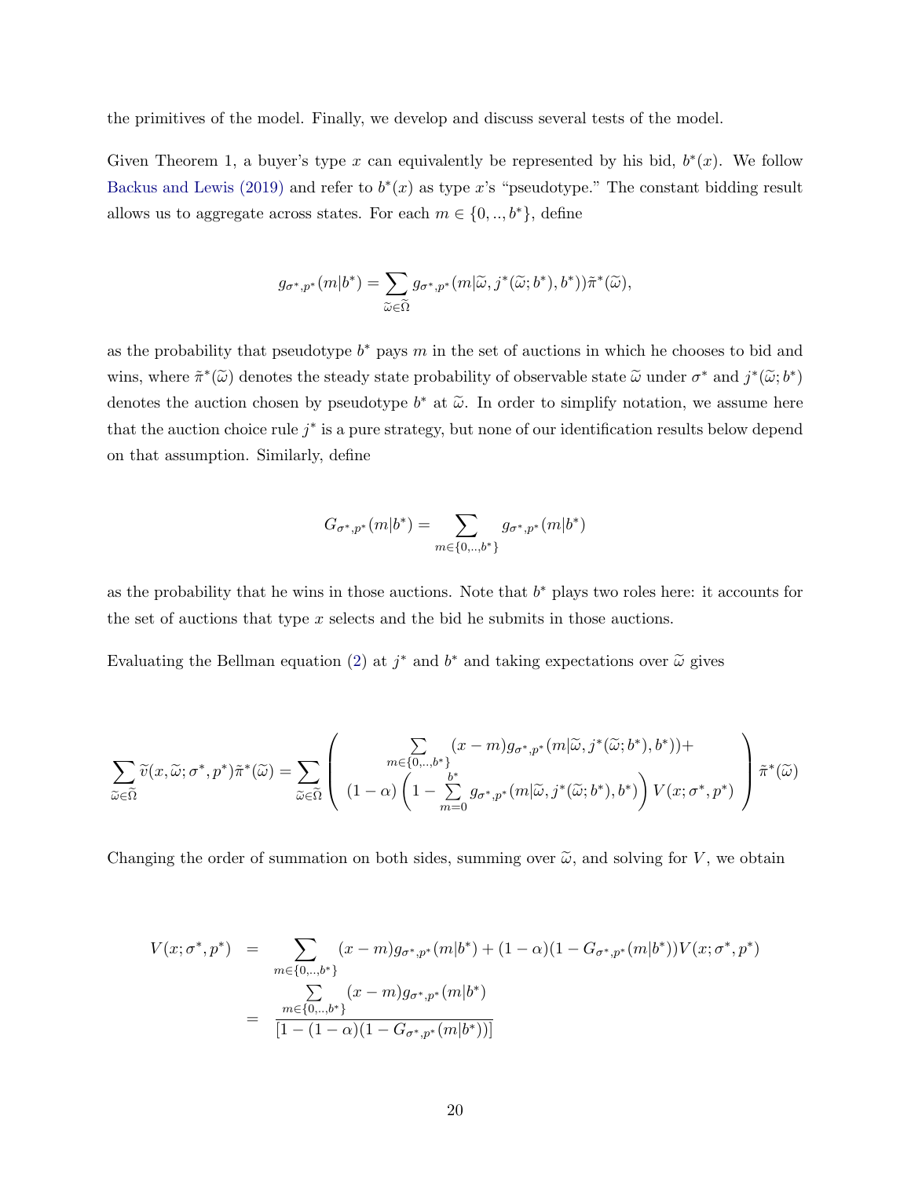the primitives of the model. Finally, we develop and discuss several tests of the model.

Given Theorem 1, a buyer's type $x$ can equivalently be represented by his bid, $b^*(x)$. We follow Backus and Lewis (2019) and refer to $b^*(x)$ as type $x$'s "pseudotype." The constant bidding result allows us to aggregate across states. For each $m \in \{0,..,b^*\}$, define

$$g_{\sigma^*,p^*}(m|b^*) = \sum_{\widetilde{\omega}\in\widetilde{\Omega}} g_{\sigma^*,p^*}(m|\widetilde{\omega}, j^*(\widetilde{\omega}; b^*), b^*))\tilde{\pi}^*(\widetilde{\omega}),$$

as the probability that pseudotype $b^*$ pays $m$ in the set of auctions in which he chooses to bid and wins, where $\tilde{\pi}^*(\widetilde{\omega})$ denotes the steady state probability of observable state $\widetilde{\omega}$ under $\sigma^*$ and $j^*(\widetilde{\omega}; b^*)$ denotes the auction chosen by pseudotype $b^*$ at $\widetilde{\omega}$. In order to simplify notation, we assume here that the auction choice rule $j^*$ is a pure strategy, but none of our identification results below depend on that assumption. Similarly, define

$$G_{\sigma^*,p^*}(m|b^*) = \sum_{m\in\{0,..,b^*\}} g_{\sigma^*,p^*}(m|b^*)$$

as the probability that he wins in those auctions. Note that $b^*$ plays two roles here: it accounts for the set of auctions that type $x$ selects and the bid he submits in those auctions.

Evaluating the Bellman equation (2) at $j^*$ and $b^*$ and taking expectations over $\widetilde{\omega}$ gives

$$\sum_{\widetilde{\omega}\in\widetilde{\Omega}} \widetilde{v}(x,\widetilde{\omega};\sigma^*,p^*)\tilde{\pi}^*(\widetilde{\omega}) = \sum_{\widetilde{\omega}\in\widetilde{\Omega}} \left( \begin{array}{c} \sum\limits_{m\in\{0,..,b^*\}} (x-m) g_{\sigma^*,p^*}(m|\widetilde{\omega}, j^*(\widetilde{\omega};b^*), b^*)) + \\ (1-\alpha)\left(1 - \sum\limits_{m=0}^{b^*} g_{\sigma^*,p^*}(m|\widetilde{\omega}, j^*(\widetilde{\omega};b^*), b^*)\right) V(x;\sigma^*,p^*) \end{array} \right) \tilde{\pi}^*(\widetilde{\omega})$$

Changing the order of summation on both sides, summing over $\widetilde{\omega}$, and solving for $V$, we obtain

$$\begin{aligned} V(x;\sigma^*,p^*) &= \sum_{m\in\{0,..,b^*\}} (x-m) g_{\sigma^*,p^*}(m|b^*) + (1-\alpha)(1-G_{\sigma^*,p^*}(m|b^*))V(x;\sigma^*,p^*) \\ &= \frac{\sum\limits_{m\in\{0,..,b^*\}} (x-m) g_{\sigma^*,p^*}(m|b^*)}{[1-(1-\alpha)(1-G_{\sigma^*,p^*}(m|b^*))]} \end{aligned}$$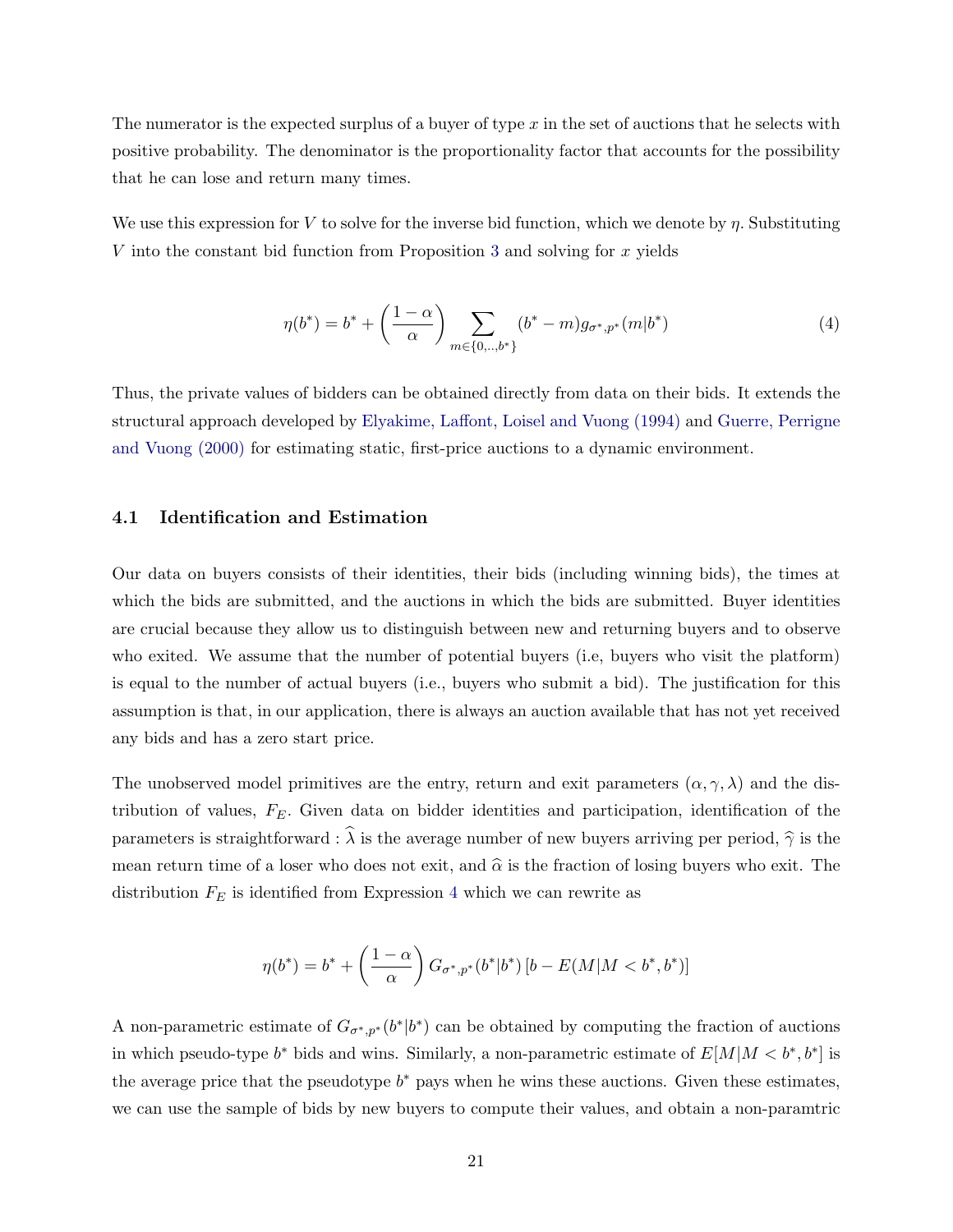The numerator is the expected surplus of a buyer of type $x$ in the set of auctions that he selects with positive probability. The denominator is the proportionality factor that accounts for the possibility that he can lose and return many times.

We use this expression for $V$ to solve for the inverse bid function, which we denote by $\eta$. Substituting $V$ into the constant bid function from Proposition 3 and solving for $x$ yields

$$\eta(b^*) = b^* + \left(\frac{1-\alpha}{\alpha}\right) \sum_{m \in \{0,..,b^*\}} (b^* - m) g_{\sigma^*,p^*}(m|b^*) \tag{4}$$

Thus, the private values of bidders can be obtained directly from data on their bids. It extends the structural approach developed by Elyakime, Laffont, Loisel and Vuong (1994) and Guerre, Perrigne and Vuong (2000) for estimating static, first-price auctions to a dynamic environment.

### 4.1 Identification and Estimation

Our data on buyers consists of their identities, their bids (including winning bids), the times at which the bids are submitted, and the auctions in which the bids are submitted. Buyer identities are crucial because they allow us to distinguish between new and returning buyers and to observe who exited. We assume that the number of potential buyers (i.e, buyers who visit the platform) is equal to the number of actual buyers (i.e., buyers who submit a bid). The justification for this assumption is that, in our application, there is always an auction available that has not yet received any bids and has a zero start price.

The unobserved model primitives are the entry, return and exit parameters $(\alpha, \gamma, \lambda)$ and the distribution of values, $F_E$. Given data on bidder identities and participation, identification of the parameters is straightforward : $\widehat{\lambda}$ is the average number of new buyers arriving per period, $\widehat{\gamma}$ is the mean return time of a loser who does not exit, and $\widehat{\alpha}$ is the fraction of losing buyers who exit. The distribution $F_E$ is identified from Expression 4 which we can rewrite as

$$\eta(b^*) = b^* + \left(\frac{1-\alpha}{\alpha}\right) G_{\sigma^*,p^*}(b^*|b^*) \left[b - E(M|M < b^*, b^*)\right]$$

A non-parametric estimate of $G_{\sigma^*,p^*}(b^*|b^*)$ can be obtained by computing the fraction of auctions in which pseudo-type $b^*$ bids and wins. Similarly, a non-parametric estimate of $E[M|M < b^*, b^*]$ is the average price that the pseudotype $b^*$ pays when he wins these auctions. Given these estimates, we can use the sample of bids by new buyers to compute their values, and obtain a non-paramtric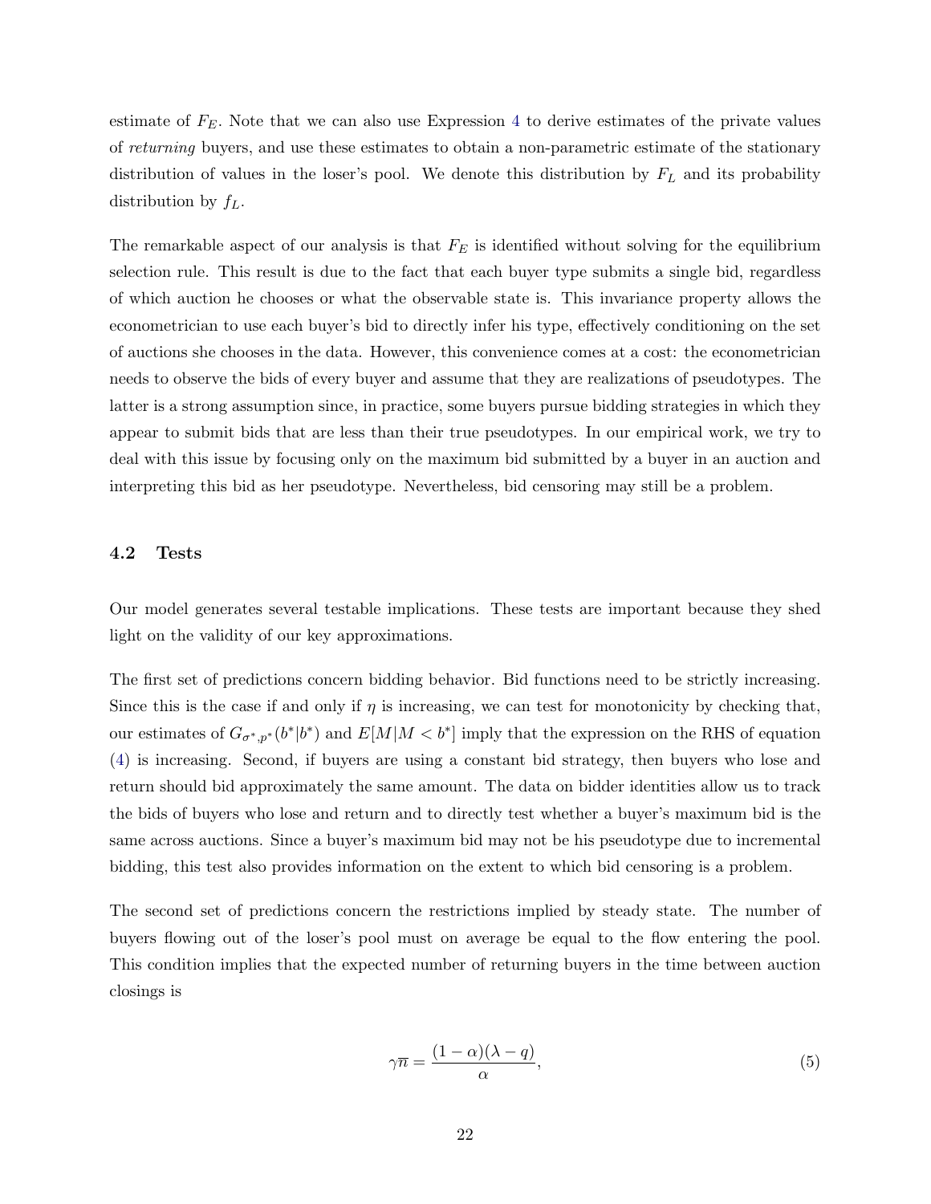estimate of $F_E$. Note that we can also use Expression 4 to derive estimates of the private values of *returning* buyers, and use these estimates to obtain a non-parametric estimate of the stationary distribution of values in the loser's pool. We denote this distribution by $F_L$ and its probability distribution by $f_L$.

The remarkable aspect of our analysis is that $F_E$ is identified without solving for the equilibrium selection rule. This result is due to the fact that each buyer type submits a single bid, regardless of which auction he chooses or what the observable state is. This invariance property allows the econometrician to use each buyer's bid to directly infer his type, effectively conditioning on the set of auctions she chooses in the data. However, this convenience comes at a cost: the econometrician needs to observe the bids of every buyer and assume that they are realizations of pseudotypes. The latter is a strong assumption since, in practice, some buyers pursue bidding strategies in which they appear to submit bids that are less than their true pseudotypes. In our empirical work, we try to deal with this issue by focusing only on the maximum bid submitted by a buyer in an auction and interpreting this bid as her pseudotype. Nevertheless, bid censoring may still be a problem.

## 4.2 Tests

Our model generates several testable implications. These tests are important because they shed light on the validity of our key approximations.

The first set of predictions concern bidding behavior. Bid functions need to be strictly increasing. Since this is the case if and only if $\eta$ is increasing, we can test for monotonicity by checking that, our estimates of $G_{\sigma^*,p^*}(b^*|b^*)$ and $E[M|M < b^*]$ imply that the expression on the RHS of equation (4) is increasing. Second, if buyers are using a constant bid strategy, then buyers who lose and return should bid approximately the same amount. The data on bidder identities allow us to track the bids of buyers who lose and return and to directly test whether a buyer's maximum bid is the same across auctions. Since a buyer's maximum bid may not be his pseudotype due to incremental bidding, this test also provides information on the extent to which bid censoring is a problem.

The second set of predictions concern the restrictions implied by steady state. The number of buyers flowing out of the loser's pool must on average be equal to the flow entering the pool. This condition implies that the expected number of returning buyers in the time between auction closings is

$$\gamma\overline{n} = \frac{(1-\alpha)(\lambda - q)}{\alpha}, \tag{5}$$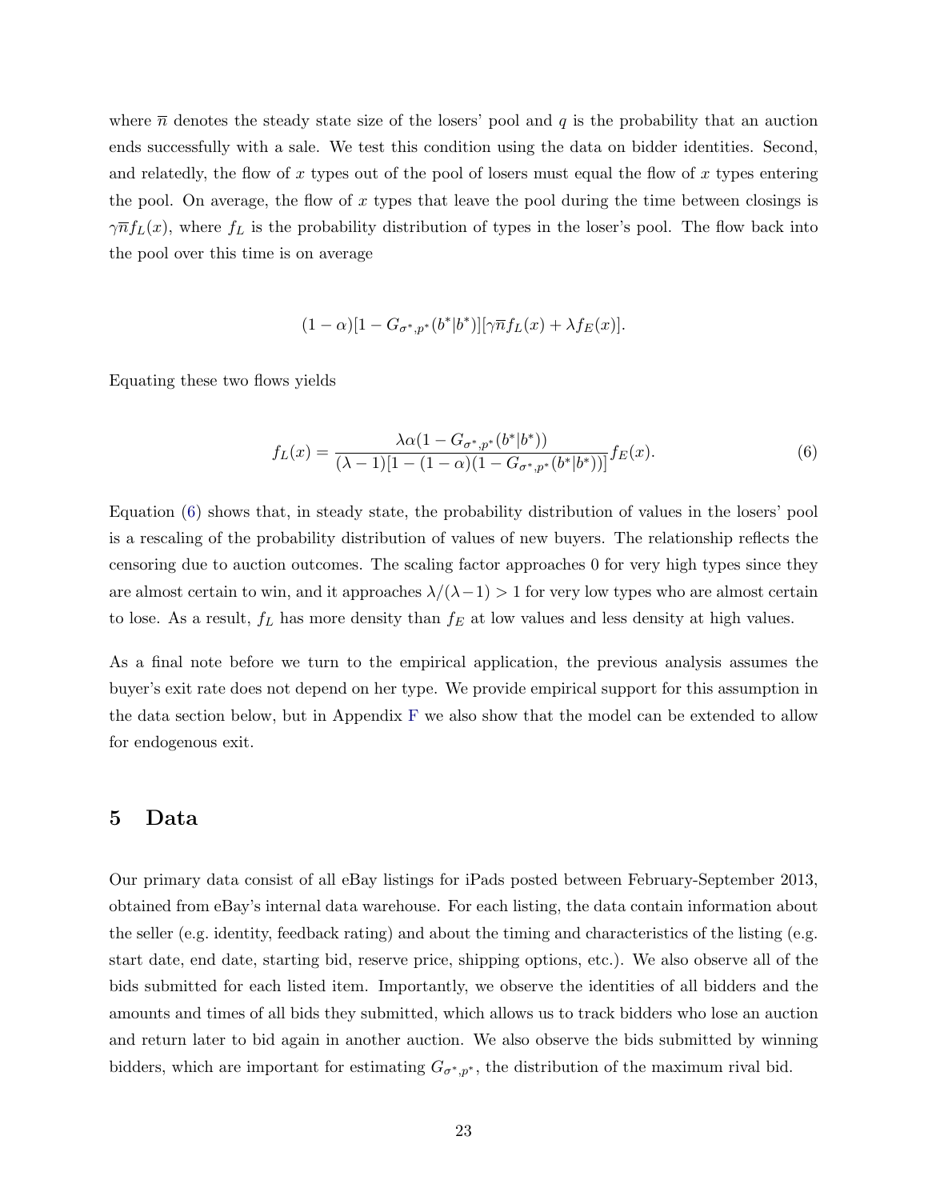where $\overline{n}$ denotes the steady state size of the losers' pool and $q$ is the probability that an auction ends successfully with a sale. We test this condition using the data on bidder identities. Second, and relatedly, the flow of $x$ types out of the pool of losers must equal the flow of $x$ types entering the pool. On average, the flow of $x$ types that leave the pool during the time between closings is $\gamma\overline{n}f_L(x)$, where $f_L$ is the probability distribution of types in the loser's pool. The flow back into the pool over this time is on average

$$(1-\alpha)[1-G_{\sigma^*,p^*}(b^*|b^*)][\gamma\overline{n}f_L(x)+\lambda f_E(x)].$$

Equating these two flows yields

$$f_L(x)=\frac{\lambda\alpha(1-G_{\sigma^*,p^*}(b^*|b^*))}{(\lambda-1)[1-(1-\alpha)(1-G_{\sigma^*,p^*}(b^*|b^*))]}f_E(x). \tag{6}$$

Equation (6) shows that, in steady state, the probability distribution of values in the losers' pool is a rescaling of the probability distribution of values of new buyers. The relationship reflects the censoring due to auction outcomes. The scaling factor approaches 0 for very high types since they are almost certain to win, and it approaches $\lambda/(\lambda-1)>1$ for very low types who are almost certain to lose. As a result, $f_L$ has more density than $f_E$ at low values and less density at high values.

As a final note before we turn to the empirical application, the previous analysis assumes the buyer's exit rate does not depend on her type. We provide empirical support for this assumption in the data section below, but in Appendix F we also show that the model can be extended to allow for endogenous exit.

## 5 Data

Our primary data consist of all eBay listings for iPads posted between February-September 2013, obtained from eBay's internal data warehouse. For each listing, the data contain information about the seller (e.g. identity, feedback rating) and about the timing and characteristics of the listing (e.g. start date, end date, starting bid, reserve price, shipping options, etc.). We also observe all of the bids submitted for each listed item. Importantly, we observe the identities of all bidders and the amounts and times of all bids they submitted, which allows us to track bidders who lose an auction and return later to bid again in another auction. We also observe the bids submitted by winning bidders, which are important for estimating $G_{\sigma^*,p^*}$, the distribution of the maximum rival bid.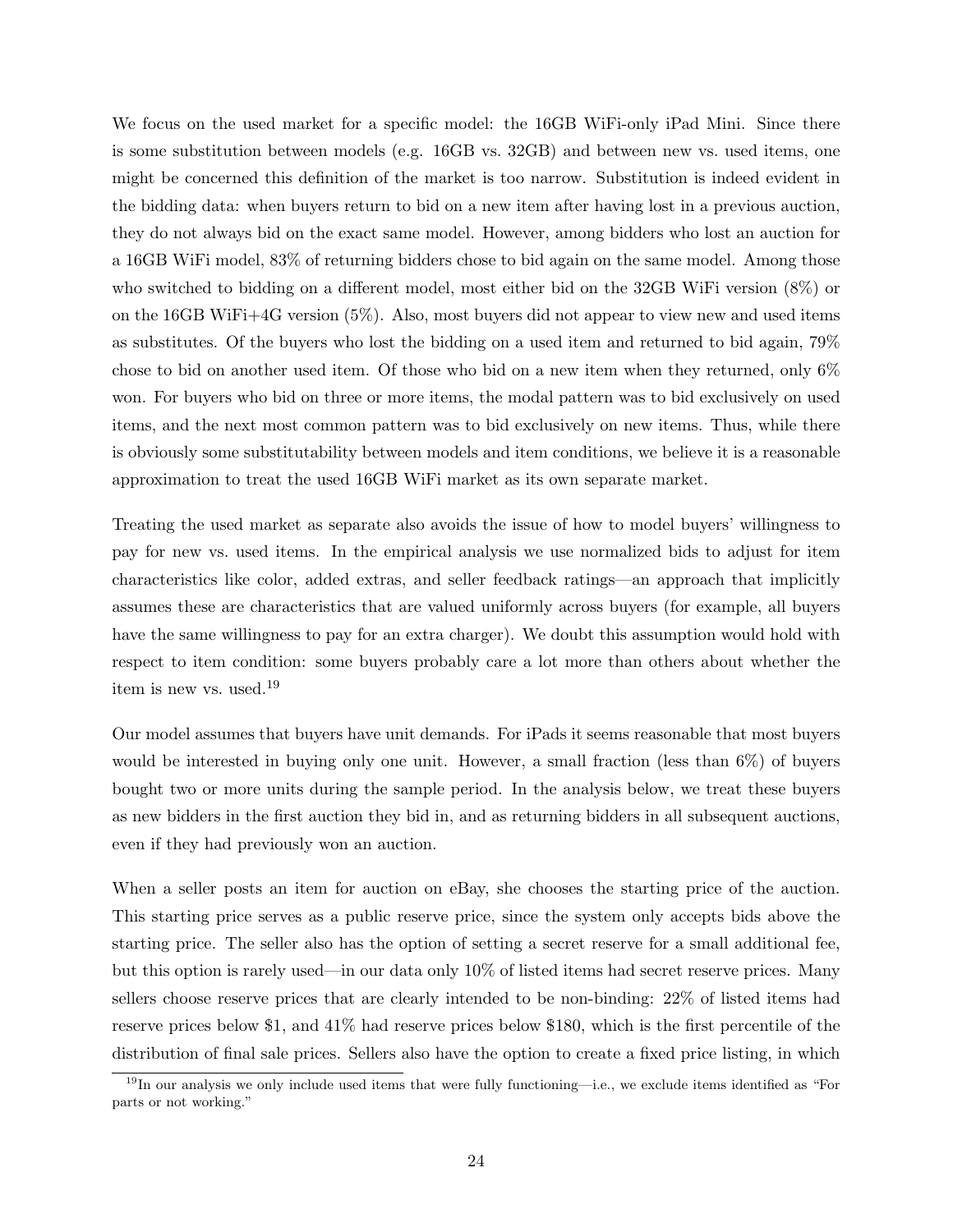We focus on the used market for a specific model: the 16GB WiFi-only iPad Mini. Since there is some substitution between models (e.g. 16GB vs. 32GB) and between new vs. used items, one might be concerned this definition of the market is too narrow. Substitution is indeed evident in the bidding data: when buyers return to bid on a new item after having lost in a previous auction, they do not always bid on the exact same model. However, among bidders who lost an auction for a 16GB WiFi model, 83% of returning bidders chose to bid again on the same model. Among those who switched to bidding on a different model, most either bid on the 32GB WiFi version (8%) or on the 16GB WiFi+4G version (5%). Also, most buyers did not appear to view new and used items as substitutes. Of the buyers who lost the bidding on a used item and returned to bid again, 79% chose to bid on another used item. Of those who bid on a new item when they returned, only 6% won. For buyers who bid on three or more items, the modal pattern was to bid exclusively on used items, and the next most common pattern was to bid exclusively on new items. Thus, while there is obviously some substitutability between models and item conditions, we believe it is a reasonable approximation to treat the used 16GB WiFi market as its own separate market.

Treating the used market as separate also avoids the issue of how to model buyers' willingness to pay for new vs. used items. In the empirical analysis we use normalized bids to adjust for item characteristics like color, added extras, and seller feedback ratings—an approach that implicitly assumes these are characteristics that are valued uniformly across buyers (for example, all buyers have the same willingness to pay for an extra charger). We doubt this assumption would hold with respect to item condition: some buyers probably care a lot more than others about whether the item is new vs. used.[19]

Our model assumes that buyers have unit demands. For iPads it seems reasonable that most buyers would be interested in buying only one unit. However, a small fraction (less than 6%) of buyers bought two or more units during the sample period. In the analysis below, we treat these buyers as new bidders in the first auction they bid in, and as returning bidders in all subsequent auctions, even if they had previously won an auction.

When a seller posts an item for auction on eBay, she chooses the starting price of the auction. This starting price serves as a public reserve price, since the system only accepts bids above the starting price. The seller also has the option of setting a secret reserve for a small additional fee, but this option is rarely used—in our data only 10% of listed items had secret reserve prices. Many sellers choose reserve prices that are clearly intended to be non-binding: 22% of listed items had reserve prices below $1, and 41% had reserve prices below $180, which is the first percentile of the distribution of final sale prices. Sellers also have the option to create a fixed price listing, in which

[19] In our analysis we only include used items that were fully functioning—i.e., we exclude items identified as "For parts or not working."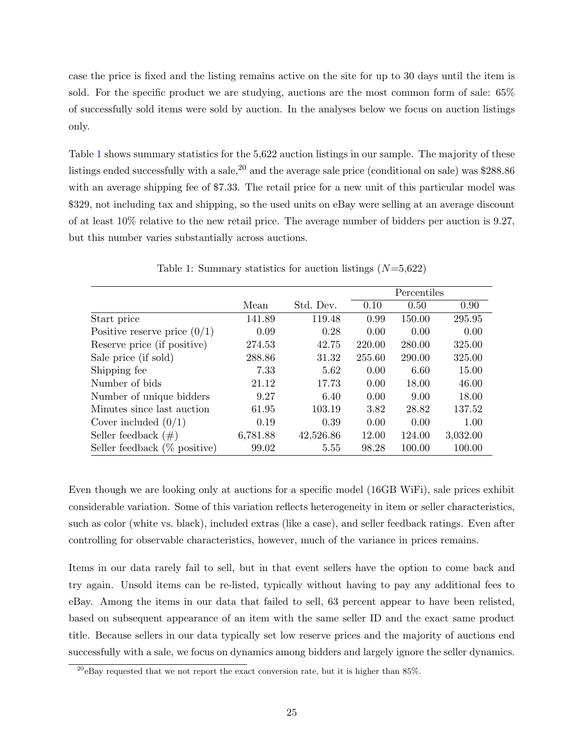case the price is fixed and the listing remains active on the site for up to 30 days until the item is sold. For the specific product we are studying, auctions are the most common form of sale: 65% of successfully sold items were sold by auction. In the analyses below we focus on auction listings only.

Table 1 shows summary statistics for the 5,622 auction listings in our sample. The majority of these listings ended successfully with a sale,[20] and the average sale price (conditional on sale) was $288.86 with an average shipping fee of $7.33. The retail price for a new unit of this particular model was $329, not including tax and shipping, so the used units on eBay were selling at an average discount of at least 10% relative to the new retail price. The average number of bidders per auction is 9.27, but this number varies substantially across auctions.

Table 1: Summary statistics for auction listings ($N$=5,622)

| | Mean | Std. Dev. | Percentiles | | |
|---|---|---|---|---|---|
| | | | 0.10 | 0.50 | 0.90 |
| Start price | 141.89 | 119.48 | 0.99 | 150.00 | 295.95 |
| Positive reserve price (0/1) | 0.09 | 0.28 | 0.00 | 0.00 | 0.00 |
| Reserve price (if positive) | 274.53 | 42.75 | 220.00 | 280.00 | 325.00 |
| Sale price (if sold) | 288.86 | 31.32 | 255.60 | 290.00 | 325.00 |
| Shipping fee | 7.33 | 5.62 | 0.00 | 6.60 | 15.00 |
| Number of bids | 21.12 | 17.73 | 0.00 | 18.00 | 46.00 |
| Number of unique bidders | 9.27 | 6.40 | 0.00 | 9.00 | 18.00 |
| Minutes since last auction | 61.95 | 103.19 | 3.82 | 28.82 | 137.52 |
| Cover included (0/1) | 0.19 | 0.39 | 0.00 | 0.00 | 1.00 |
| Seller feedback (#) | 6,781.88 | 42,526.86 | 12.00 | 124.00 | 3,032.00 |
| Seller feedback (% positive) | 99.02 | 5.55 | 98.28 | 100.00 | 100.00 |

Even though we are looking only at auctions for a specific model (16GB WiFi), sale prices exhibit considerable variation. Some of this variation reflects heterogeneity in item or seller characteristics, such as color (white vs. black), included extras (like a case), and seller feedback ratings. Even after controlling for observable characteristics, however, much of the variance in prices remains.

Items in our data rarely fail to sell, but in that event sellers have the option to come back and try again. Unsold items can be re-listed, typically without having to pay any additional fees to eBay. Among the items in our data that failed to sell, 63 percent appear to have been relisted, based on subsequent appearance of an item with the same seller ID and the exact same product title. Because sellers in our data typically set low reserve prices and the majority of auctions end successfully with a sale, we focus on dynamics among bidders and largely ignore the seller dynamics.

[20] eBay requested that we not report the exact conversion rate, but it is higher than 85%.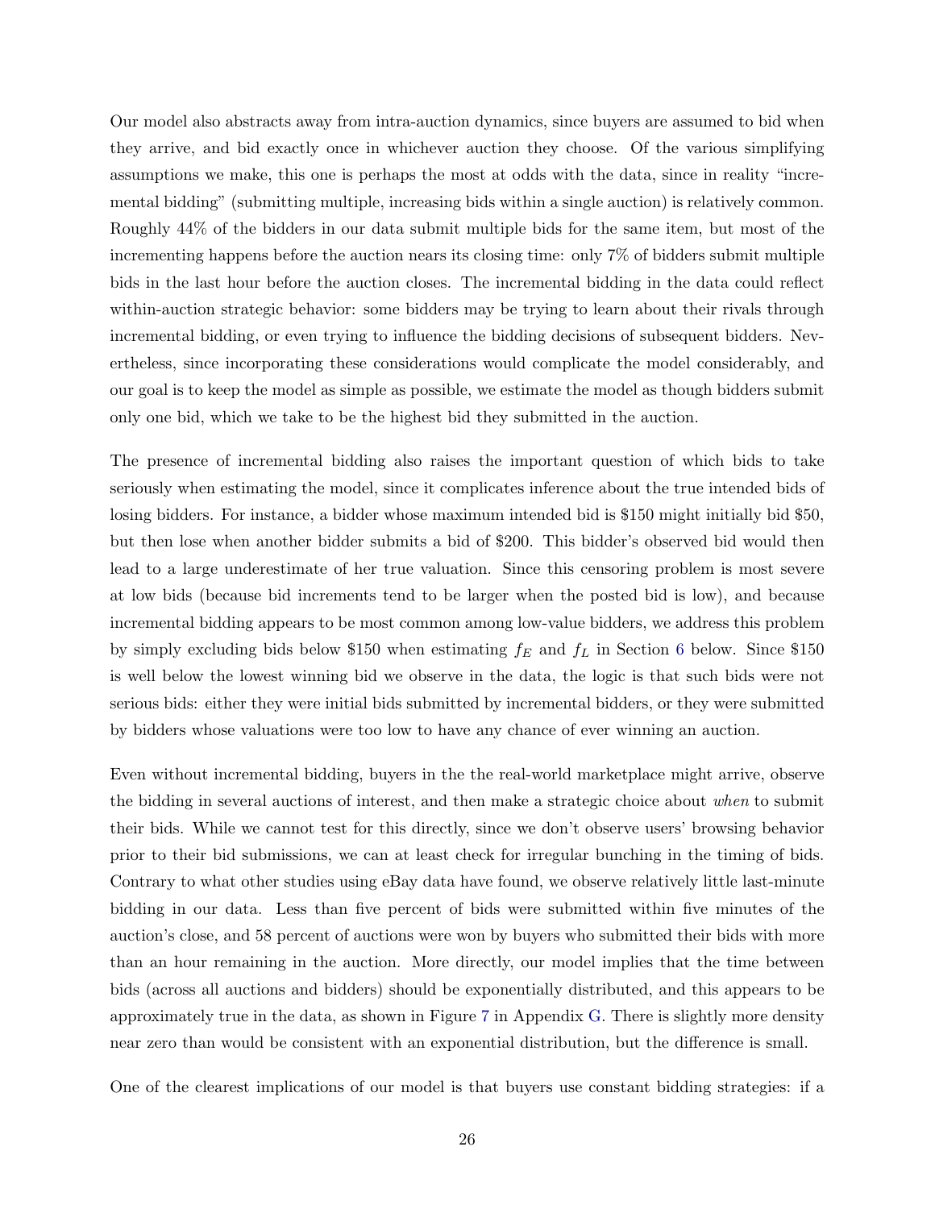Our model also abstracts away from intra-auction dynamics, since buyers are assumed to bid when they arrive, and bid exactly once in whichever auction they choose. Of the various simplifying assumptions we make, this one is perhaps the most at odds with the data, since in reality "incremental bidding" (submitting multiple, increasing bids within a single auction) is relatively common. Roughly 44% of the bidders in our data submit multiple bids for the same item, but most of the incrementing happens before the auction nears its closing time: only 7% of bidders submit multiple bids in the last hour before the auction closes. The incremental bidding in the data could reflect within-auction strategic behavior: some bidders may be trying to learn about their rivals through incremental bidding, or even trying to influence the bidding decisions of subsequent bidders. Nevertheless, since incorporating these considerations would complicate the model considerably, and our goal is to keep the model as simple as possible, we estimate the model as though bidders submit only one bid, which we take to be the highest bid they submitted in the auction.

The presence of incremental bidding also raises the important question of which bids to take seriously when estimating the model, since it complicates inference about the true intended bids of losing bidders. For instance, a bidder whose maximum intended bid is \$150 might initially bid \$50, but then lose when another bidder submits a bid of \$200. This bidder's observed bid would then lead to a large underestimate of her true valuation. Since this censoring problem is most severe at low bids (because bid increments tend to be larger when the posted bid is low), and because incremental bidding appears to be most common among low-value bidders, we address this problem by simply excluding bids below \$150 when estimating $f_E$ and $f_L$ in Section 6 below. Since \$150 is well below the lowest winning bid we observe in the data, the logic is that such bids were not serious bids: either they were initial bids submitted by incremental bidders, or they were submitted by bidders whose valuations were too low to have any chance of ever winning an auction.

Even without incremental bidding, buyers in the the real-world marketplace might arrive, observe the bidding in several auctions of interest, and then make a strategic choice about *when* to submit their bids. While we cannot test for this directly, since we don't observe users' browsing behavior prior to their bid submissions, we can at least check for irregular bunching in the timing of bids. Contrary to what other studies using eBay data have found, we observe relatively little last-minute bidding in our data. Less than five percent of bids were submitted within five minutes of the auction's close, and 58 percent of auctions were won by buyers who submitted their bids with more than an hour remaining in the auction. More directly, our model implies that the time between bids (across all auctions and bidders) should be exponentially distributed, and this appears to be approximately true in the data, as shown in Figure 7 in Appendix G. There is slightly more density near zero than would be consistent with an exponential distribution, but the difference is small.

One of the clearest implications of our model is that buyers use constant bidding strategies: if a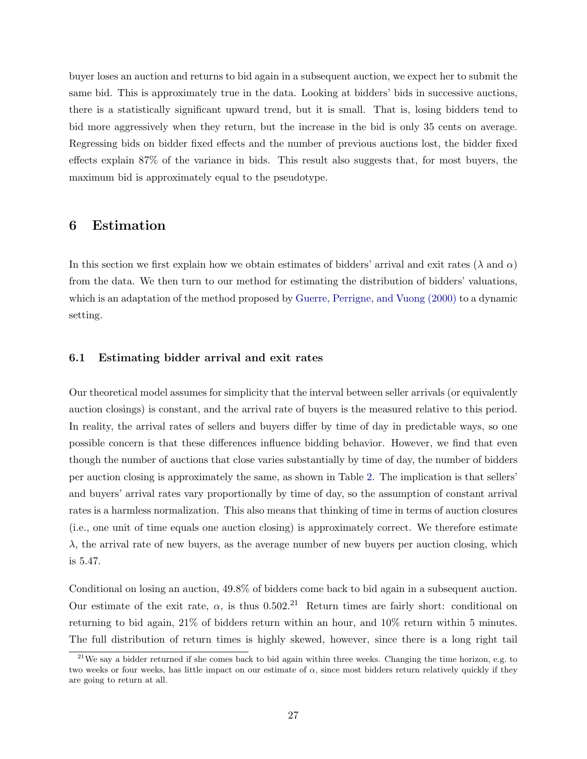buyer loses an auction and returns to bid again in a subsequent auction, we expect her to submit the same bid. This is approximately true in the data. Looking at bidders' bids in successive auctions, there is a statistically significant upward trend, but it is small. That is, losing bidders tend to bid more aggressively when they return, but the increase in the bid is only 35 cents on average. Regressing bids on bidder fixed effects and the number of previous auctions lost, the bidder fixed effects explain 87% of the variance in bids. This result also suggests that, for most buyers, the maximum bid is approximately equal to the pseudotype.

# 6 Estimation

In this section we first explain how we obtain estimates of bidders' arrival and exit rates ($\lambda$ and $\alpha$) from the data. We then turn to our method for estimating the distribution of bidders' valuations, which is an adaptation of the method proposed by Guerre, Perrigne, and Vuong (2000) to a dynamic setting.

## 6.1 Estimating bidder arrival and exit rates

Our theoretical model assumes for simplicity that the interval between seller arrivals (or equivalently auction closings) is constant, and the arrival rate of buyers is the measured relative to this period. In reality, the arrival rates of sellers and buyers differ by time of day in predictable ways, so one possible concern is that these differences influence bidding behavior. However, we find that even though the number of auctions that close varies substantially by time of day, the number of bidders per auction closing is approximately the same, as shown in Table 2. The implication is that sellers' and buyers' arrival rates vary proportionally by time of day, so the assumption of constant arrival rates is a harmless normalization. This also means that thinking of time in terms of auction closures (i.e., one unit of time equals one auction closing) is approximately correct. We therefore estimate $\lambda$, the arrival rate of new buyers, as the average number of new buyers per auction closing, which is 5.47.

Conditional on losing an auction, 49.8% of bidders come back to bid again in a subsequent auction. Our estimate of the exit rate, $\alpha$, is thus 0.502.[21] Return times are fairly short: conditional on returning to bid again, 21% of bidders return within an hour, and 10% return within 5 minutes. The full distribution of return times is highly skewed, however, since there is a long right tail

[21] We say a bidder returned if she comes back to bid again within three weeks. Changing the time horizon, e.g. to two weeks or four weeks, has little impact on our estimate of $\alpha$, since most bidders return relatively quickly if they are going to return at all.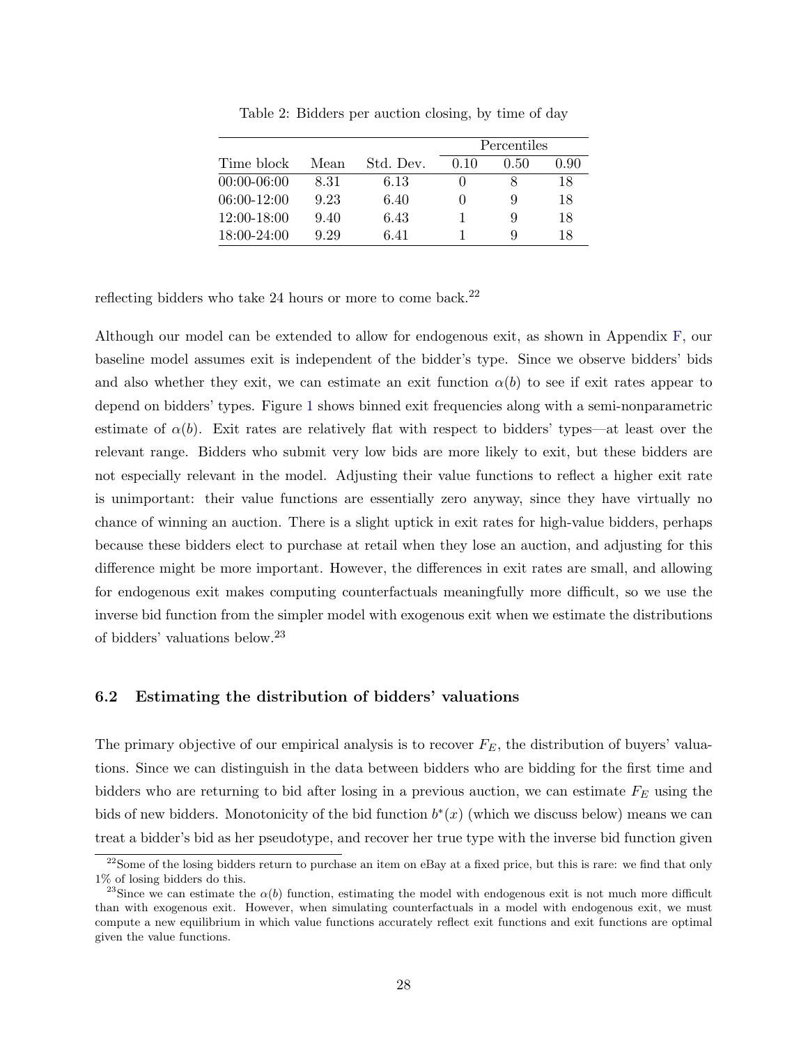Table 2: Bidders per auction closing, by time of day

| Time block | Mean | Std. Dev. | Percentiles | | |
|---|---|---|---|---|---|
| | | | 0.10 | 0.50 | 0.90 |
| 00:00-06:00 | 8.31 | 6.13 | 0 | 8 | 18 |
| 06:00-12:00 | 9.23 | 6.40 | 0 | 9 | 18 |
| 12:00-18:00 | 9.40 | 6.43 | 1 | 9 | 18 |
| 18:00-24:00 | 9.29 | 6.41 | 1 | 9 | 18 |

reflecting bidders who take 24 hours or more to come back.[22]

Although our model can be extended to allow for endogenous exit, as shown in Appendix F, our baseline model assumes exit is independent of the bidder's type. Since we observe bidders' bids and also whether they exit, we can estimate an exit function $\alpha(b)$ to see if exit rates appear to depend on bidders' types. Figure 1 shows binned exit frequencies along with a semi-nonparametric estimate of $\alpha(b)$. Exit rates are relatively flat with respect to bidders' types—at least over the relevant range. Bidders who submit very low bids are more likely to exit, but these bidders are not especially relevant in the model. Adjusting their value functions to reflect a higher exit rate is unimportant: their value functions are essentially zero anyway, since they have virtually no chance of winning an auction. There is a slight uptick in exit rates for high-value bidders, perhaps because these bidders elect to purchase at retail when they lose an auction, and adjusting for this difference might be more important. However, the differences in exit rates are small, and allowing for endogenous exit makes computing counterfactuals meaningfully more difficult, so we use the inverse bid function from the simpler model with exogenous exit when we estimate the distributions of bidders' valuations below.[23]

### 6.2 Estimating the distribution of bidders' valuations

The primary objective of our empirical analysis is to recover $F_E$, the distribution of buyers' valuations. Since we can distinguish in the data between bidders who are bidding for the first time and bidders who are returning to bid after losing in a previous auction, we can estimate $F_E$ using the bids of new bidders. Monotonicity of the bid function $b^*(x)$ (which we discuss below) means we can treat a bidder's bid as her pseudotype, and recover her true type with the inverse bid function given

[22] Some of the losing bidders return to purchase an item on eBay at a fixed price, but this is rare: we find that only 1% of losing bidders do this.

[23] Since we can estimate the $\alpha(b)$ function, estimating the model with endogenous exit is not much more difficult than with exogenous exit. However, when simulating counterfactuals in a model with endogenous exit, we must compute a new equilibrium in which value functions accurately reflect exit functions and exit functions are optimal given the value functions.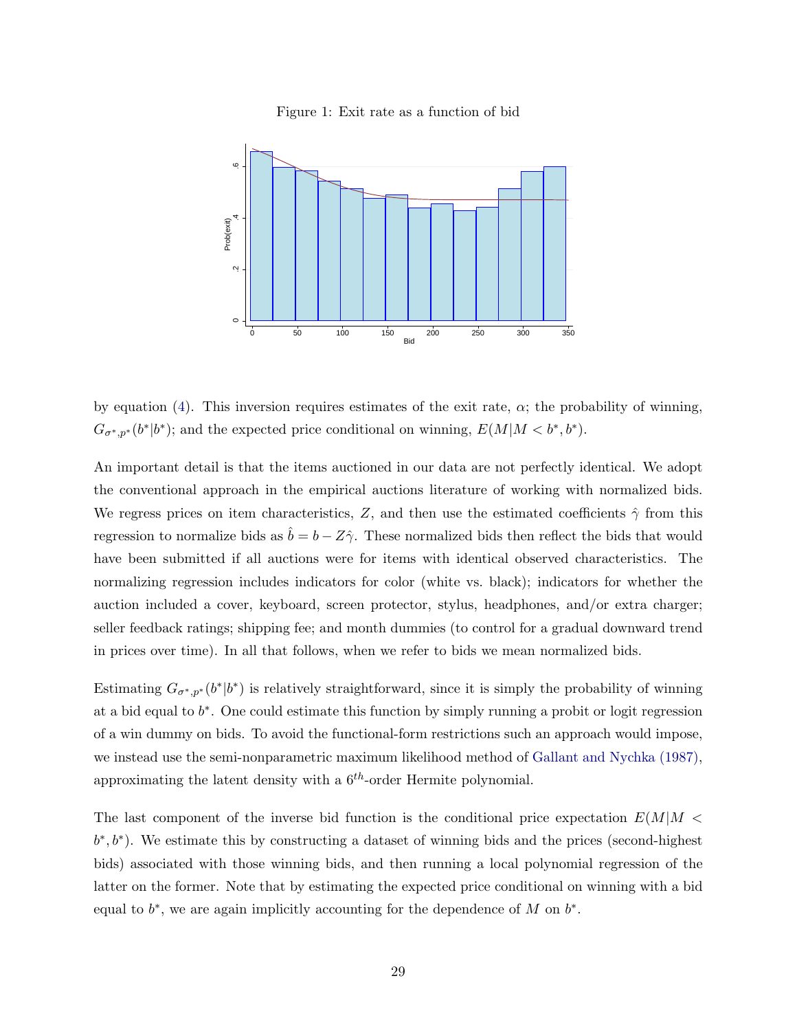Figure 1: Exit rate as a function of bid

by equation (4). This inversion requires estimates of the exit rate, $\alpha$; the probability of winning, $G_{\sigma^*,p^*}(b^*|b^*)$; and the expected price conditional on winning, $E(M|M < b^*, b^*)$.

An important detail is that the items auctioned in our data are not perfectly identical. We adopt the conventional approach in the empirical auctions literature of working with normalized bids. We regress prices on item characteristics, $Z$, and then use the estimated coefficients $\hat{\gamma}$ from this regression to normalize bids as $\hat{b} = b - Z\hat{\gamma}$. These normalized bids then reflect the bids that would have been submitted if all auctions were for items with identical observed characteristics. The normalizing regression includes indicators for color (white vs. black); indicators for whether the auction included a cover, keyboard, screen protector, stylus, headphones, and/or extra charger; seller feedback ratings; shipping fee; and month dummies (to control for a gradual downward trend in prices over time). In all that follows, when we refer to bids we mean normalized bids.

Estimating $G_{\sigma^*,p^*}(b^*|b^*)$ is relatively straightforward, since it is simply the probability of winning at a bid equal to $b^*$. One could estimate this function by simply running a probit or logit regression of a win dummy on bids. To avoid the functional-form restrictions such an approach would impose, we instead use the semi-nonparametric maximum likelihood method of Gallant and Nychka (1987), approximating the latent density with a $6^{th}$-order Hermite polynomial.

The last component of the inverse bid function is the conditional price expectation $E(M|M < b^*, b^*)$. We estimate this by constructing a dataset of winning bids and the prices (second-highest bids) associated with those winning bids, and then running a local polynomial regression of the latter on the former. Note that by estimating the expected price conditional on winning with a bid equal to $b^*$, we are again implicitly accounting for the dependence of $M$ on $b^*$.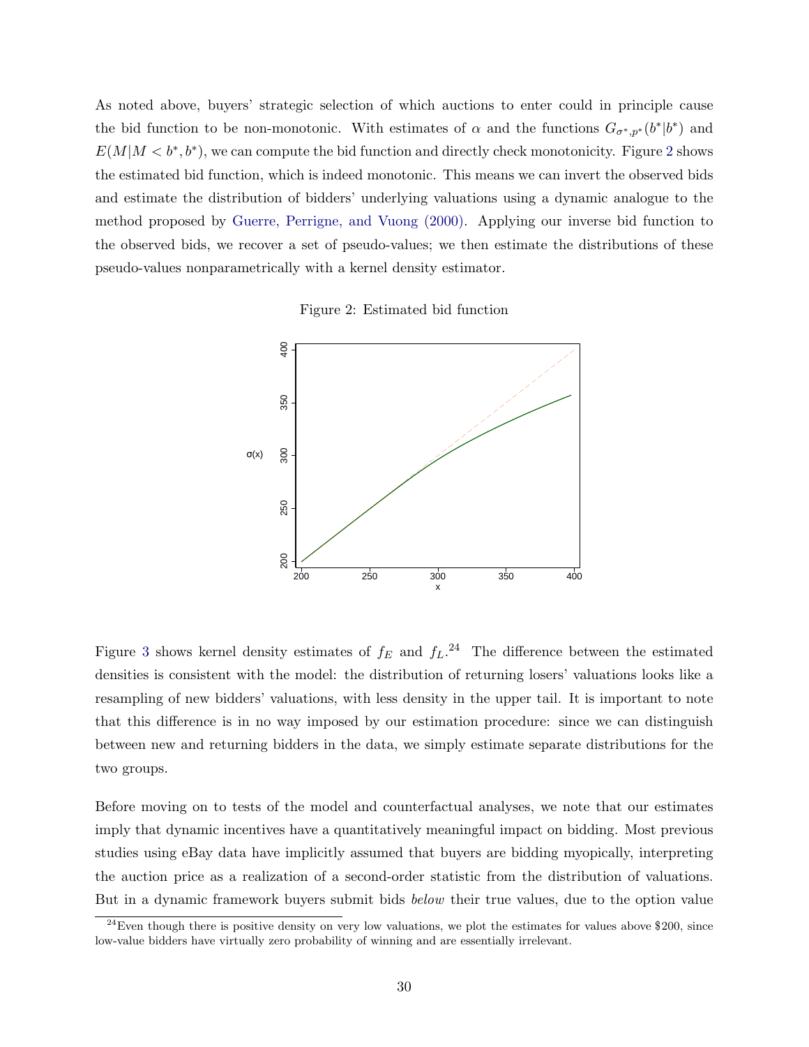As noted above, buyers' strategic selection of which auctions to enter could in principle cause the bid function to be non-monotonic. With estimates of $\alpha$ and the functions $G_{\sigma^*,p^*}(b^*|b^*)$ and $E(M|M < b^*, b^*)$, we can compute the bid function and directly check monotonicity. Figure 2 shows the estimated bid function, which is indeed monotonic. This means we can invert the observed bids and estimate the distribution of bidders' underlying valuations using a dynamic analogue to the method proposed by Guerre, Perrigne, and Vuong (2000). Applying our inverse bid function to the observed bids, we recover a set of pseudo-values; we then estimate the distributions of these pseudo-values nonparametrically with a kernel density estimator.

Figure 2: Estimated bid function

Figure 3 shows kernel density estimates of $f_E$ and $f_L$.[24] The difference between the estimated densities is consistent with the model: the distribution of returning losers' valuations looks like a resampling of new bidders' valuations, with less density in the upper tail. It is important to note that this difference is in no way imposed by our estimation procedure: since we can distinguish between new and returning bidders in the data, we simply estimate separate distributions for the two groups.

Before moving on to tests of the model and counterfactual analyses, we note that our estimates imply that dynamic incentives have a quantitatively meaningful impact on bidding. Most previous studies using eBay data have implicitly assumed that buyers are bidding myopically, interpreting the auction price as a realization of a second-order statistic from the distribution of valuations. But in a dynamic framework buyers submit bids *below* their true values, due to the option value

[24] Even though there is positive density on very low valuations, we plot the estimates for values above \$200, since low-value bidders have virtually zero probability of winning and are essentially irrelevant.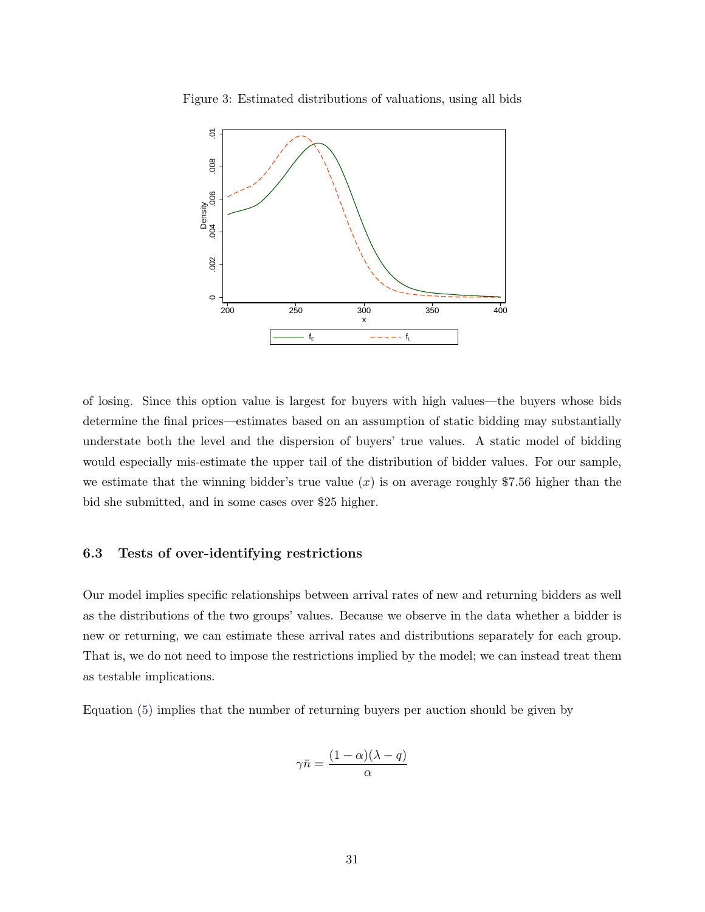Figure 3: Estimated distributions of valuations, using all bids

of losing. Since this option value is largest for buyers with high values—the buyers whose bids determine the final prices—estimates based on an assumption of static bidding may substantially understate both the level and the dispersion of buyers' true values. A static model of bidding would especially mis-estimate the upper tail of the distribution of bidder values. For our sample, we estimate that the winning bidder's true value ($x$) is on average roughly \$7.56 higher than the bid she submitted, and in some cases over \$25 higher.

### 6.3 Tests of over-identifying restrictions

Our model implies specific relationships between arrival rates of new and returning bidders as well as the distributions of the two groups' values. Because we observe in the data whether a bidder is new or returning, we can estimate these arrival rates and distributions separately for each group. That is, we do not need to impose the restrictions implied by the model; we can instead treat them as testable implications.

Equation (5) implies that the number of returning buyers per auction should be given by

$$\gamma\bar{n} = \frac{(1-\alpha)(\lambda - q)}{\alpha}$$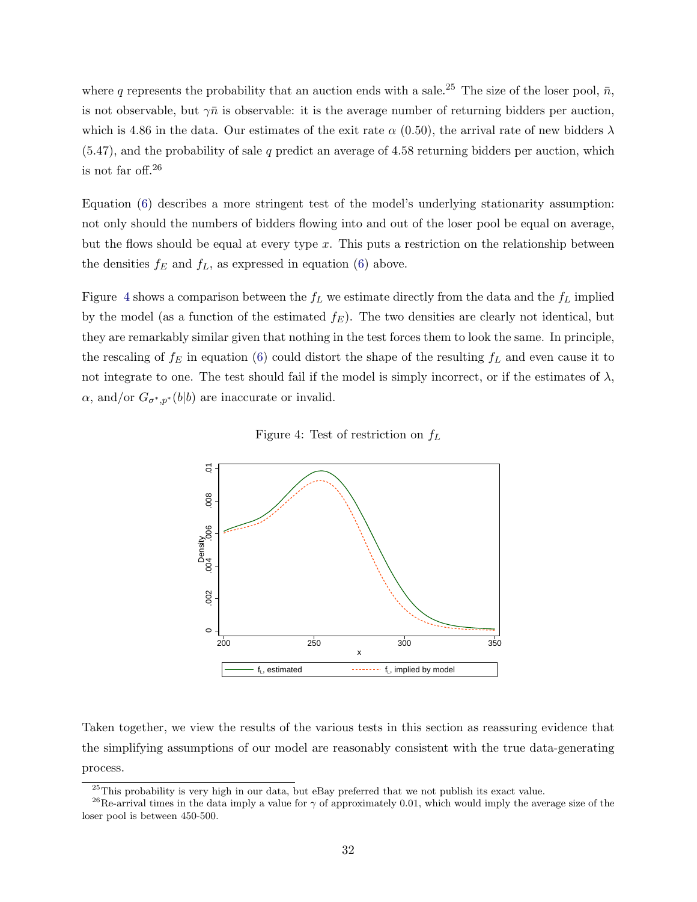where $q$ represents the probability that an auction ends with a sale.[25] The size of the loser pool, $\bar{n}$, is not observable, but $\gamma\bar{n}$ is observable: it is the average number of returning bidders per auction, which is 4.86 in the data. Our estimates of the exit rate $\alpha$ (0.50), the arrival rate of new bidders $\lambda$ (5.47), and the probability of sale $q$ predict an average of 4.58 returning bidders per auction, which is not far off.[26]

Equation (6) describes a more stringent test of the model's underlying stationarity assumption: not only should the numbers of bidders flowing into and out of the loser pool be equal on average, but the flows should be equal at every type $x$. This puts a restriction on the relationship between the densities $f_E$ and $f_L$, as expressed in equation (6) above.

Figure 4 shows a comparison between the $f_L$ we estimate directly from the data and the $f_L$ implied by the model (as a function of the estimated $f_E$). The two densities are clearly not identical, but they are remarkably similar given that nothing in the test forces them to look the same. In principle, the rescaling of $f_E$ in equation (6) could distort the shape of the resulting $f_L$ and even cause it to not integrate to one. The test should fail if the model is simply incorrect, or if the estimates of $\lambda$, $\alpha$, and/or $G_{\sigma^*,p^*}(b|b)$ are inaccurate or invalid.

Figure 4: Test of restriction on $f_L$

Taken together, we view the results of the various tests in this section as reassuring evidence that the simplifying assumptions of our model are reasonably consistent with the true data-generating process.

[25] This probability is very high in our data, but eBay preferred that we not publish its exact value.

[26] Re-arrival times in the data imply a value for $\gamma$ of approximately 0.01, which would imply the average size of the loser pool is between 450-500.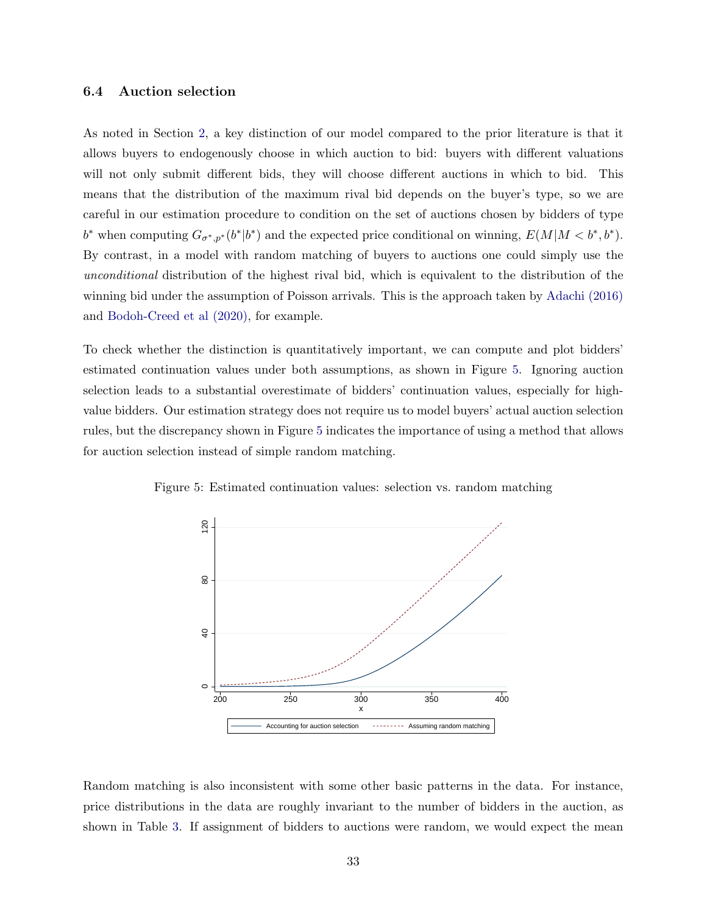### 6.4 Auction selection

As noted in Section 2, a key distinction of our model compared to the prior literature is that it allows buyers to endogenously choose in which auction to bid: buyers with different valuations will not only submit different bids, they will choose different auctions in which to bid. This means that the distribution of the maximum rival bid depends on the buyer's type, so we are careful in our estimation procedure to condition on the set of auctions chosen by bidders of type $b^*$ when computing $G_{\sigma^*,p^*}(b^*|b^*)$ and the expected price conditional on winning, $E(M|M < b^*, b^*)$. By contrast, in a model with random matching of buyers to auctions one could simply use the *unconditional* distribution of the highest rival bid, which is equivalent to the distribution of the winning bid under the assumption of Poisson arrivals. This is the approach taken by Adachi (2016) and Bodoh-Creed et al (2020), for example.

To check whether the distinction is quantitatively important, we can compute and plot bidders' estimated continuation values under both assumptions, as shown in Figure 5. Ignoring auction selection leads to a substantial overestimate of bidders' continuation values, especially for high-value bidders. Our estimation strategy does not require us to model buyers' actual auction selection rules, but the discrepancy shown in Figure 5 indicates the importance of using a method that allows for auction selection instead of simple random matching.

Figure 5: Estimated continuation values: selection vs. random matching

Random matching is also inconsistent with some other basic patterns in the data. For instance, price distributions in the data are roughly invariant to the number of bidders in the auction, as shown in Table 3. If assignment of bidders to auctions were random, we would expect the mean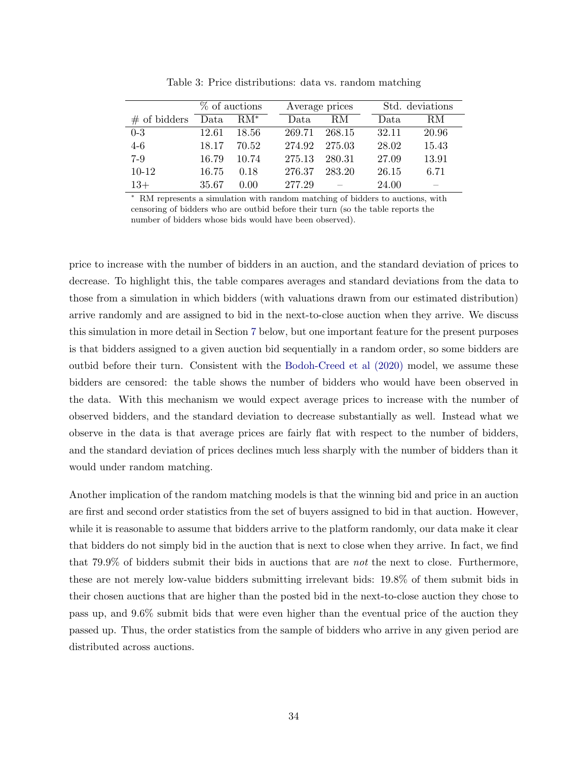Table 3: Price distributions: data vs. random matching

| | % of auctions | | Average prices | | Std. deviations | |
|---|---|---|---|---|---|---|
| # of bidders | Data | RM* | Data | RM | Data | RM |
| 0-3 | 12.61 | 18.56 | 269.71 | 268.15 | 32.11 | 20.96 |
| 4-6 | 18.17 | 70.52 | 274.92 | 275.03 | 28.02 | 15.43 |
| 7-9 | 16.79 | 10.74 | 275.13 | 280.31 | 27.09 | 13.91 |
| 10-12 | 16.75 | 0.18 | 276.37 | 283.20 | 26.15 | 6.71 |
| 13+ | 35.67 | 0.00 | 277.29 | – | 24.00 | – |

* RM represents a simulation with random matching of bidders to auctions, with censoring of bidders who are outbid before their turn (so the table reports the number of bidders whose bids would have been observed).

price to increase with the number of bidders in an auction, and the standard deviation of prices to decrease. To highlight this, the table compares averages and standard deviations from the data to those from a simulation in which bidders (with valuations drawn from our estimated distribution) arrive randomly and are assigned to bid in the next-to-close auction when they arrive. We discuss this simulation in more detail in Section 7 below, but one important feature for the present purposes is that bidders assigned to a given auction bid sequentially in a random order, so some bidders are outbid before their turn. Consistent with the Bodoh-Creed et al (2020) model, we assume these bidders are censored: the table shows the number of bidders who would have been observed in the data. With this mechanism we would expect average prices to increase with the number of observed bidders, and the standard deviation to decrease substantially as well. Instead what we observe in the data is that average prices are fairly flat with respect to the number of bidders, and the standard deviation of prices declines much less sharply with the number of bidders than it would under random matching.

Another implication of the random matching models is that the winning bid and price in an auction are first and second order statistics from the set of buyers assigned to bid in that auction. However, while it is reasonable to assume that bidders arrive to the platform randomly, our data make it clear that bidders do not simply bid in the auction that is next to close when they arrive. In fact, we find that 79.9% of bidders submit their bids in auctions that are *not* the next to close. Furthermore, these are not merely low-value bidders submitting irrelevant bids: 19.8% of them submit bids in their chosen auctions that are higher than the posted bid in the next-to-close auction they chose to pass up, and 9.6% submit bids that were even higher than the eventual price of the auction they passed up. Thus, the order statistics from the sample of bidders who arrive in any given period are distributed across auctions.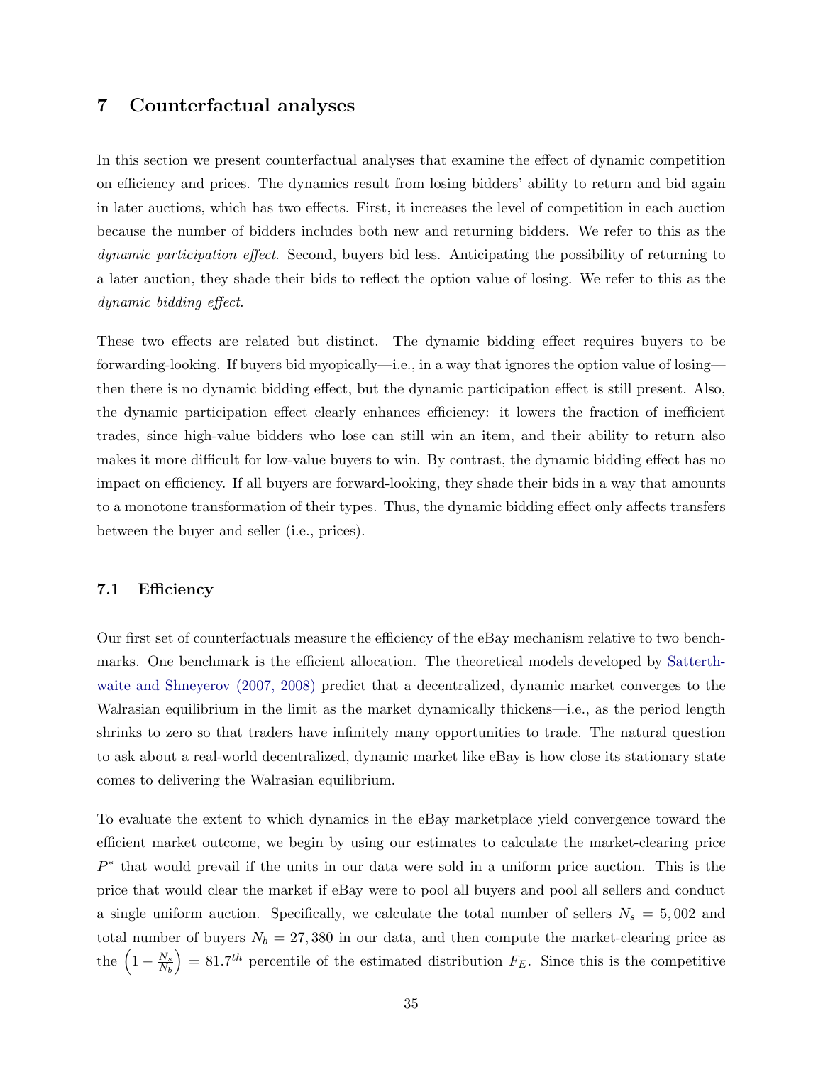# 7 Counterfactual analyses

In this section we present counterfactual analyses that examine the effect of dynamic competition on efficiency and prices. The dynamics result from losing bidders' ability to return and bid again in later auctions, which has two effects. First, it increases the level of competition in each auction because the number of bidders includes both new and returning bidders. We refer to this as the *dynamic participation effect*. Second, buyers bid less. Anticipating the possibility of returning to a later auction, they shade their bids to reflect the option value of losing. We refer to this as the *dynamic bidding effect*.

These two effects are related but distinct. The dynamic bidding effect requires buyers to be forwarding-looking. If buyers bid myopically—i.e., in a way that ignores the option value of losing—then there is no dynamic bidding effect, but the dynamic participation effect is still present. Also, the dynamic participation effect clearly enhances efficiency: it lowers the fraction of inefficient trades, since high-value bidders who lose can still win an item, and their ability to return also makes it more difficult for low-value buyers to win. By contrast, the dynamic bidding effect has no impact on efficiency. If all buyers are forward-looking, they shade their bids in a way that amounts to a monotone transformation of their types. Thus, the dynamic bidding effect only affects transfers between the buyer and seller (i.e., prices).

## 7.1 Efficiency

Our first set of counterfactuals measure the efficiency of the eBay mechanism relative to two benchmarks. One benchmark is the efficient allocation. The theoretical models developed by Satterthwaite and Shneyerov (2007, 2008) predict that a decentralized, dynamic market converges to the Walrasian equilibrium in the limit as the market dynamically thickens—i.e., as the period length shrinks to zero so that traders have infinitely many opportunities to trade. The natural question to ask about a real-world decentralized, dynamic market like eBay is how close its stationary state comes to delivering the Walrasian equilibrium.

To evaluate the extent to which dynamics in the eBay marketplace yield convergence toward the efficient market outcome, we begin by using our estimates to calculate the market-clearing price $P^*$ that would prevail if the units in our data were sold in a uniform price auction. This is the price that would clear the market if eBay were to pool all buyers and pool all sellers and conduct a single uniform auction. Specifically, we calculate the total number of sellers $N_s = 5,002$ and total number of buyers $N_b = 27,380$ in our data, and then compute the market-clearing price as the $\left(1 - \frac{N_s}{N_b}\right) = 81.7^{th}$ percentile of the estimated distribution $F_E$. Since this is the competitive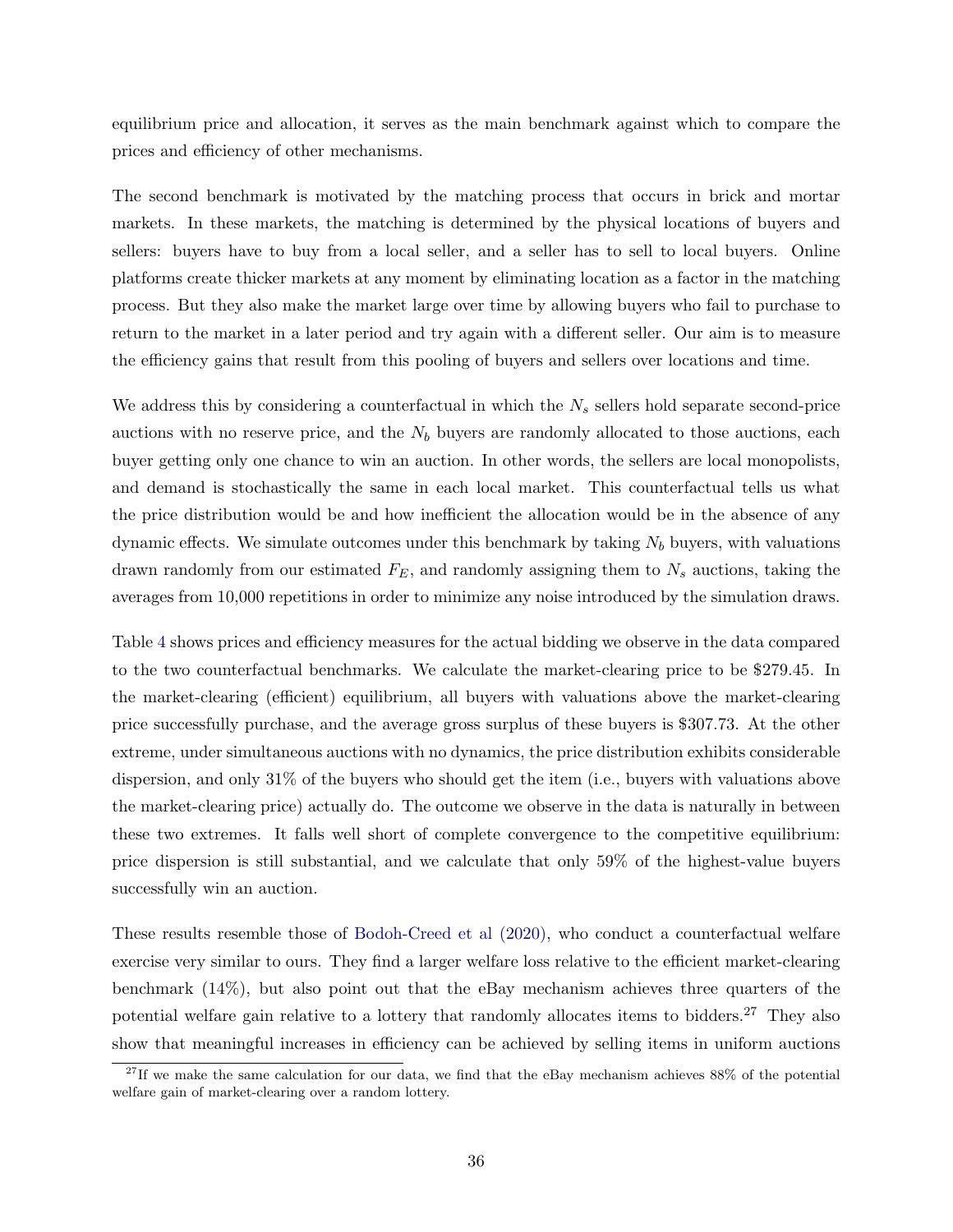equilibrium price and allocation, it serves as the main benchmark against which to compare the prices and efficiency of other mechanisms.

The second benchmark is motivated by the matching process that occurs in brick and mortar markets. In these markets, the matching is determined by the physical locations of buyers and sellers: buyers have to buy from a local seller, and a seller has to sell to local buyers. Online platforms create thicker markets at any moment by eliminating location as a factor in the matching process. But they also make the market large over time by allowing buyers who fail to purchase to return to the market in a later period and try again with a different seller. Our aim is to measure the efficiency gains that result from this pooling of buyers and sellers over locations and time.

We address this by considering a counterfactual in which the $N_s$ sellers hold separate second-price auctions with no reserve price, and the $N_b$ buyers are randomly allocated to those auctions, each buyer getting only one chance to win an auction. In other words, the sellers are local monopolists, and demand is stochastically the same in each local market. This counterfactual tells us what the price distribution would be and how inefficient the allocation would be in the absence of any dynamic effects. We simulate outcomes under this benchmark by taking $N_b$ buyers, with valuations drawn randomly from our estimated $F_E$, and randomly assigning them to $N_s$ auctions, taking the averages from 10,000 repetitions in order to minimize any noise introduced by the simulation draws.

Table 4 shows prices and efficiency measures for the actual bidding we observe in the data compared to the two counterfactual benchmarks. We calculate the market-clearing price to be \$279.45. In the market-clearing (efficient) equilibrium, all buyers with valuations above the market-clearing price successfully purchase, and the average gross surplus of these buyers is \$307.73. At the other extreme, under simultaneous auctions with no dynamics, the price distribution exhibits considerable dispersion, and only 31% of the buyers who should get the item (i.e., buyers with valuations above the market-clearing price) actually do. The outcome we observe in the data is naturally in between these two extremes. It falls well short of complete convergence to the competitive equilibrium: price dispersion is still substantial, and we calculate that only 59% of the highest-value buyers successfully win an auction.

These results resemble those of Bodoh-Creed et al (2020), who conduct a counterfactual welfare exercise very similar to ours. They find a larger welfare loss relative to the efficient market-clearing benchmark (14%), but also point out that the eBay mechanism achieves three quarters of the potential welfare gain relative to a lottery that randomly allocates items to bidders.[27] They also show that meaningful increases in efficiency can be achieved by selling items in uniform auctions

[27] If we make the same calculation for our data, we find that the eBay mechanism achieves 88% of the potential welfare gain of market-clearing over a random lottery.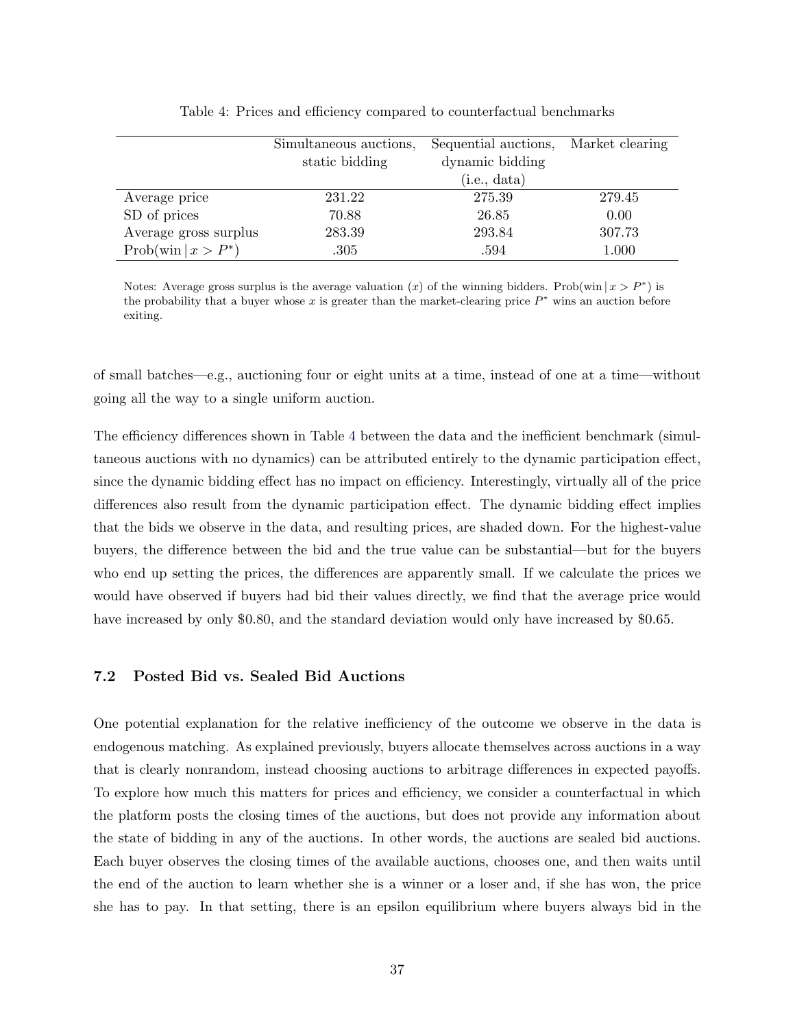Table 4: Prices and efficiency compared to counterfactual benchmarks

| | Simultaneous auctions, static bidding | Sequential auctions, dynamic bidding (i.e., data) | Market clearing |
|---|---|---|---|
| Average price | 231.22 | 275.39 | 279.45 |
| SD of prices | 70.88 | 26.85 | 0.00 |
| Average gross surplus | 283.39 | 293.84 | 307.73 |
| $\text{Prob}(\text{win} \mid x > P^*)$ | .305 | .594 | 1.000 |

Notes: Average gross surplus is the average valuation ($x$) of the winning bidders. $\text{Prob}(\text{win} \mid x > P^*)$ is the probability that a buyer whose $x$ is greater than the market-clearing price $P^*$ wins an auction before exiting.

of small batches—e.g., auctioning four or eight units at a time, instead of one at a time—without going all the way to a single uniform auction.

The efficiency differences shown in Table 4 between the data and the inefficient benchmark (simultaneous auctions with no dynamics) can be attributed entirely to the dynamic participation effect, since the dynamic bidding effect has no impact on efficiency. Interestingly, virtually all of the price differences also result from the dynamic participation effect. The dynamic bidding effect implies that the bids we observe in the data, and resulting prices, are shaded down. For the highest-value buyers, the difference between the bid and the true value can be substantial—but for the buyers who end up setting the prices, the differences are apparently small. If we calculate the prices we would have observed if buyers had bid their values directly, we find that the average price would have increased by only \$0.80, and the standard deviation would only have increased by \$0.65.

### 7.2 Posted Bid vs. Sealed Bid Auctions

One potential explanation for the relative inefficiency of the outcome we observe in the data is endogenous matching. As explained previously, buyers allocate themselves across auctions in a way that is clearly nonrandom, instead choosing auctions to arbitrage differences in expected payoffs. To explore how much this matters for prices and efficiency, we consider a counterfactual in which the platform posts the closing times of the auctions, but does not provide any information about the state of bidding in any of the auctions. In other words, the auctions are sealed bid auctions. Each buyer observes the closing times of the available auctions, chooses one, and then waits until the end of the auction to learn whether she is a winner or a loser and, if she has won, the price she has to pay. In that setting, there is an epsilon equilibrium where buyers always bid in the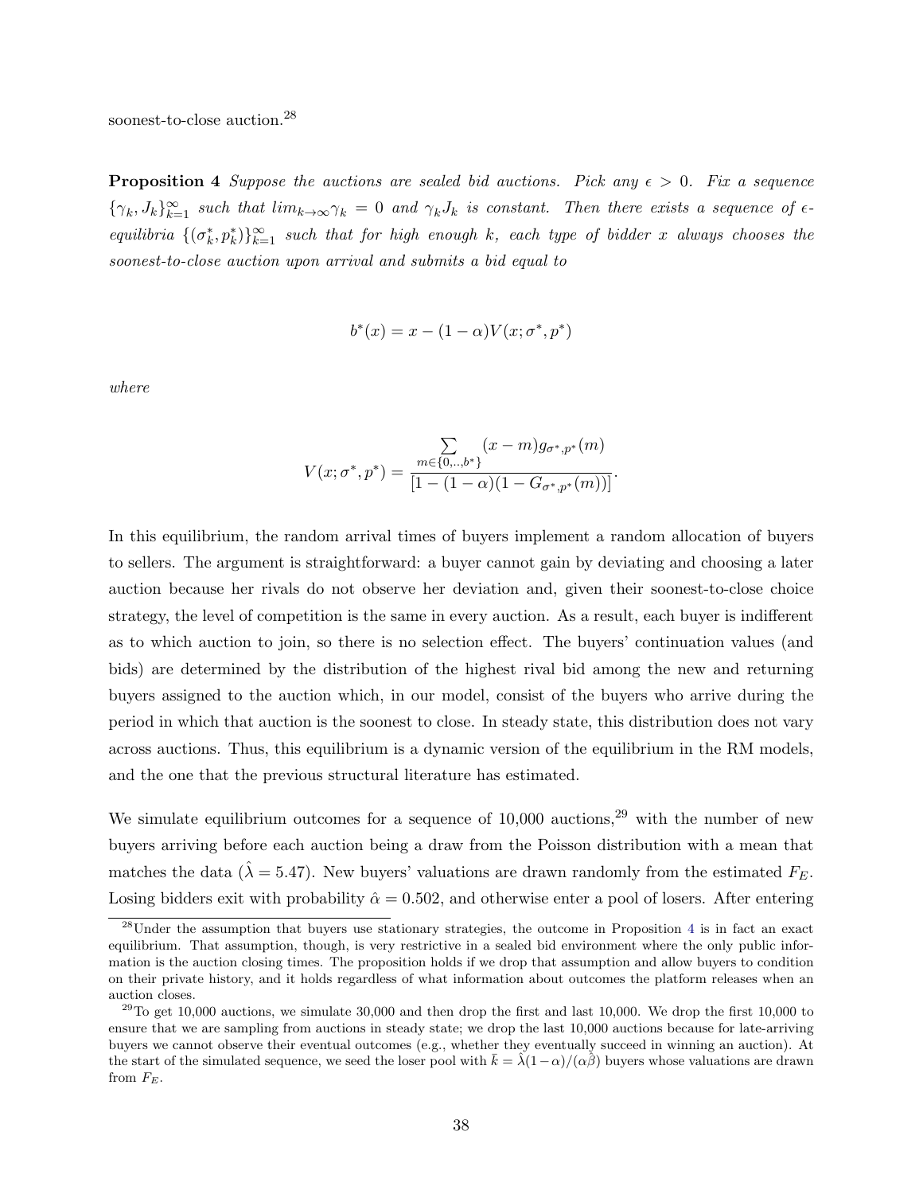soonest-to-close auction.[28]

**Proposition 4** *Suppose the auctions are sealed bid auctions. Pick any $\epsilon > 0$. Fix a sequence $\{\gamma_k, J_k\}_{k=1}^{\infty}$ such that $lim_{k\to\infty}\gamma_k = 0$ and $\gamma_k J_k$ is constant. Then there exists a sequence of $\epsilon$-equilibria $\{(\sigma_k^*, p_k^*)\}_{k=1}^{\infty}$ such that for high enough $k$, each type of bidder $x$ always chooses the soonest-to-close auction upon arrival and submits a bid equal to*

$$b^*(x) = x - (1-\alpha)V(x;\sigma^*, p^*)$$

*where*

$$V(x;\sigma^*, p^*) = \frac{\sum_{m\in\{0,..,b^*\}} (x-m)g_{\sigma^*,p^*}(m)}{[1-(1-\alpha)(1-G_{\sigma^*,p^*}(m))]}.$$

In this equilibrium, the random arrival times of buyers implement a random allocation of buyers to sellers. The argument is straightforward: a buyer cannot gain by deviating and choosing a later auction because her rivals do not observe her deviation and, given their soonest-to-close choice strategy, the level of competition is the same in every auction. As a result, each buyer is indifferent as to which auction to join, so there is no selection effect. The buyers' continuation values (and bids) are determined by the distribution of the highest rival bid among the new and returning buyers assigned to the auction which, in our model, consist of the buyers who arrive during the period in which that auction is the soonest to close. In steady state, this distribution does not vary across auctions. Thus, this equilibrium is a dynamic version of the equilibrium in the RM models, and the one that the previous structural literature has estimated.

We simulate equilibrium outcomes for a sequence of 10,000 auctions,[29] with the number of new buyers arriving before each auction being a draw from the Poisson distribution with a mean that matches the data ($\hat{\lambda} = 5.47$). New buyers' valuations are drawn randomly from the estimated $F_E$. Losing bidders exit with probability $\hat{\alpha} = 0.502$, and otherwise enter a pool of losers. After entering

[28] Under the assumption that buyers use stationary strategies, the outcome in Proposition 4 is in fact an exact equilibrium. That assumption, though, is very restrictive in a sealed bid environment where the only public information is the auction closing times. The proposition holds if we drop that assumption and allow buyers to condition on their private history, and it holds regardless of what information about outcomes the platform releases when an auction closes.

[29] To get 10,000 auctions, we simulate 30,000 and then drop the first and last 10,000. We drop the first 10,000 to ensure that we are sampling from auctions in steady state; we drop the last 10,000 auctions because for late-arriving buyers we cannot observe their eventual outcomes (e.g., whether they eventually succeed in winning an auction). At the start of the simulated sequence, we seed the loser pool with $\bar{k} = \hat{\lambda}(1-\alpha)/(\alpha\hat{\beta})$ buyers whose valuations are drawn from $F_E$.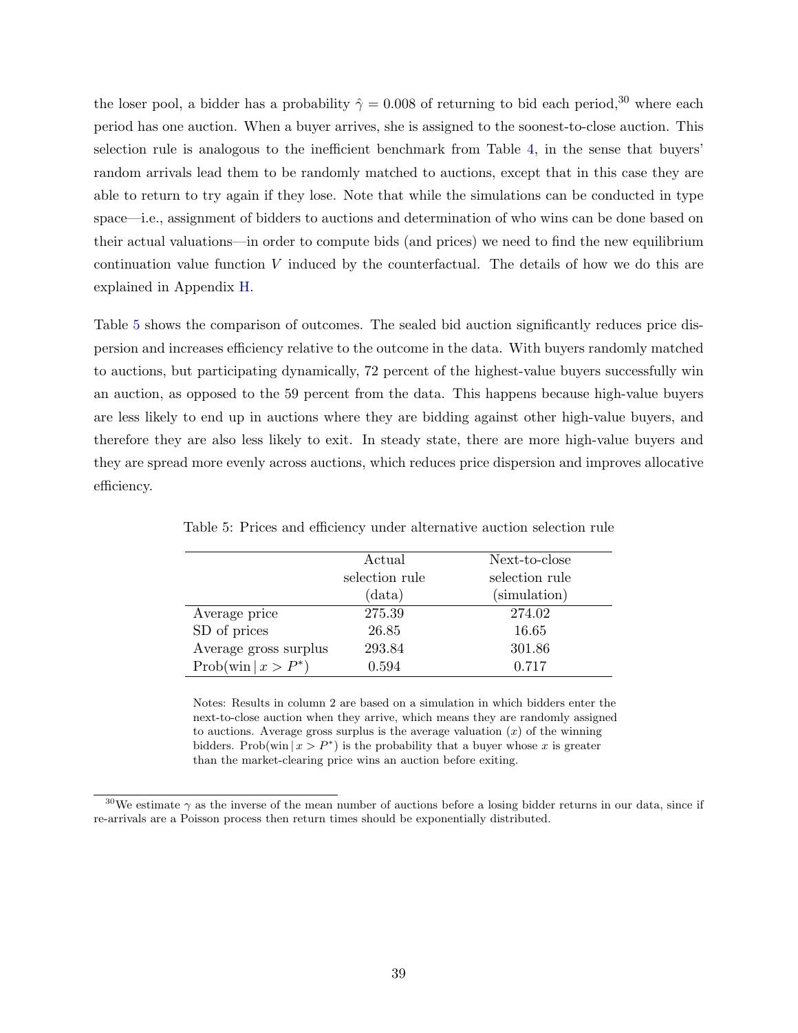the loser pool, a bidder has a probability $\hat{\gamma} = 0.008$ of returning to bid each period,[30] where each period has one auction. When a buyer arrives, she is assigned to the soonest-to-close auction. This selection rule is analogous to the inefficient benchmark from Table 4, in the sense that buyers' random arrivals lead them to be randomly matched to auctions, except that in this case they are able to return to try again if they lose. Note that while the simulations can be conducted in type space—i.e., assignment of bidders to auctions and determination of who wins can be done based on their actual valuations—in order to compute bids (and prices) we need to find the new equilibrium continuation value function $V$ induced by the counterfactual. The details of how we do this are explained in Appendix H.

Table 5 shows the comparison of outcomes. The sealed bid auction significantly reduces price dispersion and increases efficiency relative to the outcome in the data. With buyers randomly matched to auctions, but participating dynamically, 72 percent of the highest-value buyers successfully win an auction, as opposed to the 59 percent from the data. This happens because high-value buyers are less likely to end up in auctions where they are bidding against other high-value buyers, and therefore they are also less likely to exit. In steady state, there are more high-value buyers and they are spread more evenly across auctions, which reduces price dispersion and improves allocative efficiency.

Table 5: Prices and efficiency under alternative auction selection rule

| | Actual selection rule (data) | Next-to-close selection rule (simulation) |
|---|---|---|
| Average price | 275.39 | 274.02 |
| SD of prices | 26.85 | 16.65 |
| Average gross surplus | 293.84 | 301.86 |
| $\text{Prob}(\text{win} \mid x > P^*)$ | 0.594 | 0.717 |

Notes: Results in column 2 are based on a simulation in which bidders enter the next-to-close auction when they arrive, which means they are randomly assigned to auctions. Average gross surplus is the average valuation ($x$) of the winning bidders. $\text{Prob}(\text{win} \mid x > P^*)$ is the probability that a buyer whose $x$ is greater than the market-clearing price wins an auction before exiting.

[30] We estimate $\gamma$ as the inverse of the mean number of auctions before a losing bidder returns in our data, since if re-arrivals are a Poisson process then return times should be exponentially distributed.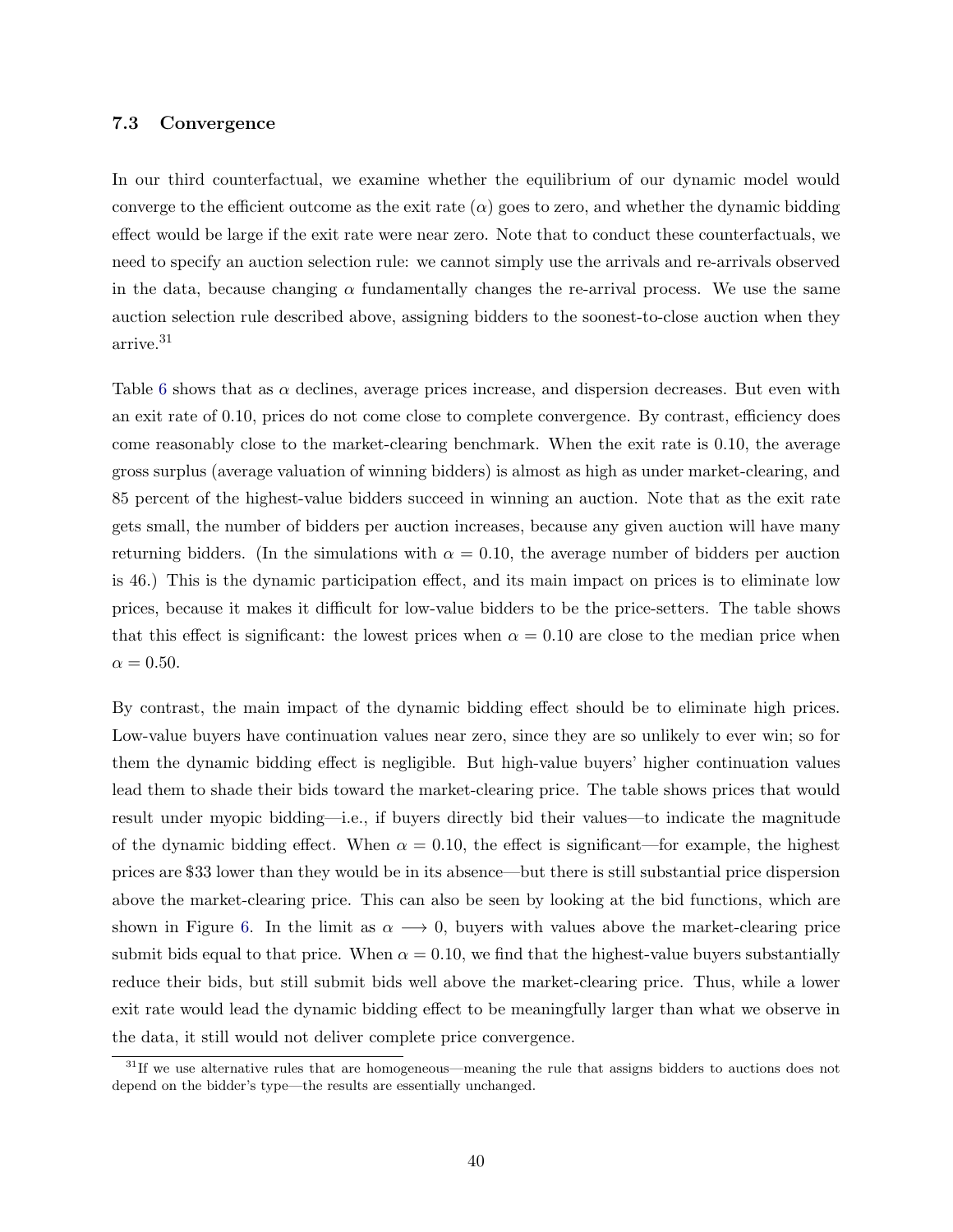### 7.3 Convergence

In our third counterfactual, we examine whether the equilibrium of our dynamic model would converge to the efficient outcome as the exit rate ($\alpha$) goes to zero, and whether the dynamic bidding effect would be large if the exit rate were near zero. Note that to conduct these counterfactuals, we need to specify an auction selection rule: we cannot simply use the arrivals and re-arrivals observed in the data, because changing $\alpha$ fundamentally changes the re-arrival process. We use the same auction selection rule described above, assigning bidders to the soonest-to-close auction when they arrive.[31]

Table 6 shows that as $\alpha$ declines, average prices increase, and dispersion decreases. But even with an exit rate of 0.10, prices do not come close to complete convergence. By contrast, efficiency does come reasonably close to the market-clearing benchmark. When the exit rate is 0.10, the average gross surplus (average valuation of winning bidders) is almost as high as under market-clearing, and 85 percent of the highest-value bidders succeed in winning an auction. Note that as the exit rate gets small, the number of bidders per auction increases, because any given auction will have many returning bidders. (In the simulations with $\alpha = 0.10$, the average number of bidders per auction is 46.) This is the dynamic participation effect, and its main impact on prices is to eliminate low prices, because it makes it difficult for low-value bidders to be the price-setters. The table shows that this effect is significant: the lowest prices when $\alpha = 0.10$ are close to the median price when $\alpha = 0.50$.

By contrast, the main impact of the dynamic bidding effect should be to eliminate high prices. Low-value buyers have continuation values near zero, since they are so unlikely to ever win; so for them the dynamic bidding effect is negligible. But high-value buyers' higher continuation values lead them to shade their bids toward the market-clearing price. The table shows prices that would result under myopic bidding—i.e., if buyers directly bid their values—to indicate the magnitude of the dynamic bidding effect. When $\alpha = 0.10$, the effect is significant—for example, the highest prices are \$33 lower than they would be in its absence—but there is still substantial price dispersion above the market-clearing price. This can also be seen by looking at the bid functions, which are shown in Figure 6. In the limit as $\alpha \longrightarrow 0$, buyers with values above the market-clearing price submit bids equal to that price. When $\alpha = 0.10$, we find that the highest-value buyers substantially reduce their bids, but still submit bids well above the market-clearing price. Thus, while a lower exit rate would lead the dynamic bidding effect to be meaningfully larger than what we observe in the data, it still would not deliver complete price convergence.

[31] If we use alternative rules that are homogeneous—meaning the rule that assigns bidders to auctions does not depend on the bidder's type—the results are essentially unchanged.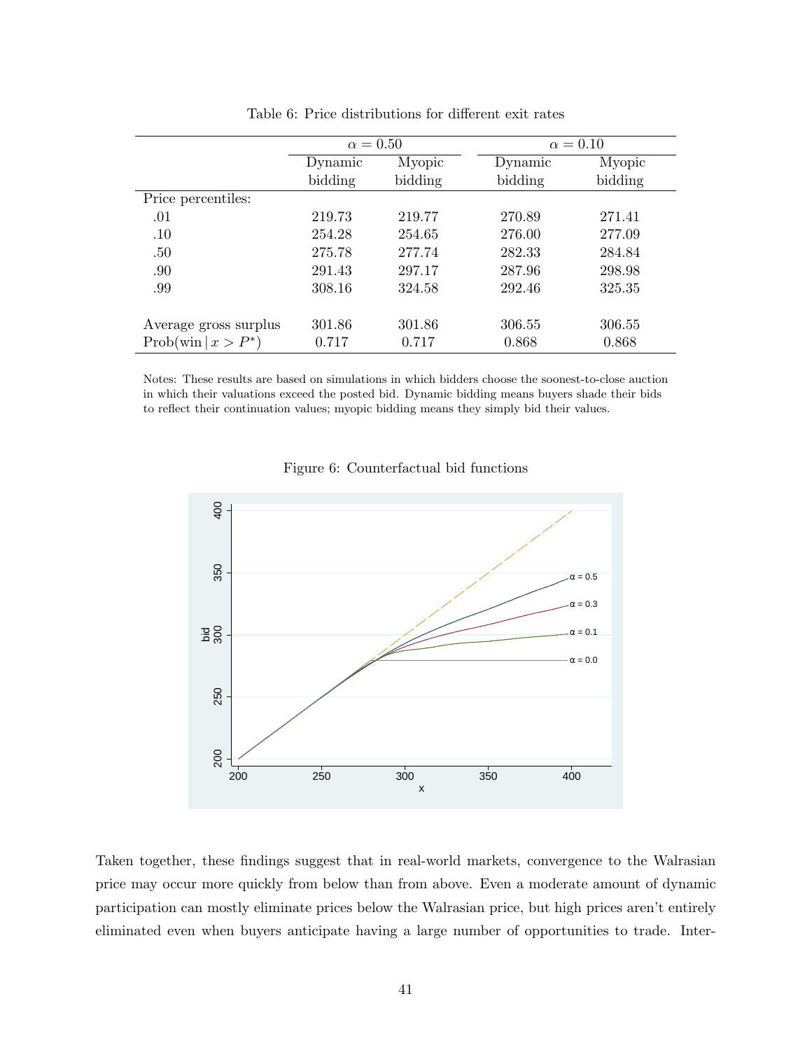Table 6: Price distributions for different exit rates

| | $\alpha = 0.50$ | | $\alpha = 0.10$ | |
|---|---|---|---|---|
| | Dynamic bidding | Myopic bidding | Dynamic bidding | Myopic bidding |
| Price percentiles: | | | | |
| .01 | 219.73 | 219.77 | 270.89 | 271.41 |
| .10 | 254.28 | 254.65 | 276.00 | 277.09 |
| .50 | 275.78 | 277.74 | 282.33 | 284.84 |
| .90 | 291.43 | 297.17 | 287.96 | 298.98 |
| .99 | 308.16 | 324.58 | 292.46 | 325.35 |
| | | | | |
| Average gross surplus | 301.86 | 301.86 | 306.55 | 306.55 |
| Prob(win $\vert\, x > P^*$) | 0.717 | 0.717 | 0.868 | 0.868 |

Notes: These results are based on simulations in which bidders choose the soonest-to-close auction in which their valuations exceed the posted bid. Dynamic bidding means buyers shade their bids to reflect their continuation values; myopic bidding means they simply bid their values.

Figure 6: Counterfactual bid functions

Taken together, these findings suggest that in real-world markets, convergence to the Walrasian price may occur more quickly from below than from above. Even a moderate amount of dynamic participation can mostly eliminate prices below the Walrasian price, but high prices aren't entirely eliminated even when buyers anticipate having a large number of opportunities to trade. Inter-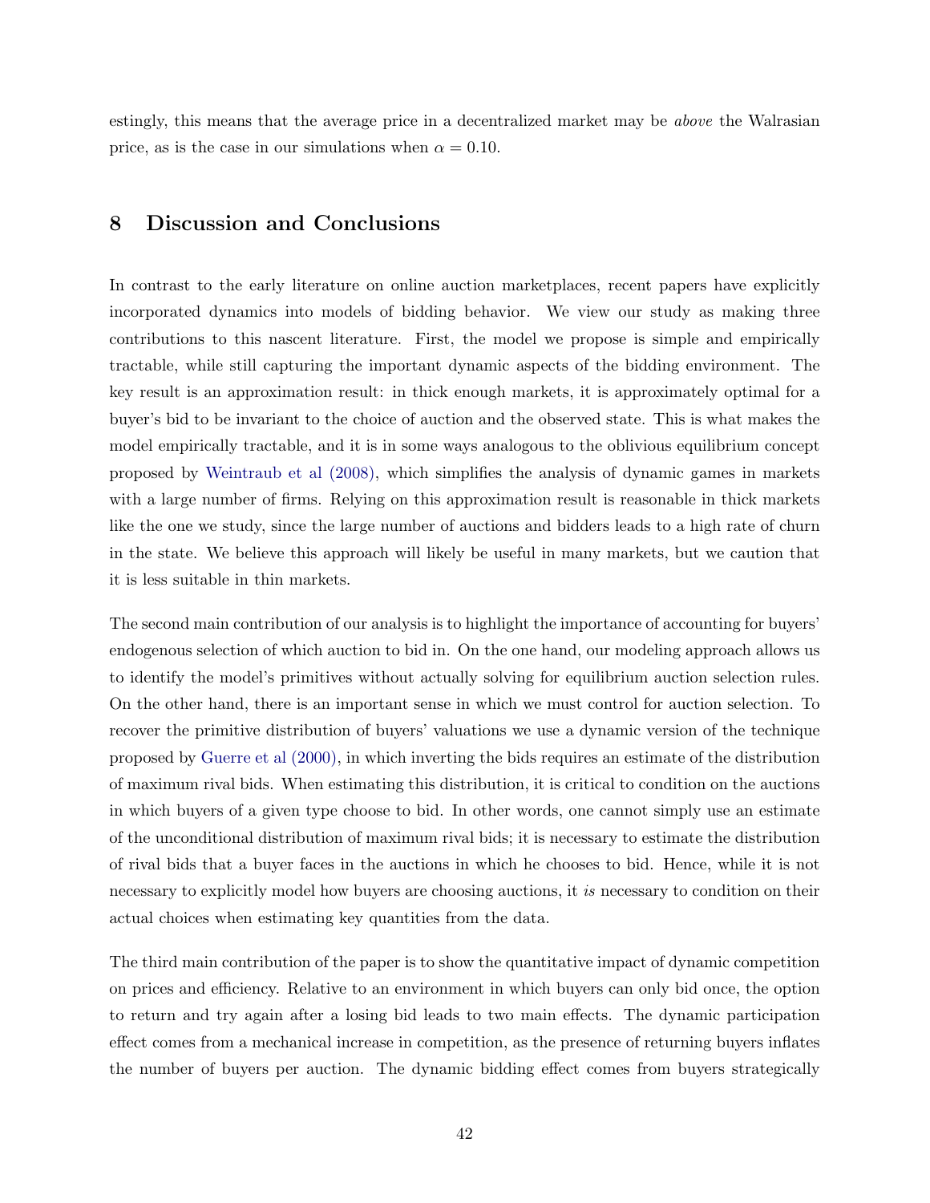estingly, this means that the average price in a decentralized market may be *above* the Walrasian price, as is the case in our simulations when $\alpha = 0.10$.

## 8 Discussion and Conclusions

In contrast to the early literature on online auction marketplaces, recent papers have explicitly incorporated dynamics into models of bidding behavior. We view our study as making three contributions to this nascent literature. First, the model we propose is simple and empirically tractable, while still capturing the important dynamic aspects of the bidding environment. The key result is an approximation result: in thick enough markets, it is approximately optimal for a buyer's bid to be invariant to the choice of auction and the observed state. This is what makes the model empirically tractable, and it is in some ways analogous to the oblivious equilibrium concept proposed by Weintraub et al (2008), which simplifies the analysis of dynamic games in markets with a large number of firms. Relying on this approximation result is reasonable in thick markets like the one we study, since the large number of auctions and bidders leads to a high rate of churn in the state. We believe this approach will likely be useful in many markets, but we caution that it is less suitable in thin markets.

The second main contribution of our analysis is to highlight the importance of accounting for buyers' endogenous selection of which auction to bid in. On the one hand, our modeling approach allows us to identify the model's primitives without actually solving for equilibrium auction selection rules. On the other hand, there is an important sense in which we must control for auction selection. To recover the primitive distribution of buyers' valuations we use a dynamic version of the technique proposed by Guerre et al (2000), in which inverting the bids requires an estimate of the distribution of maximum rival bids. When estimating this distribution, it is critical to condition on the auctions in which buyers of a given type choose to bid. In other words, one cannot simply use an estimate of the unconditional distribution of maximum rival bids; it is necessary to estimate the distribution of rival bids that a buyer faces in the auctions in which he chooses to bid. Hence, while it is not necessary to explicitly model how buyers are choosing auctions, it *is* necessary to condition on their actual choices when estimating key quantities from the data.

The third main contribution of the paper is to show the quantitative impact of dynamic competition on prices and efficiency. Relative to an environment in which buyers can only bid once, the option to return and try again after a losing bid leads to two main effects. The dynamic participation effect comes from a mechanical increase in competition, as the presence of returning buyers inflates the number of buyers per auction. The dynamic bidding effect comes from buyers strategically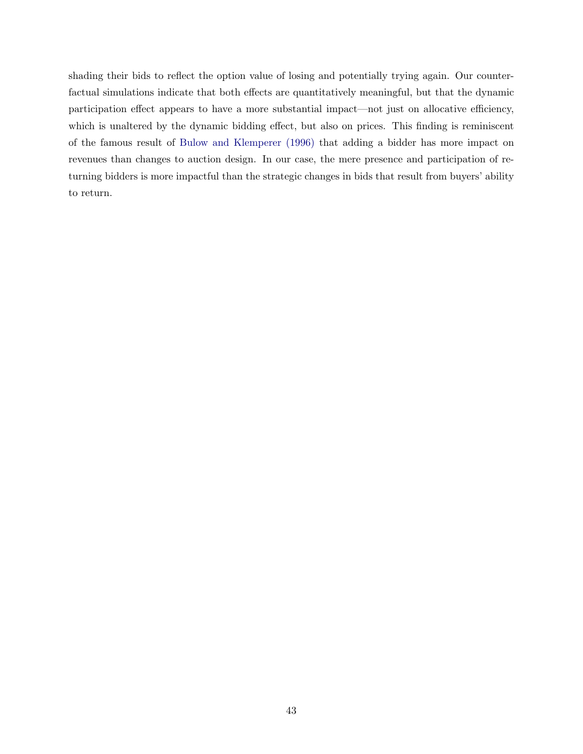shading their bids to reflect the option value of losing and potentially trying again. Our counterfactual simulations indicate that both effects are quantitatively meaningful, but that the dynamic participation effect appears to have a more substantial impact—not just on allocative efficiency, which is unaltered by the dynamic bidding effect, but also on prices. This finding is reminiscent of the famous result of Bulow and Klemperer (1996) that adding a bidder has more impact on revenues than changes to auction design. In our case, the mere presence and participation of returning bidders is more impactful than the strategic changes in bids that result from buyers' ability to return.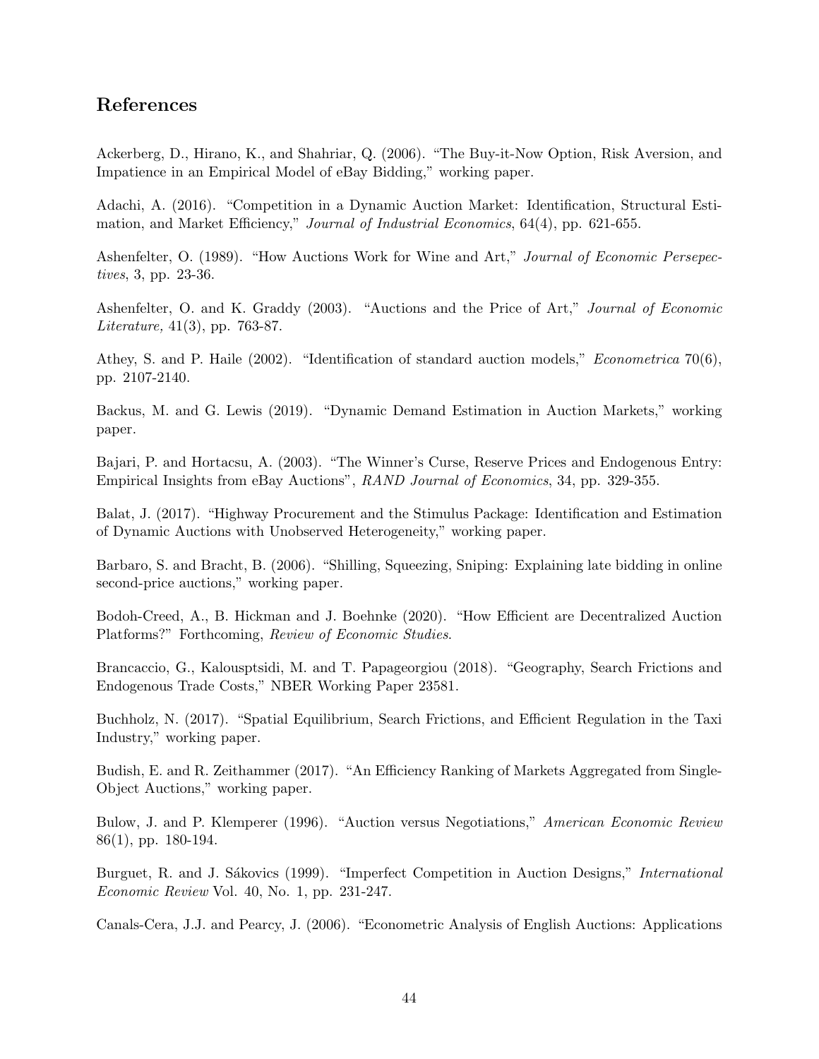## References

Ackerberg, D., Hirano, K., and Shahriar, Q. (2006). "The Buy-it-Now Option, Risk Aversion, and Impatience in an Empirical Model of eBay Bidding," working paper.

Adachi, A. (2016). "Competition in a Dynamic Auction Market: Identification, Structural Estimation, and Market Efficiency," *Journal of Industrial Economics*, 64(4), pp. 621-655.

Ashenfelter, O. (1989). "How Auctions Work for Wine and Art," *Journal of Economic Persepectives*, 3, pp. 23-36.

Ashenfelter, O. and K. Graddy (2003). "Auctions and the Price of Art," *Journal of Economic Literature,* 41(3), pp. 763-87.

Athey, S. and P. Haile (2002). "Identification of standard auction models," *Econometrica* 70(6), pp. 2107-2140.

Backus, M. and G. Lewis (2019). "Dynamic Demand Estimation in Auction Markets," working paper.

Bajari, P. and Hortacsu, A. (2003). "The Winner's Curse, Reserve Prices and Endogenous Entry: Empirical Insights from eBay Auctions", *RAND Journal of Economics*, 34, pp. 329-355.

Balat, J. (2017). "Highway Procurement and the Stimulus Package: Identification and Estimation of Dynamic Auctions with Unobserved Heterogeneity," working paper.

Barbaro, S. and Bracht, B. (2006). "Shilling, Squeezing, Sniping: Explaining late bidding in online second-price auctions," working paper.

Bodoh-Creed, A., B. Hickman and J. Boehnke (2020). "How Efficient are Decentralized Auction Platforms?" Forthcoming, *Review of Economic Studies*.

Brancaccio, G., Kalousptsidi, M. and T. Papageorgiou (2018). "Geography, Search Frictions and Endogenous Trade Costs," NBER Working Paper 23581.

Buchholz, N. (2017). "Spatial Equilibrium, Search Frictions, and Efficient Regulation in the Taxi Industry," working paper.

Budish, E. and R. Zeithammer (2017). "An Efficiency Ranking of Markets Aggregated from Single-Object Auctions," working paper.

Bulow, J. and P. Klemperer (1996). "Auction versus Negotiations," *American Economic Review* 86(1), pp. 180-194.

Burguet, R. and J. Sákovics (1999). "Imperfect Competition in Auction Designs," *International Economic Review* Vol. 40, No. 1, pp. 231-247.

Canals-Cera, J.J. and Pearcy, J. (2006). "Econometric Analysis of English Auctions: Applications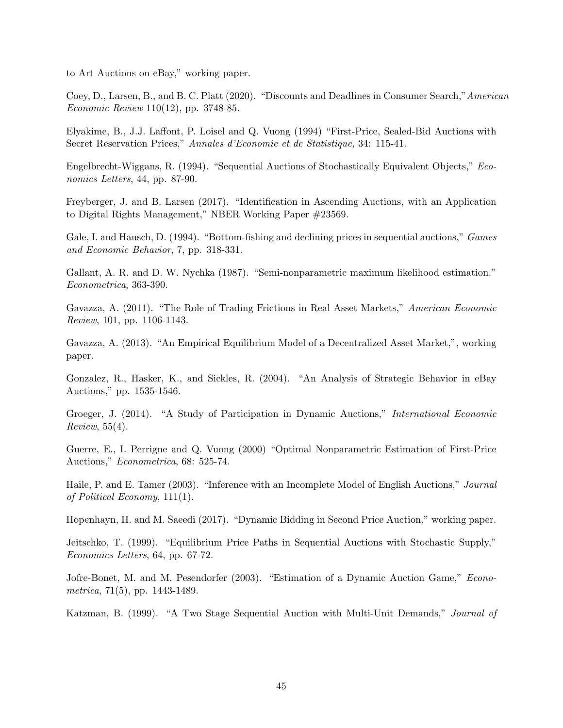to Art Auctions on eBay," working paper.

Coey, D., Larsen, B., and B. C. Platt (2020). "Discounts and Deadlines in Consumer Search," *American Economic Review* 110(12), pp. 3748-85.

Elyakime, B., J.J. Laffont, P. Loisel and Q. Vuong (1994) "First-Price, Sealed-Bid Auctions with Secret Reservation Prices," *Annales d'Economie et de Statistique,* 34: 115-41.

Engelbrecht-Wiggans, R. (1994). "Sequential Auctions of Stochastically Equivalent Objects," *Economics Letters*, 44, pp. 87-90.

Freyberger, J. and B. Larsen (2017). "Identification in Ascending Auctions, with an Application to Digital Rights Management," NBER Working Paper #23569.

Gale, I. and Hausch, D. (1994). "Bottom-fishing and declining prices in sequential auctions," *Games and Economic Behavior*, 7, pp. 318-331.

Gallant, A. R. and D. W. Nychka (1987). "Semi-nonparametric maximum likelihood estimation." *Econometrica*, 363-390.

Gavazza, A. (2011). "The Role of Trading Frictions in Real Asset Markets," *American Economic Review*, 101, pp. 1106-1143.

Gavazza, A. (2013). "An Empirical Equilibrium Model of a Decentralized Asset Market,", working paper.

Gonzalez, R., Hasker, K., and Sickles, R. (2004). "An Analysis of Strategic Behavior in eBay Auctions," pp. 1535-1546.

Groeger, J. (2014). "A Study of Participation in Dynamic Auctions," *International Economic Review*, 55(4).

Guerre, E., I. Perrigne and Q. Vuong (2000) "Optimal Nonparametric Estimation of First-Price Auctions," *Econometrica*, 68: 525-74.

Haile, P. and E. Tamer (2003). "Inference with an Incomplete Model of English Auctions," *Journal of Political Economy*, 111(1).

Hopenhayn, H. and M. Saeedi (2017). "Dynamic Bidding in Second Price Auction," working paper.

Jeitschko, T. (1999). "Equilibrium Price Paths in Sequential Auctions with Stochastic Supply," *Economics Letters*, 64, pp. 67-72.

Jofre-Bonet, M. and M. Pesendorfer (2003). "Estimation of a Dynamic Auction Game," *Econometrica*, 71(5), pp. 1443-1489.

Katzman, B. (1999). "A Two Stage Sequential Auction with Multi-Unit Demands," *Journal of*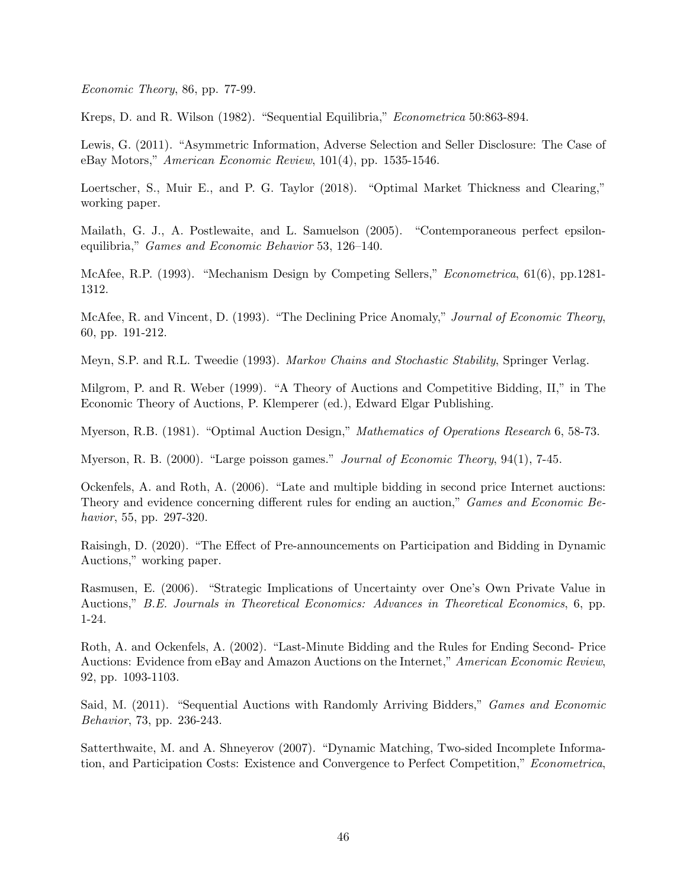*Economic Theory*, 86, pp. 77-99.

Kreps, D. and R. Wilson (1982). "Sequential Equilibria," *Econometrica* 50:863-894.

Lewis, G. (2011). "Asymmetric Information, Adverse Selection and Seller Disclosure: The Case of eBay Motors," *American Economic Review*, 101(4), pp. 1535-1546.

Loertscher, S., Muir E., and P. G. Taylor (2018). "Optimal Market Thickness and Clearing," working paper.

Mailath, G. J., A. Postlewaite, and L. Samuelson (2005). "Contemporaneous perfect epsilon-equilibria," *Games and Economic Behavior* 53, 126–140.

McAfee, R.P. (1993). "Mechanism Design by Competing Sellers," *Econometrica*, 61(6), pp.1281-1312.

McAfee, R. and Vincent, D. (1993). "The Declining Price Anomaly," *Journal of Economic Theory*, 60, pp. 191-212.

Meyn, S.P. and R.L. Tweedie (1993). *Markov Chains and Stochastic Stability*, Springer Verlag.

Milgrom, P. and R. Weber (1999). "A Theory of Auctions and Competitive Bidding, II," in The Economic Theory of Auctions, P. Klemperer (ed.), Edward Elgar Publishing.

Myerson, R.B. (1981). "Optimal Auction Design," *Mathematics of Operations Research* 6, 58-73.

Myerson, R. B. (2000). "Large poisson games." *Journal of Economic Theory*, 94(1), 7-45.

Ockenfels, A. and Roth, A. (2006). "Late and multiple bidding in second price Internet auctions: Theory and evidence concerning different rules for ending an auction," *Games and Economic Behavior*, 55, pp. 297-320.

Raisingh, D. (2020). "The Effect of Pre-announcements on Participation and Bidding in Dynamic Auctions," working paper.

Rasmusen, E. (2006). "Strategic Implications of Uncertainty over One's Own Private Value in Auctions," *B.E. Journals in Theoretical Economics: Advances in Theoretical Economics*, 6, pp. 1-24.

Roth, A. and Ockenfels, A. (2002). "Last-Minute Bidding and the Rules for Ending Second- Price Auctions: Evidence from eBay and Amazon Auctions on the Internet," *American Economic Review*, 92, pp. 1093-1103.

Said, M. (2011). "Sequential Auctions with Randomly Arriving Bidders," *Games and Economic Behavior*, 73, pp. 236-243.

Satterthwaite, M. and A. Shneyerov (2007). "Dynamic Matching, Two-sided Incomplete Information, and Participation Costs: Existence and Convergence to Perfect Competition," *Econometrica*,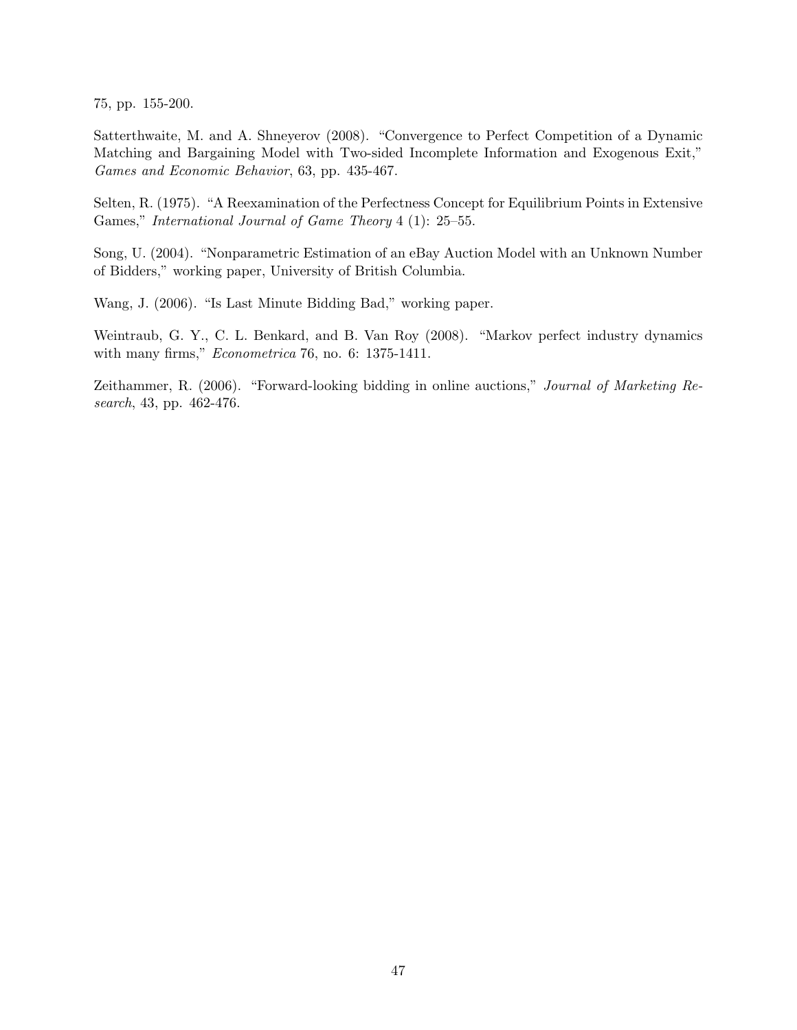75, pp. 155-200.

Satterthwaite, M. and A. Shneyerov (2008). "Convergence to Perfect Competition of a Dynamic Matching and Bargaining Model with Two-sided Incomplete Information and Exogenous Exit," *Games and Economic Behavior*, 63, pp. 435-467.

Selten, R. (1975). "A Reexamination of the Perfectness Concept for Equilibrium Points in Extensive Games," *International Journal of Game Theory* 4 (1): 25–55.

Song, U. (2004). "Nonparametric Estimation of an eBay Auction Model with an Unknown Number of Bidders," working paper, University of British Columbia.

Wang, J. (2006). "Is Last Minute Bidding Bad," working paper.

Weintraub, G. Y., C. L. Benkard, and B. Van Roy (2008). "Markov perfect industry dynamics with many firms," *Econometrica* 76, no. 6: 1375-1411.

Zeithammer, R. (2006). "Forward-looking bidding in online auctions," *Journal of Marketing Research*, 43, pp. 462-476.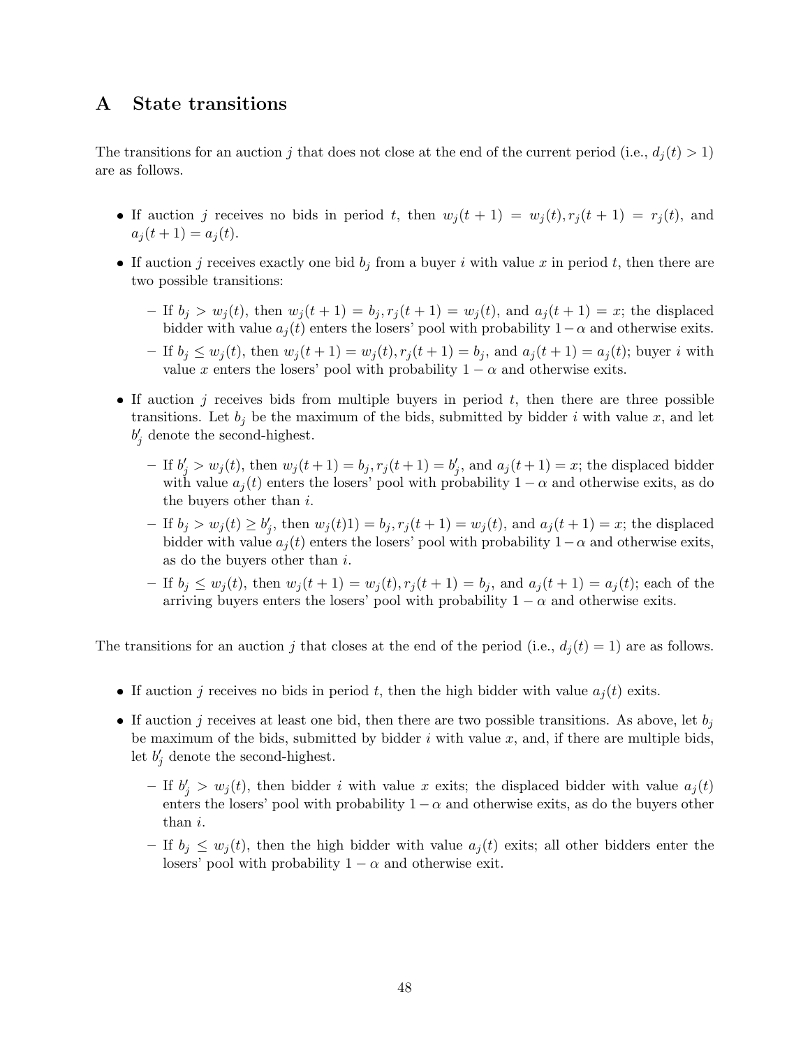# A State transitions

The transitions for an auction $j$ that does not close at the end of the current period (i.e., $d_j(t) > 1$) are as follows.

- If auction $j$ receives no bids in period $t$, then $w_j(t+1) = w_j(t), r_j(t+1) = r_j(t)$, and $a_j(t+1) = a_j(t)$.
- If auction $j$ receives exactly one bid $b_j$ from a buyer $i$ with value $x$ in period $t$, then there are two possible transitions:
  - If $b_j > w_j(t)$, then $w_j(t+1) = b_j, r_j(t+1) = w_j(t)$, and $a_j(t+1) = x$; the displaced bidder with value $a_j(t)$ enters the losers' pool with probability $1-\alpha$ and otherwise exits.
  - If $b_j \leq w_j(t)$, then $w_j(t+1) = w_j(t), r_j(t+1) = b_j$, and $a_j(t+1) = a_j(t)$; buyer $i$ with value $x$ enters the losers' pool with probability $1-\alpha$ and otherwise exits.
- If auction $j$ receives bids from multiple buyers in period $t$, then there are three possible transitions. Let $b_j$ be the maximum of the bids, submitted by bidder $i$ with value $x$, and let $b'_j$ denote the second-highest.
  - If $b'_j > w_j(t)$, then $w_j(t+1) = b_j, r_j(t+1) = b'_j$, and $a_j(t+1) = x$; the displaced bidder with value $a_j(t)$ enters the losers' pool with probability $1-\alpha$ and otherwise exits, as do the buyers other than $i$.
  - If $b_j > w_j(t) \geq b'_j$, then $w_j(t)1) = b_j, r_j(t+1) = w_j(t)$, and $a_j(t+1) = x$; the displaced bidder with value $a_j(t)$ enters the losers' pool with probability $1-\alpha$ and otherwise exits, as do the buyers other than $i$.
  - If $b_j \leq w_j(t)$, then $w_j(t+1) = w_j(t), r_j(t+1) = b_j$, and $a_j(t+1) = a_j(t)$; each of the arriving buyers enters the losers' pool with probability $1-\alpha$ and otherwise exits.

The transitions for an auction $j$ that closes at the end of the period (i.e., $d_j(t) = 1$) are as follows.

- If auction $j$ receives no bids in period $t$, then the high bidder with value $a_j(t)$ exits.
- If auction $j$ receives at least one bid, then there are two possible transitions. As above, let $b_j$ be maximum of the bids, submitted by bidder $i$ with value $x$, and, if there are multiple bids, let $b'_j$ denote the second-highest.
  - If $b'_j > w_j(t)$, then bidder $i$ with value $x$ exits; the displaced bidder with value $a_j(t)$ enters the losers' pool with probability $1-\alpha$ and otherwise exits, as do the buyers other than $i$.
  - If $b_j \leq w_j(t)$, then the high bidder with value $a_j(t)$ exits; all other bidders enter the losers' pool with probability $1-\alpha$ and otherwise exit.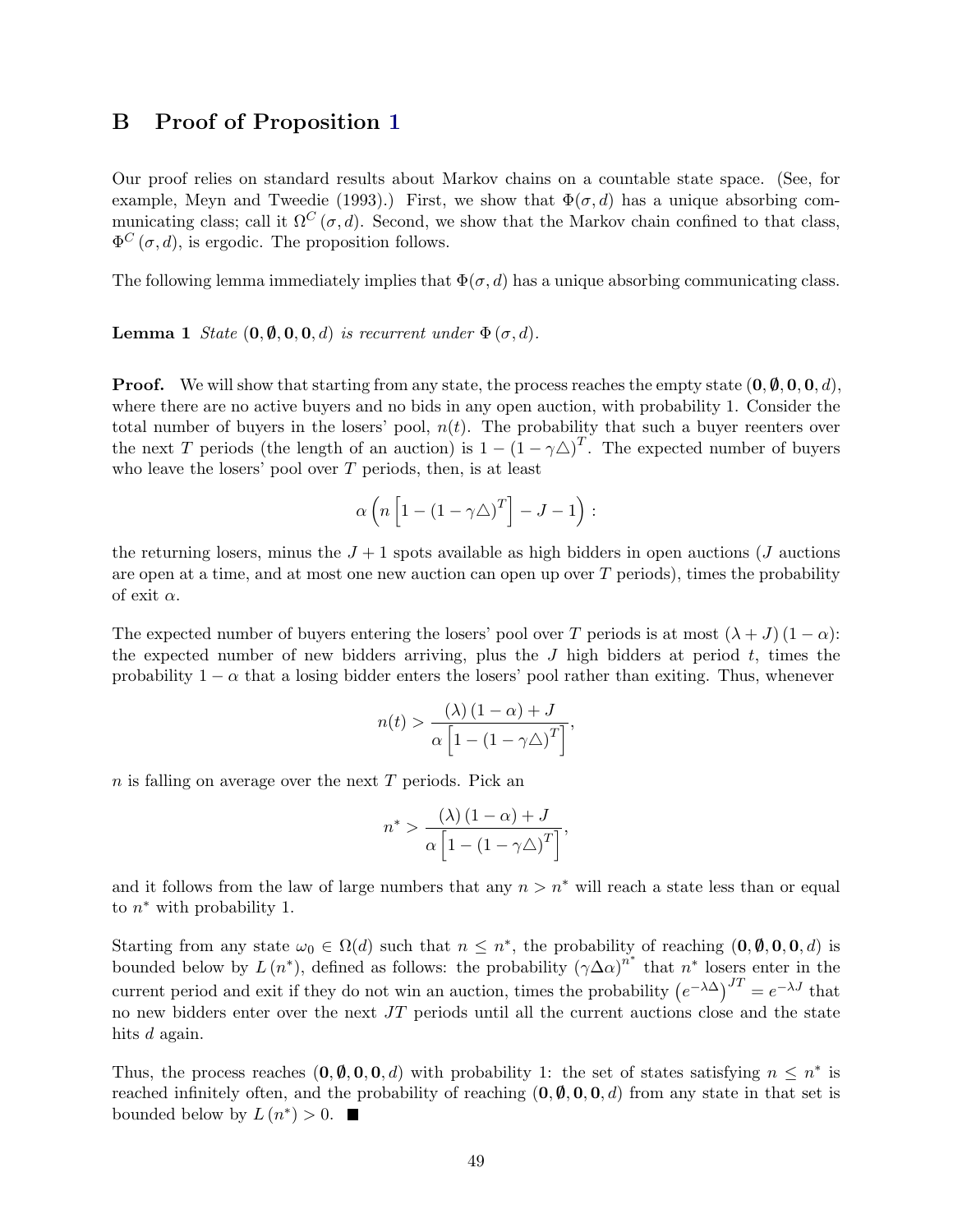# B Proof of Proposition 1

Our proof relies on standard results about Markov chains on a countable state space. (See, for example, Meyn and Tweedie (1993).) First, we show that $\Phi(\sigma, d)$ has a unique absorbing communicating class; call it $\Omega^C(\sigma, d)$. Second, we show that the Markov chain confined to that class, $\Phi^C(\sigma, d)$, is ergodic. The proposition follows.

The following lemma immediately implies that $\Phi(\sigma, d)$ has a unique absorbing communicating class.

**Lemma 1** *State* $(\mathbf{0}, \boldsymbol{\emptyset}, \mathbf{0}, \mathbf{0}, d)$ *is recurrent under* $\Phi(\sigma, d)$.

**Proof.** We will show that starting from any state, the process reaches the empty state $(\mathbf{0}, \boldsymbol{\emptyset}, \mathbf{0}, \mathbf{0}, d)$, where there are no active buyers and no bids in any open auction, with probability 1. Consider the total number of buyers in the losers' pool, $n(t)$. The probability that such a buyer reenters over the next $T$ periods (the length of an auction) is $1 - (1 - \gamma\triangle)^T$. The expected number of buyers who leave the losers' pool over $T$ periods, then, is at least

$$\alpha\left(n\left[1 - (1 - \gamma\triangle)^T\right] - J - 1\right):$$

the returning losers, minus the $J + 1$ spots available as high bidders in open auctions ($J$ auctions are open at a time, and at most one new auction can open up over $T$ periods), times the probability of exit $\alpha$.

The expected number of buyers entering the losers' pool over $T$ periods is at most $(\lambda + J)(1 - \alpha)$: the expected number of new bidders arriving, plus the $J$ high bidders at period $t$, times the probability $1 - \alpha$ that a losing bidder enters the losers' pool rather than exiting. Thus, whenever

$$n(t) > \frac{(\lambda)(1 - \alpha) + J}{\alpha\left[1 - (1 - \gamma\triangle)^T\right]},$$

$n$ is falling on average over the next $T$ periods. Pick an

$$n^* > \frac{(\lambda)(1 - \alpha) + J}{\alpha\left[1 - (1 - \gamma\triangle)^T\right]},$$

and it follows from the law of large numbers that any $n > n^*$ will reach a state less than or equal to $n^*$ with probability 1.

Starting from any state $\omega_0 \in \Omega(d)$ such that $n \leq n^*$, the probability of reaching $(\mathbf{0}, \boldsymbol{\emptyset}, \mathbf{0}, \mathbf{0}, d)$ is bounded below by $L(n^*)$, defined as follows: the probability $(\gamma\Delta\alpha)^{n^*}$ that $n^*$ losers enter in the current period and exit if they do not win an auction, times the probability $\left(e^{-\lambda\Delta}\right)^{JT} = e^{-\lambda J}$ that no new bidders enter over the next $JT$ periods until all the current auctions close and the state hits $d$ again.

Thus, the process reaches $(\mathbf{0}, \boldsymbol{\emptyset}, \mathbf{0}, \mathbf{0}, d)$ with probability 1: the set of states satisfying $n \leq n^*$ is reached infinitely often, and the probability of reaching $(\mathbf{0}, \boldsymbol{\emptyset}, \mathbf{0}, \mathbf{0}, d)$ from any state in that set is bounded below by $L(n^*) > 0$. ■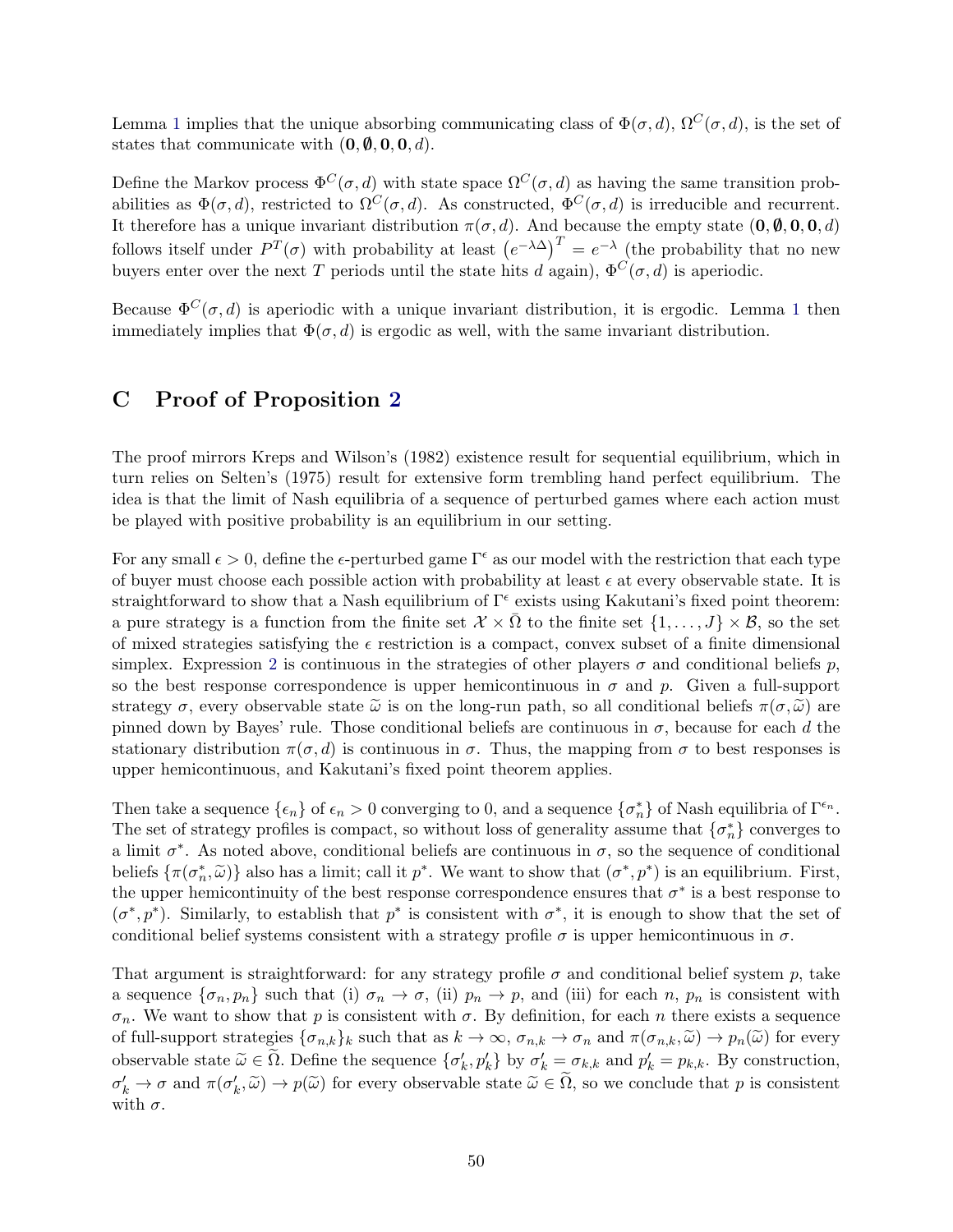Lemma 1 implies that the unique absorbing communicating class of $\Phi(\sigma, d)$, $\Omega^C(\sigma, d)$, is the set of states that communicate with $(\mathbf{0}, \emptyset, \mathbf{0}, \mathbf{0}, d)$.

Define the Markov process $\Phi^C(\sigma, d)$ with state space $\Omega^C(\sigma, d)$ as having the same transition probabilities as $\Phi(\sigma, d)$, restricted to $\Omega^C(\sigma, d)$. As constructed, $\Phi^C(\sigma, d)$ is irreducible and recurrent. It therefore has a unique invariant distribution $\pi(\sigma, d)$. And because the empty state $(\mathbf{0}, \emptyset, \mathbf{0}, \mathbf{0}, d)$ follows itself under $P^T(\sigma)$ with probability at least $\left(e^{-\lambda\Delta}\right)^T = e^{-\lambda}$ (the probability that no new buyers enter over the next $T$ periods until the state hits $d$ again), $\Phi^C(\sigma, d)$ is aperiodic.

Because $\Phi^C(\sigma, d)$ is aperiodic with a unique invariant distribution, it is ergodic. Lemma 1 then immediately implies that $\Phi(\sigma, d)$ is ergodic as well, with the same invariant distribution.

# C Proof of Proposition 2

The proof mirrors Kreps and Wilson's (1982) existence result for sequential equilibrium, which in turn relies on Selten's (1975) result for extensive form trembling hand perfect equilibrium. The idea is that the limit of Nash equilibria of a sequence of perturbed games where each action must be played with positive probability is an equilibrium in our setting.

For any small $\epsilon > 0$, define the $\epsilon$-perturbed game $\Gamma^\epsilon$ as our model with the restriction that each type of buyer must choose each possible action with probability at least $\epsilon$ at every observable state. It is straightforward to show that a Nash equilibrium of $\Gamma^\epsilon$ exists using Kakutani's fixed point theorem: a pure strategy is a function from the finite set $\mathcal{X} \times \bar{\Omega}$ to the finite set $\{1, \ldots, J\} \times \mathcal{B}$, so the set of mixed strategies satisfying the $\epsilon$ restriction is a compact, convex subset of a finite dimensional simplex. Expression 2 is continuous in the strategies of other players $\sigma$ and conditional beliefs $p$, so the best response correspondence is upper hemicontinuous in $\sigma$ and $p$. Given a full-support strategy $\sigma$, every observable state $\widetilde{\omega}$ is on the long-run path, so all conditional beliefs $\pi(\sigma, \widetilde{\omega})$ are pinned down by Bayes' rule. Those conditional beliefs are continuous in $\sigma$, because for each $d$ the stationary distribution $\pi(\sigma, d)$ is continuous in $\sigma$. Thus, the mapping from $\sigma$ to best responses is upper hemicontinuous, and Kakutani's fixed point theorem applies.

Then take a sequence $\{\epsilon_n\}$ of $\epsilon_n > 0$ converging to 0, and a sequence $\{\sigma_n^*\}$ of Nash equilibria of $\Gamma^{\epsilon_n}$. The set of strategy profiles is compact, so without loss of generality assume that $\{\sigma_n^*\}$ converges to a limit $\sigma^*$. As noted above, conditional beliefs are continuous in $\sigma$, so the sequence of conditional beliefs $\{\pi(\sigma_n^*, \widetilde{\omega})\}$ also has a limit; call it $p^*$. We want to show that $(\sigma^*, p^*)$ is an equilibrium. First, the upper hemicontinuity of the best response correspondence ensures that $\sigma^*$ is a best response to $(\sigma^*, p^*)$. Similarly, to establish that $p^*$ is consistent with $\sigma^*$, it is enough to show that the set of conditional belief systems consistent with a strategy profile $\sigma$ is upper hemicontinuous in $\sigma$.

That argument is straightforward: for any strategy profile $\sigma$ and conditional belief system $p$, take a sequence $\{\sigma_n, p_n\}$ such that (i) $\sigma_n \to \sigma$, (ii) $p_n \to p$, and (iii) for each $n$, $p_n$ is consistent with $\sigma_n$. We want to show that $p$ is consistent with $\sigma$. By definition, for each $n$ there exists a sequence of full-support strategies $\{\sigma_{n,k}\}_k$ such that as $k \to \infty$, $\sigma_{n,k} \to \sigma_n$ and $\pi(\sigma_{n,k}, \widetilde{\omega}) \to p_n(\widetilde{\omega})$ for every observable state $\widetilde{\omega} \in \widetilde{\Omega}$. Define the sequence $\{\sigma'_k, p'_k\}$ by $\sigma'_k = \sigma_{k,k}$ and $p'_k = p_{k,k}$. By construction, $\sigma'_k \to \sigma$ and $\pi(\sigma'_k, \widetilde{\omega}) \to p(\widetilde{\omega})$ for every observable state $\widetilde{\omega} \in \widetilde{\Omega}$, so we conclude that $p$ is consistent with $\sigma$.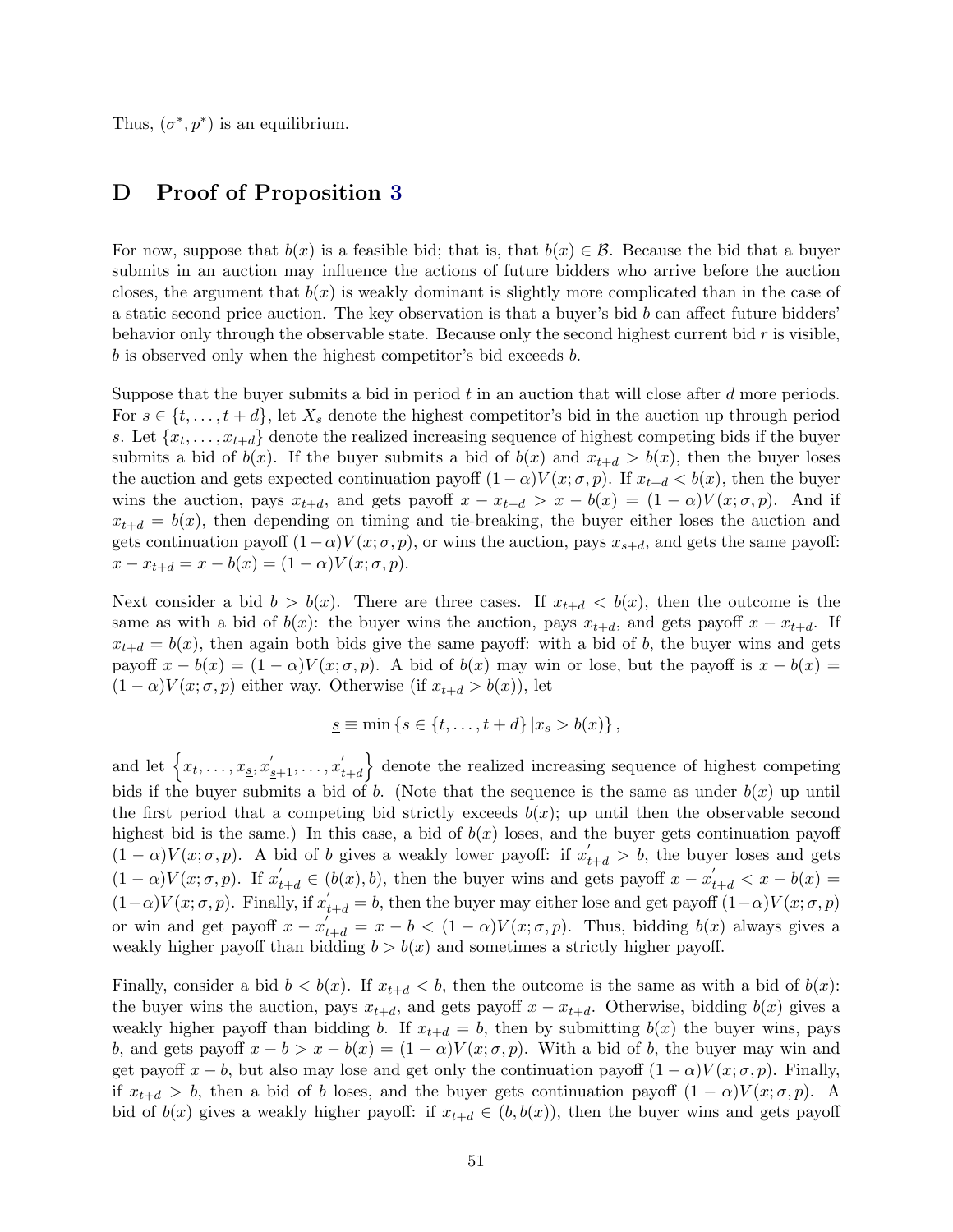Thus, $(\sigma^*, p^*)$ is an equilibrium.

## D Proof of Proposition 3

For now, suppose that $b(x)$ is a feasible bid; that is, that $b(x) \in \mathcal{B}$. Because the bid that a buyer submits in an auction may influence the actions of future bidders who arrive before the auction closes, the argument that $b(x)$ is weakly dominant is slightly more complicated than in the case of a static second price auction. The key observation is that a buyer's bid $b$ can affect future bidders' behavior only through the observable state. Because only the second highest current bid $r$ is visible, $b$ is observed only when the highest competitor's bid exceeds $b$.

Suppose that the buyer submits a bid in period $t$ in an auction that will close after $d$ more periods. For $s \in \{t, \ldots, t+d\}$, let $X_s$ denote the highest competitor's bid in the auction up through period $s$. Let $\{x_t, \ldots, x_{t+d}\}$ denote the realized increasing sequence of highest competing bids if the buyer submits a bid of $b(x)$. If the buyer submits a bid of $b(x)$ and $x_{t+d} > b(x)$, then the buyer loses the auction and gets expected continuation payoff $(1-\alpha)V(x;\sigma,p)$. If $x_{t+d} < b(x)$, then the buyer wins the auction, pays $x_{t+d}$, and gets payoff $x - x_{t+d} > x - b(x) = (1-\alpha)V(x;\sigma,p)$. And if $x_{t+d} = b(x)$, then depending on timing and tie-breaking, the buyer either loses the auction and gets continuation payoff $(1-\alpha)V(x;\sigma,p)$, or wins the auction, pays $x_{s+d}$, and gets the same payoff: $x - x_{t+d} = x - b(x) = (1-\alpha)V(x;\sigma,p)$.

Next consider a bid $b > b(x)$. There are three cases. If $x_{t+d} < b(x)$, then the outcome is the same as with a bid of $b(x)$: the buyer wins the auction, pays $x_{t+d}$, and gets payoff $x - x_{t+d}$. If $x_{t+d} = b(x)$, then again both bids give the same payoff: with a bid of $b$, the buyer wins and gets payoff $x - b(x) = (1-\alpha)V(x;\sigma,p)$. A bid of $b(x)$ may win or lose, but the payoff is $x - b(x) = (1-\alpha)V(x;\sigma,p)$ either way. Otherwise (if $x_{t+d} > b(x)$), let

$$\underline{s} \equiv \min\{s \in \{t, \ldots, t+d\} \,|\, x_s > b(x)\},$$

and let $\left\{x_t, \ldots, x_{\underline{s}}, x'_{\underline{s}+1}, \ldots, x'_{t+d}\right\}$ denote the realized increasing sequence of highest competing bids if the buyer submits a bid of $b$. (Note that the sequence is the same as under $b(x)$ up until the first period that a competing bid strictly exceeds $b(x)$; up until then the observable second highest bid is the same.) In this case, a bid of $b(x)$ loses, and the buyer gets continuation payoff $(1-\alpha)V(x;\sigma,p)$. A bid of $b$ gives a weakly lower payoff: if $x'_{t+d} > b$, the buyer loses and gets $(1-\alpha)V(x;\sigma,p)$. If $x'_{t+d} \in (b(x), b)$, then the buyer wins and gets payoff $x - x'_{t+d} < x - b(x) = (1-\alpha)V(x;\sigma,p)$. Finally, if $x'_{t+d} = b$, then the buyer may either lose and get payoff $(1-\alpha)V(x;\sigma,p)$ or win and get payoff $x - x'_{t+d} = x - b < (1-\alpha)V(x;\sigma,p)$. Thus, bidding $b(x)$ always gives a weakly higher payoff than bidding $b > b(x)$ and sometimes a strictly higher payoff.

Finally, consider a bid $b < b(x)$. If $x_{t+d} < b$, then the outcome is the same as with a bid of $b(x)$: the buyer wins the auction, pays $x_{t+d}$, and gets payoff $x - x_{t+d}$. Otherwise, bidding $b(x)$ gives a weakly higher payoff than bidding $b$. If $x_{t+d} = b$, then by submitting $b(x)$ the buyer wins, pays $b$, and gets payoff $x - b > x - b(x) = (1-\alpha)V(x;\sigma,p)$. With a bid of $b$, the buyer may win and get payoff $x - b$, but also may lose and get only the continuation payoff $(1-\alpha)V(x;\sigma,p)$. Finally, if $x_{t+d} > b$, then a bid of $b$ loses, and the buyer gets continuation payoff $(1-\alpha)V(x;\sigma,p)$. A bid of $b(x)$ gives a weakly higher payoff: if $x_{t+d} \in (b, b(x))$, then the buyer wins and gets payoff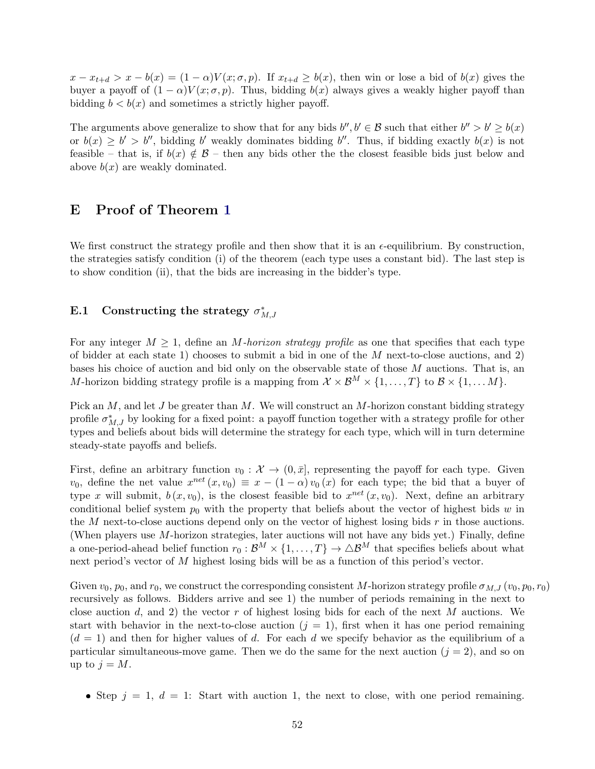$x - x_{t+d} > x - b(x) = (1-\alpha)V(x;\sigma,p)$. If $x_{t+d} \geq b(x)$, then win or lose a bid of $b(x)$ gives the buyer a payoff of $(1-\alpha)V(x;\sigma,p)$. Thus, bidding $b(x)$ always gives a weakly higher payoff than bidding $b < b(x)$ and sometimes a strictly higher payoff.

The arguments above generalize to show that for any bids $b'', b' \in \mathcal{B}$ such that either $b'' > b' \geq b(x)$ or $b(x) \geq b' > b''$, bidding $b'$ weakly dominates bidding $b''$. Thus, if bidding exactly $b(x)$ is not feasible – that is, if $b(x) \notin \mathcal{B}$ – then any bids other the the closest feasible bids just below and above $b(x)$ are weakly dominated.

# E Proof of Theorem 1

We first construct the strategy profile and then show that it is an $\epsilon$-equilibrium. By construction, the strategies satisfy condition (i) of the theorem (each type uses a constant bid). The last step is to show condition (ii), that the bids are increasing in the bidder's type.

## E.1 Constructing the strategy $\sigma^*_{M,J}$

For any integer $M \geq 1$, define an *M-horizon strategy profile* as one that specifies that each type of bidder at each state 1) chooses to submit a bid in one of the $M$ next-to-close auctions, and 2) bases his choice of auction and bid only on the observable state of those $M$ auctions. That is, an $M$-horizon bidding strategy profile is a mapping from $\mathcal{X} \times \mathcal{B}^M \times \{1, \ldots, T\}$ to $\mathcal{B} \times \{1, \ldots M\}$.

Pick an $M$, and let $J$ be greater than $M$. We will construct an $M$-horizon constant bidding strategy profile $\sigma^*_{M,J}$ by looking for a fixed point: a payoff function together with a strategy profile for other types and beliefs about bids will determine the strategy for each type, which will in turn determine steady-state payoffs and beliefs.

First, define an arbitrary function $v_0 : \mathcal{X} \to (0, \bar{x}]$, representing the payoff for each type. Given $v_0$, define the net value $x^{net}(x, v_0) \equiv x - (1-\alpha)v_0(x)$ for each type; the bid that a buyer of type $x$ will submit, $b(x, v_0)$, is the closest feasible bid to $x^{net}(x, v_0)$. Next, define an arbitrary conditional belief system $p_0$ with the property that beliefs about the vector of highest bids $w$ in the $M$ next-to-close auctions depend only on the vector of highest losing bids $r$ in those auctions. (When players use $M$-horizon strategies, later auctions will not have any bids yet.) Finally, define a one-period-ahead belief function $r_0 : \mathcal{B}^M \times \{1, \ldots, T\} \to \triangle\mathcal{B}^M$ that specifies beliefs about what next period's vector of $M$ highest losing bids will be as a function of this period's vector.

Given $v_0$, $p_0$, and $r_0$, we construct the corresponding consistent $M$-horizon strategy profile $\sigma_{M,J}(v_0, p_0, r_0)$ recursively as follows. Bidders arrive and see 1) the number of periods remaining in the next to close auction $d$, and 2) the vector $r$ of highest losing bids for each of the next $M$ auctions. We start with behavior in the next-to-close auction ($j = 1$), first when it has one period remaining ($d = 1$) and then for higher values of $d$. For each $d$ we specify behavior as the equilibrium of a particular simultaneous-move game. Then we do the same for the next auction ($j = 2$), and so on up to $j = M$.

- Step $j = 1$, $d = 1$: Start with auction 1, the next to close, with one period remaining.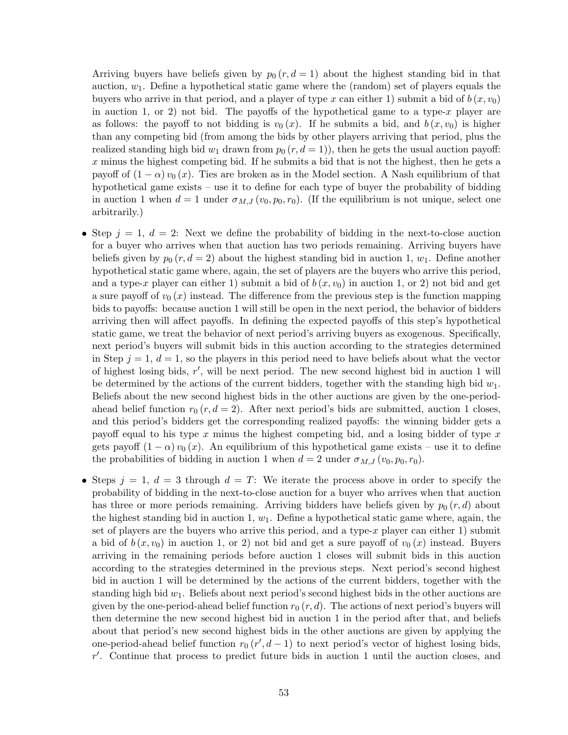Arriving buyers have beliefs given by $p_0(r, d = 1)$ about the highest standing bid in that auction, $w_1$. Define a hypothetical static game where the (random) set of players equals the buyers who arrive in that period, and a player of type $x$ can either 1) submit a bid of $b(x, v_0)$ in auction 1, or 2) not bid. The payoffs of the hypothetical game to a type-$x$ player are as follows: the payoff to not bidding is $v_0(x)$. If he submits a bid, and $b(x, v_0)$ is higher than any competing bid (from among the bids by other players arriving that period, plus the realized standing high bid $w_1$ drawn from $p_0(r, d = 1)$), then he gets the usual auction payoff: $x$ minus the highest competing bid. If he submits a bid that is not the highest, then he gets a payoff of $(1 - \alpha) v_0(x)$. Ties are broken as in the Model section. A Nash equilibrium of that hypothetical game exists – use it to define for each type of buyer the probability of bidding in auction 1 when $d = 1$ under $\sigma_{M,J}(v_0, p_0, r_0)$. (If the equilibrium is not unique, select one arbitrarily.)

- Step $j = 1$, $d = 2$: Next we define the probability of bidding in the next-to-close auction for a buyer who arrives when that auction has two periods remaining. Arriving buyers have beliefs given by $p_0(r, d = 2)$ about the highest standing bid in auction 1, $w_1$. Define another hypothetical static game where, again, the set of players are the buyers who arrive this period, and a type-$x$ player can either 1) submit a bid of $b(x, v_0)$ in auction 1, or 2) not bid and get a sure payoff of $v_0(x)$ instead. The difference from the previous step is the function mapping bids to payoffs: because auction 1 will still be open in the next period, the behavior of bidders arriving then will affect payoffs. In defining the expected payoffs of this step's hypothetical static game, we treat the behavior of next period's arriving buyers as exogenous. Specifically, next period's buyers will submit bids in this auction according to the strategies determined in Step $j = 1$, $d = 1$, so the players in this period need to have beliefs about what the vector of highest losing bids, $r'$, will be next period. The new second highest bid in auction 1 will be determined by the actions of the current bidders, together with the standing high bid $w_1$. Beliefs about the new second highest bids in the other auctions are given by the one-period-ahead belief function $r_0(r, d = 2)$. After next period's bids are submitted, auction 1 closes, and this period's bidders get the corresponding realized payoffs: the winning bidder gets a payoff equal to his type $x$ minus the highest competing bid, and a losing bidder of type $x$ gets payoff $(1 - \alpha) v_0(x)$. An equilibrium of this hypothetical game exists – use it to define the probabilities of bidding in auction 1 when $d = 2$ under $\sigma_{M,J}(v_0, p_0, r_0)$.

- Steps $j = 1$, $d = 3$ through $d = T$: We iterate the process above in order to specify the probability of bidding in the next-to-close auction for a buyer who arrives when that auction has three or more periods remaining. Arriving bidders have beliefs given by $p_0(r, d)$ about the highest standing bid in auction 1, $w_1$. Define a hypothetical static game where, again, the set of players are the buyers who arrive this period, and a type-$x$ player can either 1) submit a bid of $b(x, v_0)$ in auction 1, or 2) not bid and get a sure payoff of $v_0(x)$ instead. Buyers arriving in the remaining periods before auction 1 closes will submit bids in this auction according to the strategies determined in the previous steps. Next period's second highest bid in auction 1 will be determined by the actions of the current bidders, together with the standing high bid $w_1$. Beliefs about next period's second highest bids in the other auctions are given by the one-period-ahead belief function $r_0(r, d)$. The actions of next period's buyers will then determine the new second highest bid in auction 1 in the period after that, and beliefs about that period's new second highest bids in the other auctions are given by applying the one-period-ahead belief function $r_0(r', d - 1)$ to next period's vector of highest losing bids, $r'$. Continue that process to predict future bids in auction 1 until the auction closes, and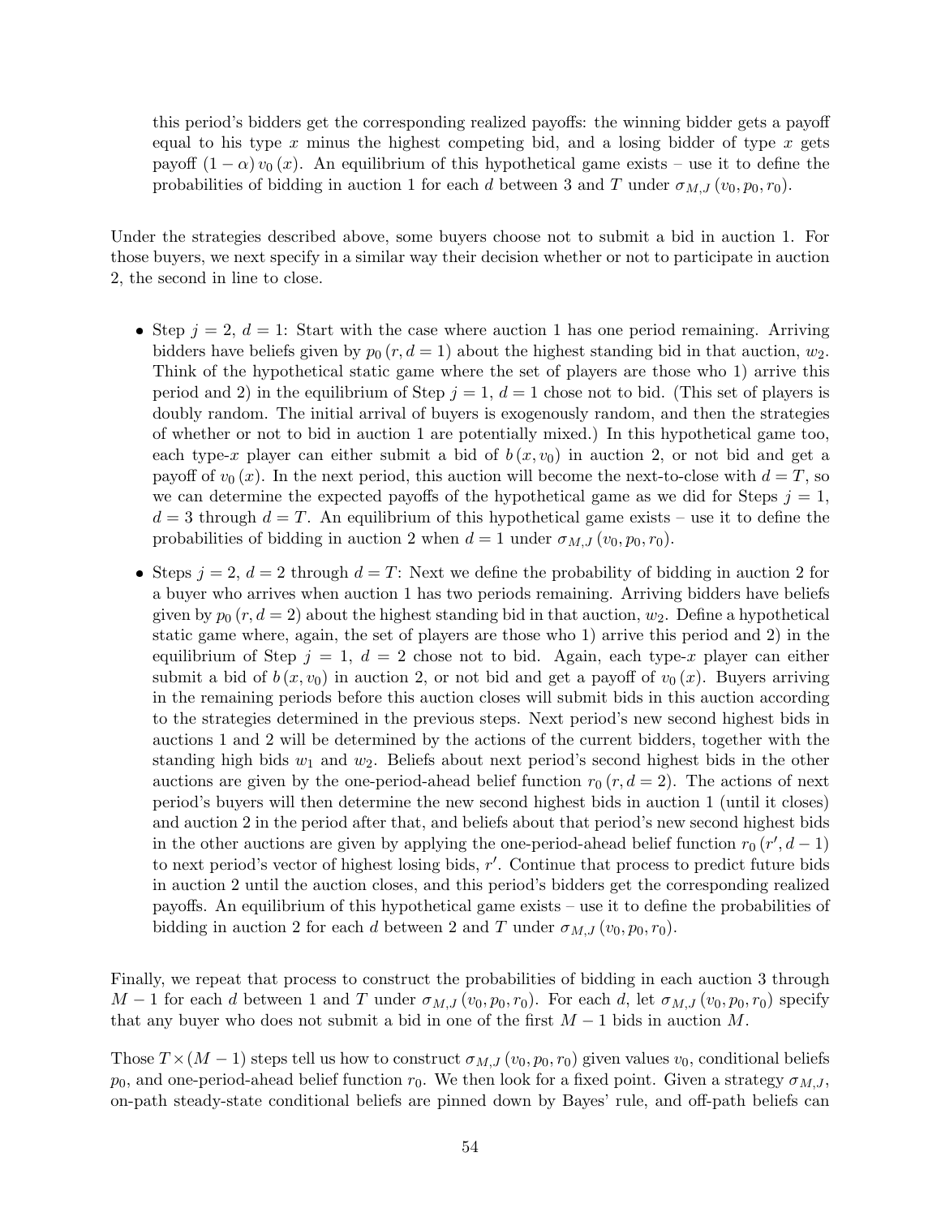this period's bidders get the corresponding realized payoffs: the winning bidder gets a payoff equal to his type $x$ minus the highest competing bid, and a losing bidder of type $x$ gets payoff $(1-\alpha)\, v_0(x)$. An equilibrium of this hypothetical game exists – use it to define the probabilities of bidding in auction 1 for each $d$ between 3 and $T$ under $\sigma_{M,J}(v_0, p_0, r_0)$.

Under the strategies described above, some buyers choose not to submit a bid in auction 1. For those buyers, we next specify in a similar way their decision whether or not to participate in auction 2, the second in line to close.

- Step $j = 2$, $d = 1$: Start with the case where auction 1 has one period remaining. Arriving bidders have beliefs given by $p_0(r, d = 1)$ about the highest standing bid in that auction, $w_2$. Think of the hypothetical static game where the set of players are those who 1) arrive this period and 2) in the equilibrium of Step $j = 1$, $d = 1$ chose not to bid. (This set of players is doubly random. The initial arrival of buyers is exogenously random, and then the strategies of whether or not to bid in auction 1 are potentially mixed.) In this hypothetical game too, each type-$x$ player can either submit a bid of $b(x, v_0)$ in auction 2, or not bid and get a payoff of $v_0(x)$. In the next period, this auction will become the next-to-close with $d = T$, so we can determine the expected payoffs of the hypothetical game as we did for Steps $j = 1$, $d = 3$ through $d = T$. An equilibrium of this hypothetical game exists – use it to define the probabilities of bidding in auction 2 when $d = 1$ under $\sigma_{M,J}(v_0, p_0, r_0)$.
- Steps $j = 2$, $d = 2$ through $d = T$: Next we define the probability of bidding in auction 2 for a buyer who arrives when auction 1 has two periods remaining. Arriving bidders have beliefs given by $p_0(r, d = 2)$ about the highest standing bid in that auction, $w_2$. Define a hypothetical static game where, again, the set of players are those who 1) arrive this period and 2) in the equilibrium of Step $j = 1$, $d = 2$ chose not to bid. Again, each type-$x$ player can either submit a bid of $b(x, v_0)$ in auction 2, or not bid and get a payoff of $v_0(x)$. Buyers arriving in the remaining periods before this auction closes will submit bids in this auction according to the strategies determined in the previous steps. Next period's new second highest bids in auctions 1 and 2 will be determined by the actions of the current bidders, together with the standing high bids $w_1$ and $w_2$. Beliefs about next period's second highest bids in the other auctions are given by the one-period-ahead belief function $r_0(r, d = 2)$. The actions of next period's buyers will then determine the new second highest bids in auction 1 (until it closes) and auction 2 in the period after that, and beliefs about that period's new second highest bids in the other auctions are given by applying the one-period-ahead belief function $r_0(r', d-1)$ to next period's vector of highest losing bids, $r'$. Continue that process to predict future bids in auction 2 until the auction closes, and this period's bidders get the corresponding realized payoffs. An equilibrium of this hypothetical game exists – use it to define the probabilities of bidding in auction 2 for each $d$ between 2 and $T$ under $\sigma_{M,J}(v_0, p_0, r_0)$.

Finally, we repeat that process to construct the probabilities of bidding in each auction 3 through $M - 1$ for each $d$ between 1 and $T$ under $\sigma_{M,J}(v_0, p_0, r_0)$. For each $d$, let $\sigma_{M,J}(v_0, p_0, r_0)$ specify that any buyer who does not submit a bid in one of the first $M - 1$ bids in auction $M$.

Those $T \times (M - 1)$ steps tell us how to construct $\sigma_{M,J}(v_0, p_0, r_0)$ given values $v_0$, conditional beliefs $p_0$, and one-period-ahead belief function $r_0$. We then look for a fixed point. Given a strategy $\sigma_{M,J}$, on-path steady-state conditional beliefs are pinned down by Bayes' rule, and off-path beliefs can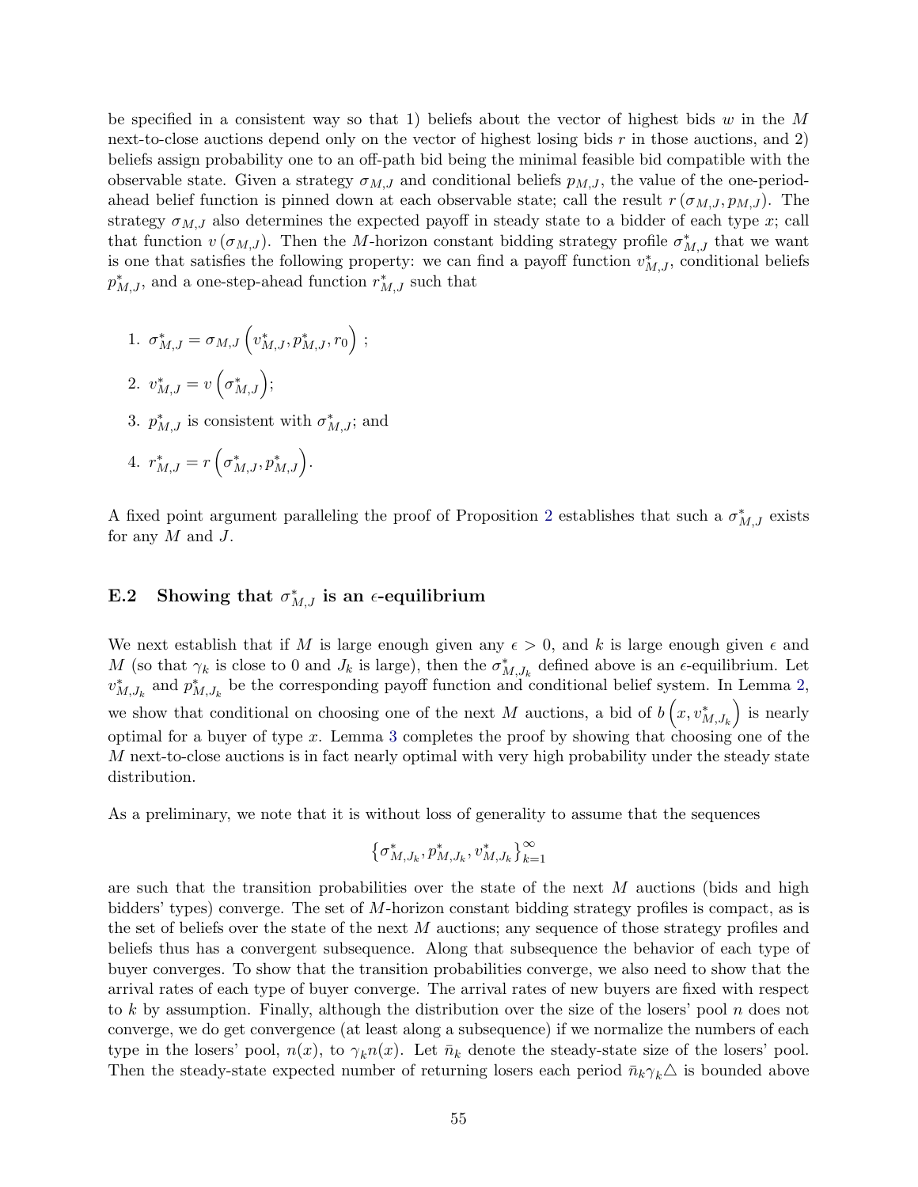be specified in a consistent way so that 1) beliefs about the vector of highest bids $w$ in the $M$ next-to-close auctions depend only on the vector of highest losing bids $r$ in those auctions, and 2) beliefs assign probability one to an off-path bid being the minimal feasible bid compatible with the observable state. Given a strategy $\sigma_{M,J}$ and conditional beliefs $p_{M,J}$, the value of the one-period-ahead belief function is pinned down at each observable state; call the result $r(\sigma_{M,J}, p_{M,J})$. The strategy $\sigma_{M,J}$ also determines the expected payoff in steady state to a bidder of each type $x$; call that function $v(\sigma_{M,J})$. Then the $M$-horizon constant bidding strategy profile $\sigma^*_{M,J}$ that we want is one that satisfies the following property: we can find a payoff function $v^*_{M,J}$, conditional beliefs $p^*_{M,J}$, and a one-step-ahead function $r^*_{M,J}$ such that

1. $\sigma^*_{M,J} = \sigma_{M,J}\left(v^*_{M,J}, p^*_{M,J}, r_0\right)$ ;
2. $v^*_{M,J} = v\left(\sigma^*_{M,J}\right)$;
3. $p^*_{M,J}$ is consistent with $\sigma^*_{M,J}$; and
4. $r^*_{M,J} = r\left(\sigma^*_{M,J}, p^*_{M,J}\right)$.

A fixed point argument paralleling the proof of Proposition 2 establishes that such a $\sigma^*_{M,J}$ exists for any $M$ and $J$.

## E.2 Showing that $\sigma^*_{M,J}$ is an $\epsilon$-equilibrium

We next establish that if $M$ is large enough given any $\epsilon > 0$, and $k$ is large enough given $\epsilon$ and $M$ (so that $\gamma_k$ is close to 0 and $J_k$ is large), then the $\sigma^*_{M,J_k}$ defined above is an $\epsilon$-equilibrium. Let $v^*_{M,J_k}$ and $p^*_{M,J_k}$ be the corresponding payoff function and conditional belief system. In Lemma 2, we show that conditional on choosing one of the next $M$ auctions, a bid of $b\left(x, v^*_{M,J_k}\right)$ is nearly optimal for a buyer of type $x$. Lemma 3 completes the proof by showing that choosing one of the $M$ next-to-close auctions is in fact nearly optimal with very high probability under the steady state distribution.

As a preliminary, we note that it is without loss of generality to assume that the sequences

$$\left\{\sigma^*_{M,J_k}, p^*_{M,J_k}, v^*_{M,J_k}\right\}_{k=1}^{\infty}$$

are such that the transition probabilities over the state of the next $M$ auctions (bids and high bidders' types) converge. The set of $M$-horizon constant bidding strategy profiles is compact, as is the set of beliefs over the state of the next $M$ auctions; any sequence of those strategy profiles and beliefs thus has a convergent subsequence. Along that subsequence the behavior of each type of buyer converges. To show that the transition probabilities converge, we also need to show that the arrival rates of each type of buyer converge. The arrival rates of new buyers are fixed with respect to $k$ by assumption. Finally, although the distribution over the size of the losers' pool $n$ does not converge, we do get convergence (at least along a subsequence) if we normalize the numbers of each type in the losers' pool, $n(x)$, to $\gamma_k n(x)$. Let $\bar{n}_k$ denote the steady-state size of the losers' pool. Then the steady-state expected number of returning losers each period $\bar{n}_k \gamma_k \triangle$ is bounded above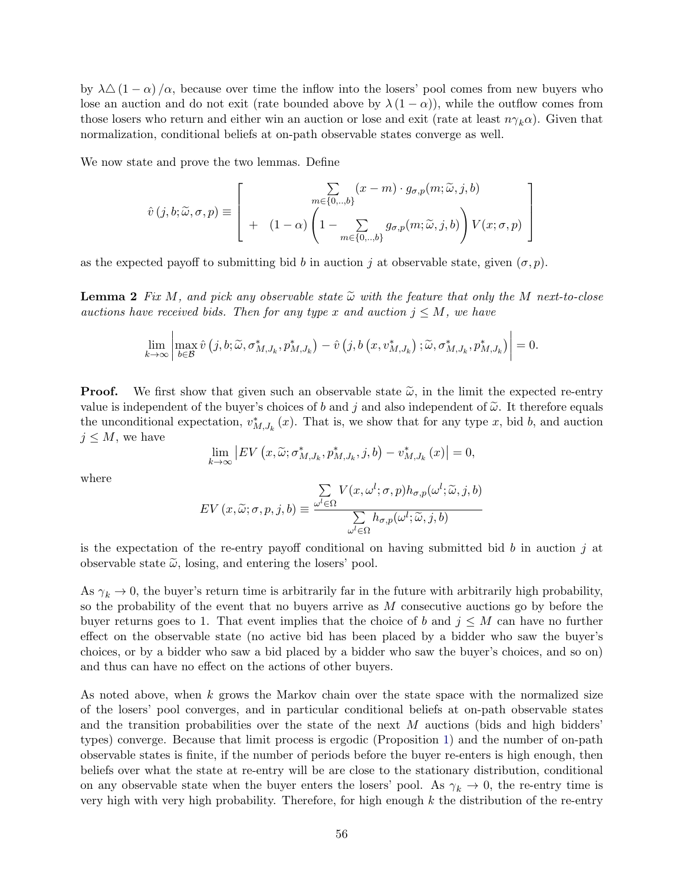by $\lambda\triangle(1-\alpha)/\alpha$, because over time the inflow into the losers' pool comes from new buyers who lose an auction and do not exit (rate bounded above by $\lambda(1-\alpha)$), while the outflow comes from those losers who return and either win an auction or lose and exit (rate at least $n\gamma_k\alpha$). Given that normalization, conditional beliefs at on-path observable states converge as well.

We now state and prove the two lemmas. Define

$$
\hat{v}\left(j,b;\widetilde{\omega},\sigma,p\right) \equiv \left[ \begin{array}{c} \sum\limits_{m\in\{0,..,b\}} (x-m)\cdot g_{\sigma,p}(m;\widetilde{\omega},j,b) \\ + \quad (1-\alpha)\left(1-\sum\limits_{m\in\{0,..,b\}} g_{\sigma,p}(m;\widetilde{\omega},j,b)\right) V(x;\sigma,p) \end{array} \right]
$$

as the expected payoff to submitting bid $b$ in auction $j$ at observable state, given $(\sigma,p)$.

**Lemma 2** *Fix $M$, and pick any observable state $\widetilde{\omega}$ with the feature that only the $M$ next-to-close auctions have received bids. Then for any type $x$ and auction $j\leq M$, we have*

$$
\lim_{k\to\infty}\left|\max_{b\in\mathcal{B}}\hat{v}\left(j,b;\widetilde{\omega},\sigma^*_{M,J_k},p^*_{M,J_k}\right)-\hat{v}\left(j,b\left(x,v^*_{M,J_k}\right);\widetilde{\omega},\sigma^*_{M,J_k},p^*_{M,J_k}\right)\right|=0.
$$

**Proof.** We first show that given such an observable state $\widetilde{\omega}$, in the limit the expected re-entry value is independent of the buyer's choices of $b$ and $j$ and also independent of $\widetilde{\omega}$. It therefore equals the unconditional expectation, $v^*_{M,J_k}(x)$. That is, we show that for any type $x$, bid $b$, and auction $j\leq M$, we have

$$
\lim_{k\to\infty}\left|EV\left(x,\widetilde{\omega};\sigma^*_{M,J_k},p^*_{M,J_k},j,b\right)-v^*_{M,J_k}(x)\right|=0,
$$

where

$$
EV\left(x,\widetilde{\omega};\sigma,p,j,b\right)\equiv\frac{\sum\limits_{\omega^l\in\Omega}V(x,\omega^l;\sigma,p)h_{\sigma,p}(\omega^l;\widetilde{\omega},j,b)}{\sum\limits_{\omega^l\in\Omega}h_{\sigma,p}(\omega^l;\widetilde{\omega},j,b)}
$$

is the expectation of the re-entry payoff conditional on having submitted bid $b$ in auction $j$ at observable state $\widetilde{\omega}$, losing, and entering the losers' pool.

As $\gamma_k\to 0$, the buyer's return time is arbitrarily far in the future with arbitrarily high probability, so the probability of the event that no buyers arrive as $M$ consecutive auctions go by before the buyer returns goes to 1. That event implies that the choice of $b$ and $j\leq M$ can have no further effect on the observable state (no active bid has been placed by a bidder who saw the buyer's choices, or by a bidder who saw a bid placed by a bidder who saw the buyer's choices, and so on) and thus can have no effect on the actions of other buyers.

As noted above, when $k$ grows the Markov chain over the state space with the normalized size of the losers' pool converges, and in particular conditional beliefs at on-path observable states and the transition probabilities over the state of the next $M$ auctions (bids and high bidders' types) converge. Because that limit process is ergodic (Proposition 1) and the number of on-path observable states is finite, if the number of periods before the buyer re-enters is high enough, then beliefs over what the state at re-entry will be are close to the stationary distribution, conditional on any observable state when the buyer enters the losers' pool. As $\gamma_k\to 0$, the re-entry time is very high with very high probability. Therefore, for high enough $k$ the distribution of the re-entry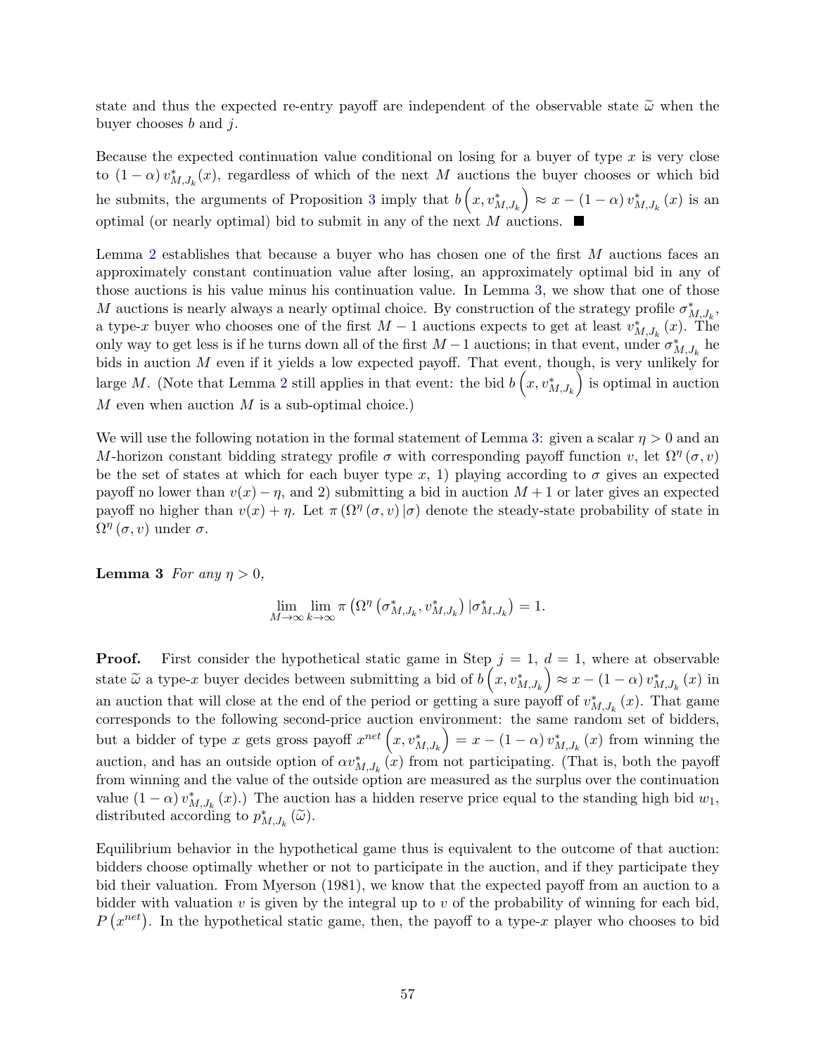state and thus the expected re-entry payoff are independent of the observable state $\widetilde{\omega}$ when the buyer chooses $b$ and $j$.

Because the expected continuation value conditional on losing for a buyer of type $x$ is very close to $(1-\alpha)\, v^*_{M,J_k}(x)$, regardless of which of the next $M$ auctions the buyer chooses or which bid he submits, the arguments of Proposition 3 imply that $b\left(x, v^*_{M,J_k}\right) \approx x - (1-\alpha)\, v^*_{M,J_k}(x)$ is an optimal (or nearly optimal) bid to submit in any of the next $M$ auctions. ■

Lemma 2 establishes that because a buyer who has chosen one of the first $M$ auctions faces an approximately constant continuation value after losing, an approximately optimal bid in any of those auctions is his value minus his continuation value. In Lemma 3, we show that one of those $M$ auctions is nearly always a nearly optimal choice. By construction of the strategy profile $\sigma^*_{M,J_k}$, a type-$x$ buyer who chooses one of the first $M-1$ auctions expects to get at least $v^*_{M,J_k}(x)$. The only way to get less is if he turns down all of the first $M-1$ auctions; in that event, under $\sigma^*_{M,J_k}$ he bids in auction $M$ even if it yields a low expected payoff. That event, though, is very unlikely for large $M$. (Note that Lemma 2 still applies in that event: the bid $b\left(x, v^*_{M,J_k}\right)$ is optimal in auction $M$ even when auction $M$ is a sub-optimal choice.)

We will use the following notation in the formal statement of Lemma 3: given a scalar $\eta > 0$ and an $M$-horizon constant bidding strategy profile $\sigma$ with corresponding payoff function $v$, let $\Omega^\eta(\sigma, v)$ be the set of states at which for each buyer type $x$, 1) playing according to $\sigma$ gives an expected payoff no lower than $v(x) - \eta$, and 2) submitting a bid in auction $M+1$ or later gives an expected payoff no higher than $v(x) + \eta$. Let $\pi\left(\Omega^\eta(\sigma, v)\,|\sigma\right)$ denote the steady-state probability of state in $\Omega^\eta(\sigma, v)$ under $\sigma$.

**Lemma 3** *For any $\eta > 0$,*

$$\lim_{M\to\infty} \lim_{k\to\infty} \pi\left(\Omega^\eta\left(\sigma^*_{M,J_k}, v^*_{M,J_k}\right) |\sigma^*_{M,J_k}\right) = 1.$$

**Proof.** First consider the hypothetical static game in Step $j = 1$, $d = 1$, where at observable state $\widetilde{\omega}$ a type-$x$ buyer decides between submitting a bid of $b\left(x, v^*_{M,J_k}\right) \approx x - (1-\alpha)\, v^*_{M,J_k}(x)$ in an auction that will close at the end of the period or getting a sure payoff of $v^*_{M,J_k}(x)$. That game corresponds to the following second-price auction environment: the same random set of bidders, but a bidder of type $x$ gets gross payoff $x^{net}\left(x, v^*_{M,J_k}\right) = x - (1-\alpha)\, v^*_{M,J_k}(x)$ from winning the auction, and has an outside option of $\alpha v^*_{M,J_k}(x)$ from not participating. (That is, both the payoff from winning and the value of the outside option are measured as the surplus over the continuation value $(1-\alpha)\, v^*_{M,J_k}(x)$.) The auction has a hidden reserve price equal to the standing high bid $w_1$, distributed according to $p^*_{M,J_k}(\widetilde{\omega})$.

Equilibrium behavior in the hypothetical game thus is equivalent to the outcome of that auction: bidders choose optimally whether or not to participate in the auction, and if they participate they bid their valuation. From Myerson (1981), we know that the expected payoff from an auction to a bidder with valuation $v$ is given by the integral up to $v$ of the probability of winning for each bid, $P\left(x^{net}\right)$. In the hypothetical static game, then, the payoff to a type-$x$ player who chooses to bid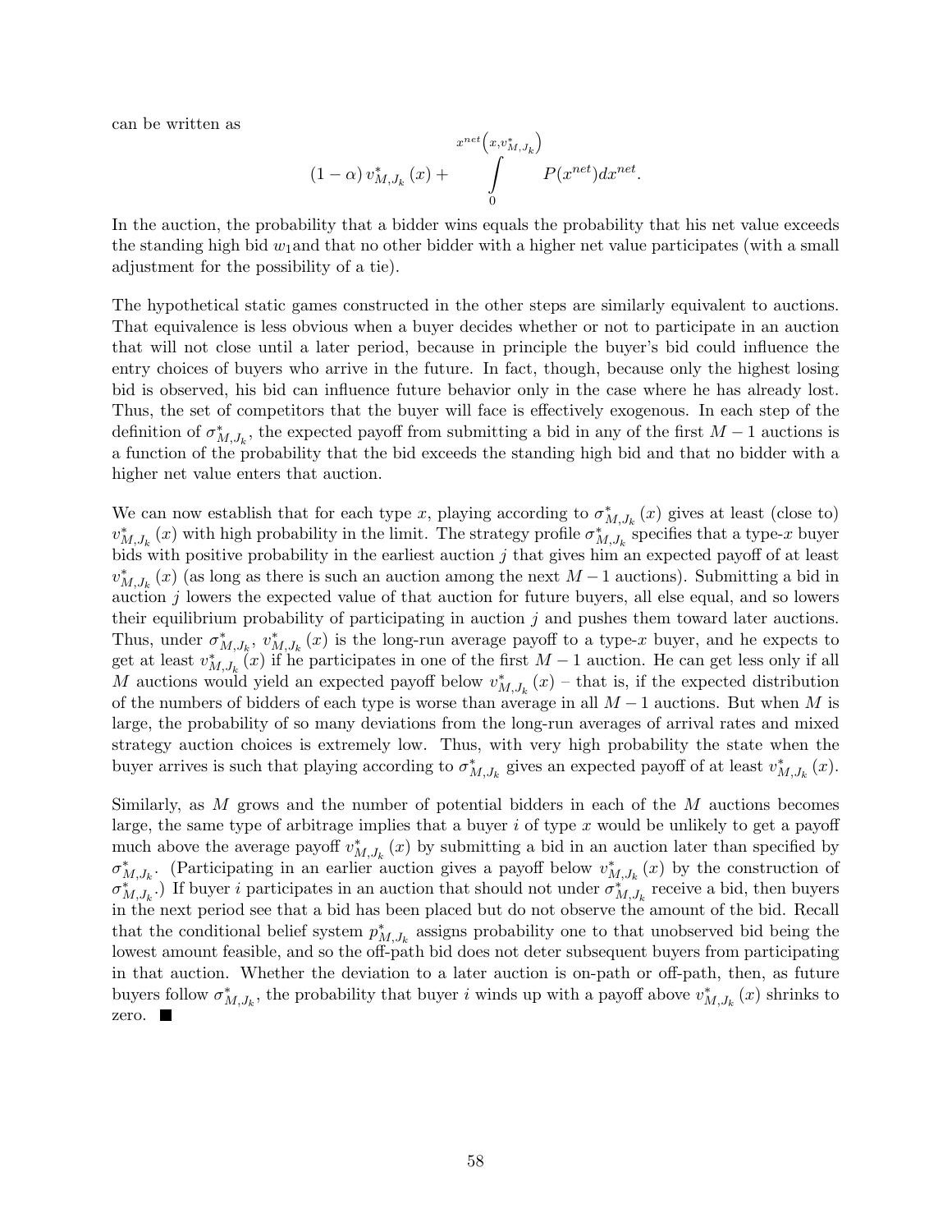can be written as

$$(1-\alpha)\, v^*_{M,J_k}(x) + \int_0^{x^{net}\left(x, v^*_{M,J_k}\right)} P(x^{net}) dx^{net}.$$

In the auction, the probability that a bidder wins equals the probability that his net value exceeds the standing high bid $w_1$and that no other bidder with a higher net value participates (with a small adjustment for the possibility of a tie).

The hypothetical static games constructed in the other steps are similarly equivalent to auctions. That equivalence is less obvious when a buyer decides whether or not to participate in an auction that will not close until a later period, because in principle the buyer's bid could influence the entry choices of buyers who arrive in the future. In fact, though, because only the highest losing bid is observed, his bid can influence future behavior only in the case where he has already lost. Thus, the set of competitors that the buyer will face is effectively exogenous. In each step of the definition of $\sigma^*_{M,J_k}$, the expected payoff from submitting a bid in any of the first $M-1$ auctions is a function of the probability that the bid exceeds the standing high bid and that no bidder with a higher net value enters that auction.

We can now establish that for each type $x$, playing according to $\sigma^*_{M,J_k}(x)$ gives at least (close to) $v^*_{M,J_k}(x)$ with high probability in the limit. The strategy profile $\sigma^*_{M,J_k}$ specifies that a type-$x$ buyer bids with positive probability in the earliest auction $j$ that gives him an expected payoff of at least $v^*_{M,J_k}(x)$ (as long as there is such an auction among the next $M-1$ auctions). Submitting a bid in auction $j$ lowers the expected value of that auction for future buyers, all else equal, and so lowers their equilibrium probability of participating in auction $j$ and pushes them toward later auctions. Thus, under $\sigma^*_{M,J_k}$, $v^*_{M,J_k}(x)$ is the long-run average payoff to a type-$x$ buyer, and he expects to get at least $v^*_{M,J_k}(x)$ if he participates in one of the first $M-1$ auction. He can get less only if all $M$ auctions would yield an expected payoff below $v^*_{M,J_k}(x)$ – that is, if the expected distribution of the numbers of bidders of each type is worse than average in all $M-1$ auctions. But when $M$ is large, the probability of so many deviations from the long-run averages of arrival rates and mixed strategy auction choices is extremely low. Thus, with very high probability the state when the buyer arrives is such that playing according to $\sigma^*_{M,J_k}$ gives an expected payoff of at least $v^*_{M,J_k}(x)$.

Similarly, as $M$ grows and the number of potential bidders in each of the $M$ auctions becomes large, the same type of arbitrage implies that a buyer $i$ of type $x$ would be unlikely to get a payoff much above the average payoff $v^*_{M,J_k}(x)$ by submitting a bid in an auction later than specified by $\sigma^*_{M,J_k}$. (Participating in an earlier auction gives a payoff below $v^*_{M,J_k}(x)$ by the construction of $\sigma^*_{M,J_k}$.) If buyer $i$ participates in an auction that should not under $\sigma^*_{M,J_k}$ receive a bid, then buyers in the next period see that a bid has been placed but do not observe the amount of the bid. Recall that the conditional belief system $p^*_{M,J_k}$ assigns probability one to that unobserved bid being the lowest amount feasible, and so the off-path bid does not deter subsequent buyers from participating in that auction. Whether the deviation to a later auction is on-path or off-path, then, as future buyers follow $\sigma^*_{M,J_k}$, the probability that buyer $i$ winds up with a payoff above $v^*_{M,J_k}(x)$ shrinks to zero. ■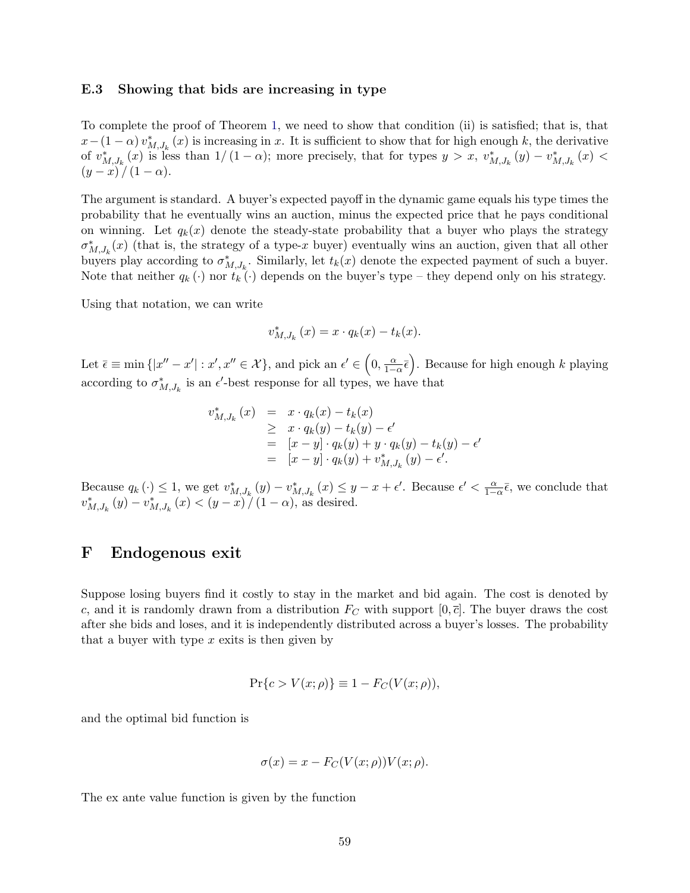### E.3 Showing that bids are increasing in type

To complete the proof of Theorem 1, we need to show that condition (ii) is satisfied; that is, that $x-(1-\alpha)\,v^*_{M,J_k}(x)$ is increasing in $x$. It is sufficient to show that for high enough $k$, the derivative of $v^*_{M,J_k}(x)$ is less than $1/(1-\alpha)$; more precisely, that for types $y>x$, $v^*_{M,J_k}(y)-v^*_{M,J_k}(x)<(y-x)/(1-\alpha)$.

The argument is standard. A buyer's expected payoff in the dynamic game equals his type times the probability that he eventually wins an auction, minus the expected price that he pays conditional on winning. Let $q_k(x)$ denote the steady-state probability that a buyer who plays the strategy $\sigma^*_{M,J_k}(x)$ (that is, the strategy of a type-$x$ buyer) eventually wins an auction, given that all other buyers play according to $\sigma^*_{M,J_k}$. Similarly, let $t_k(x)$ denote the expected payment of such a buyer. Note that neither $q_k(\cdot)$ nor $t_k(\cdot)$ depends on the buyer's type – they depend only on his strategy.

Using that notation, we can write

$$v^*_{M,J_k}(x) = x\cdot q_k(x) - t_k(x).$$

Let $\bar{\epsilon}\equiv\min\{|x''-x'|: x',x''\in\mathcal{X}\}$, and pick an $\epsilon'\in\left(0,\frac{\alpha}{1-\alpha}\bar{\epsilon}\right)$. Because for high enough $k$ playing according to $\sigma^*_{M,J_k}$ is an $\epsilon'$-best response for all types, we have that

$$\begin{aligned}
v^*_{M,J_k}(x) &= x\cdot q_k(x) - t_k(x)\\
&\geq x\cdot q_k(y) - t_k(y) - \epsilon'\\
&= [x-y]\cdot q_k(y) + y\cdot q_k(y) - t_k(y) - \epsilon'\\
&= [x-y]\cdot q_k(y) + v^*_{M,J_k}(y) - \epsilon'.
\end{aligned}$$

Because $q_k(\cdot)\leq 1$, we get $v^*_{M,J_k}(y)-v^*_{M,J_k}(x)\leq y-x+\epsilon'$. Because $\epsilon'<\frac{\alpha}{1-\alpha}\bar{\epsilon}$, we conclude that $v^*_{M,J_k}(y)-v^*_{M,J_k}(x)<(y-x)/(1-\alpha)$, as desired.

# F Endogenous exit

Suppose losing buyers find it costly to stay in the market and bid again. The cost is denoted by $c$, and it is randomly drawn from a distribution $F_C$ with support $[0,\bar{c}]$. The buyer draws the cost after she bids and loses, and it is independently distributed across a buyer's losses. The probability that a buyer with type $x$ exits is then given by

$$\Pr\{c>V(x;\rho)\}\equiv 1-F_C(V(x;\rho)),$$

and the optimal bid function is

$$\sigma(x)=x-F_C(V(x;\rho))V(x;\rho).$$

The ex ante value function is given by the function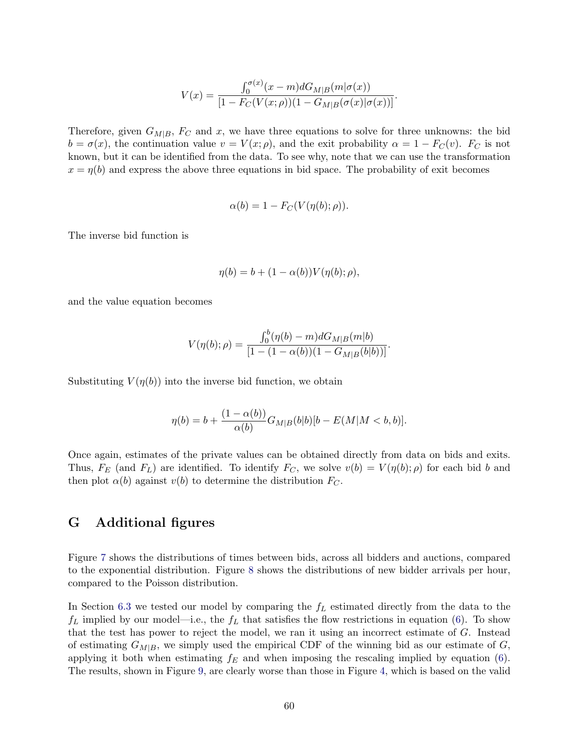$$V(x) = \frac{\int_0^{\sigma(x)} (x - m) dG_{M|B}(m|\sigma(x))}{[1 - F_C(V(x;\rho))(1 - G_{M|B}(\sigma(x)|\sigma(x))]}.$$

Therefore, given $G_{M|B}$, $F_C$ and $x$, we have three equations to solve for three unknowns: the bid $b = \sigma(x)$, the continuation value $v = V(x;\rho)$, and the exit probability $\alpha = 1 - F_C(v)$. $F_C$ is not known, but it can be identified from the data. To see why, note that we can use the transformation $x = \eta(b)$ and express the above three equations in bid space. The probability of exit becomes

$$\alpha(b) = 1 - F_C(V(\eta(b);\rho)).$$

The inverse bid function is

$$\eta(b) = b + (1 - \alpha(b))V(\eta(b);\rho),$$

and the value equation becomes

$$V(\eta(b);\rho) = \frac{\int_0^{b} (\eta(b) - m) dG_{M|B}(m|b)}{[1 - (1 - \alpha(b))(1 - G_{M|B}(b|b))]}.$$

Substituting $V(\eta(b))$ into the inverse bid function, we obtain

$$\eta(b) = b + \frac{(1 - \alpha(b))}{\alpha(b)} G_{M|B}(b|b)[b - E(M|M < b, b)].$$

Once again, estimates of the private values can be obtained directly from data on bids and exits. Thus, $F_E$ (and $F_L$) are identified. To identify $F_C$, we solve $v(b) = V(\eta(b);\rho)$ for each bid $b$ and then plot $\alpha(b)$ against $v(b)$ to determine the distribution $F_C$.

## G Additional figures

Figure 7 shows the distributions of times between bids, across all bidders and auctions, compared to the exponential distribution. Figure 8 shows the distributions of new bidder arrivals per hour, compared to the Poisson distribution.

In Section 6.3 we tested our model by comparing the $f_L$ estimated directly from the data to the $f_L$ implied by our model—i.e., the $f_L$ that satisfies the flow restrictions in equation (6). To show that the test has power to reject the model, we ran it using an incorrect estimate of $G$. Instead of estimating $G_{M|B}$, we simply used the empirical CDF of the winning bid as our estimate of $G$, applying it both when estimating $f_E$ and when imposing the rescaling implied by equation (6). The results, shown in Figure 9, are clearly worse than those in Figure 4, which is based on the valid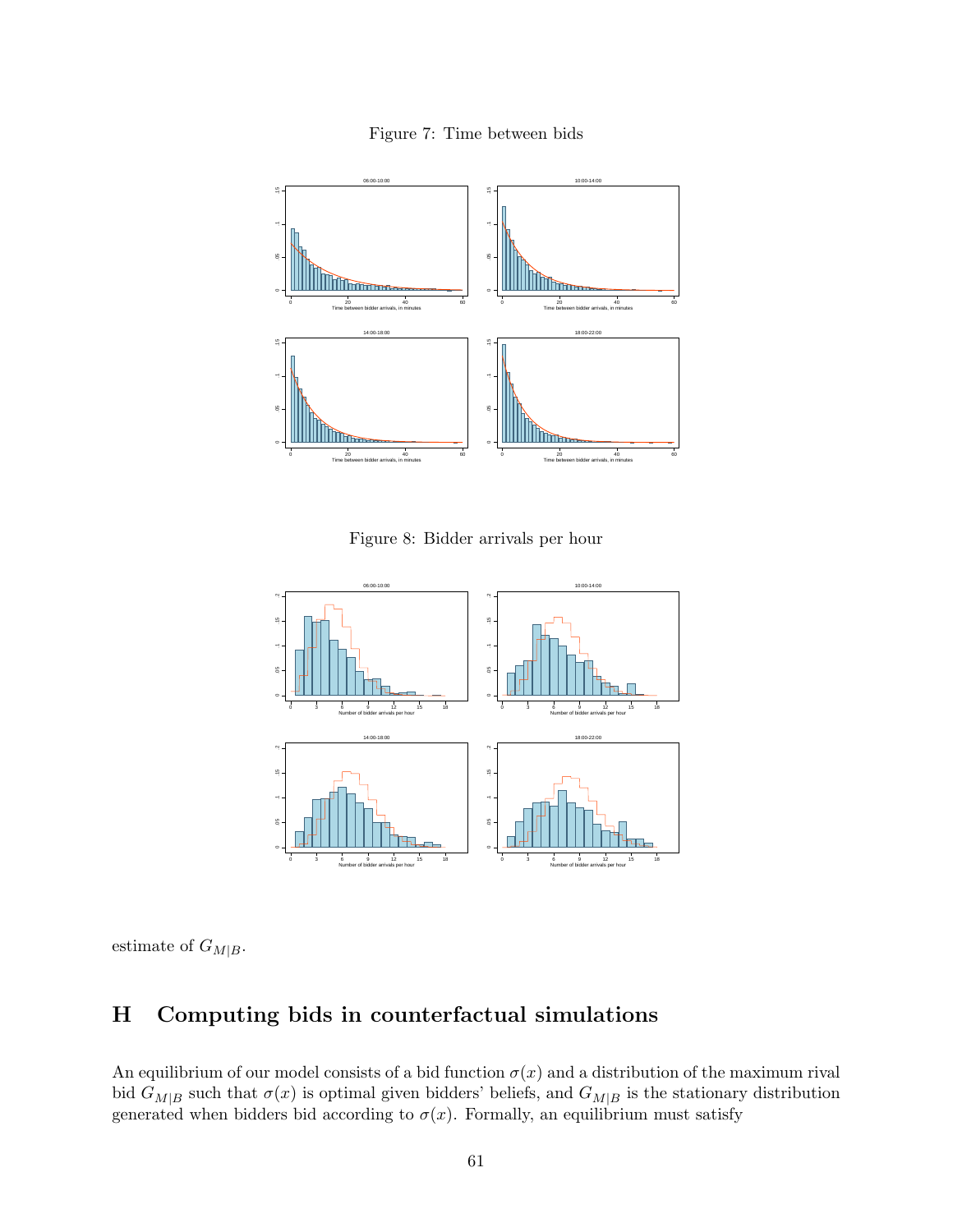Figure 7: Time between bids

Figure 8: Bidder arrivals per hour

estimate of $G_{M|B}$.

# H Computing bids in counterfactual simulations

An equilibrium of our model consists of a bid function $\sigma(x)$ and a distribution of the maximum rival bid $G_{M|B}$ such that $\sigma(x)$ is optimal given bidders' beliefs, and $G_{M|B}$ is the stationary distribution generated when bidders bid according to $\sigma(x)$. Formally, an equilibrium must satisfy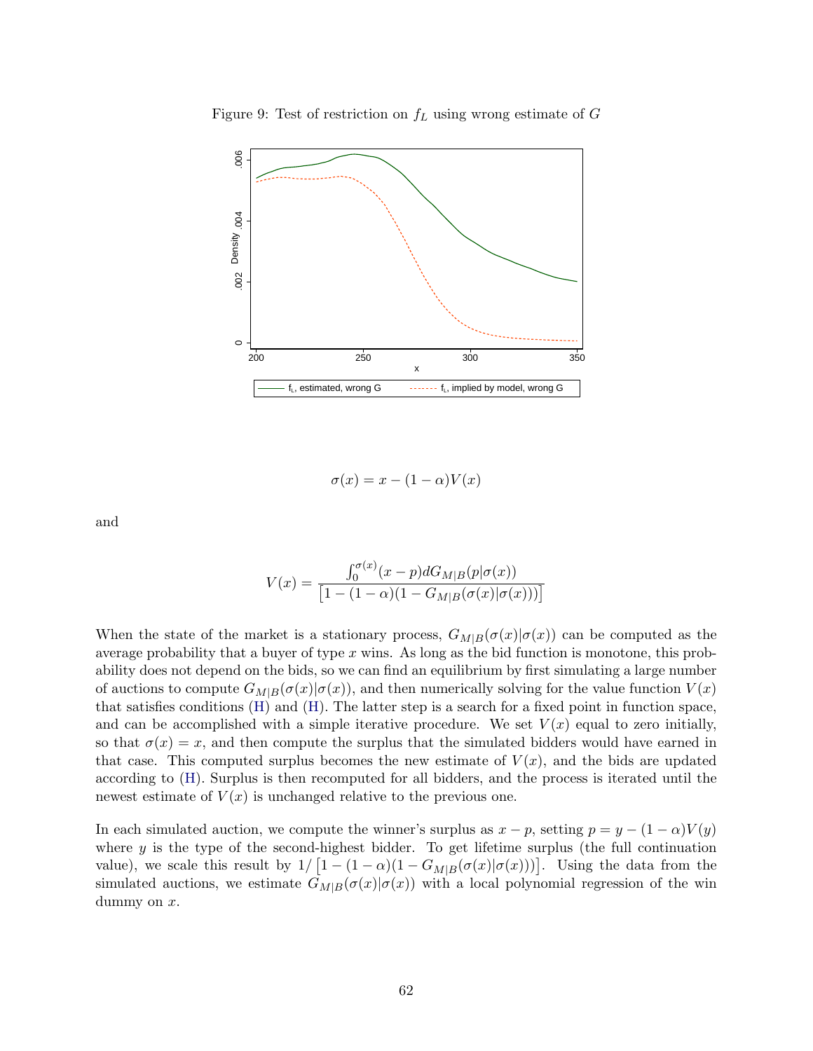Figure 9: Test of restriction on $f_L$ using wrong estimate of $G$

Density

.006

.004

.002

0

200

250

300

350

x

$f_L$, estimated, wrong G

$f_L$, implied by model, wrong G

$$\sigma(x) = x - (1-\alpha)V(x)$$

and

$$V(x) = \frac{\int_0^{\sigma(x)} (x-p) dG_{M|B}(p|\sigma(x))}{\left[1-(1-\alpha)(1-G_{M|B}(\sigma(x)|\sigma(x)))\right]}$$

When the state of the market is a stationary process, $G_{M|B}(\sigma(x)|\sigma(x))$ can be computed as the average probability that a buyer of type $x$ wins. As long as the bid function is monotone, this probability does not depend on the bids, so we can find an equilibrium by first simulating a large number of auctions to compute $G_{M|B}(\sigma(x)|\sigma(x))$, and then numerically solving for the value function $V(x)$ that satisfies conditions (H) and (H). The latter step is a search for a fixed point in function space, and can be accomplished with a simple iterative procedure. We set $V(x)$ equal to zero initially, so that $\sigma(x) = x$, and then compute the surplus that the simulated bidders would have earned in that case. This computed surplus becomes the new estimate of $V(x)$, and the bids are updated according to (H). Surplus is then recomputed for all bidders, and the process is iterated until the newest estimate of $V(x)$ is unchanged relative to the previous one.

In each simulated auction, we compute the winner's surplus as $x - p$, setting $p = y - (1-\alpha)V(y)$ where $y$ is the type of the second-highest bidder. To get lifetime surplus (the full continuation value), we scale this result by $1/\left[1-(1-\alpha)(1-G_{M|B}(\sigma(x)|\sigma(x)))\right]$. Using the data from the simulated auctions, we estimate $G_{M|B}(\sigma(x)|\sigma(x))$ with a local polynomial regression of the win dummy on $x$.